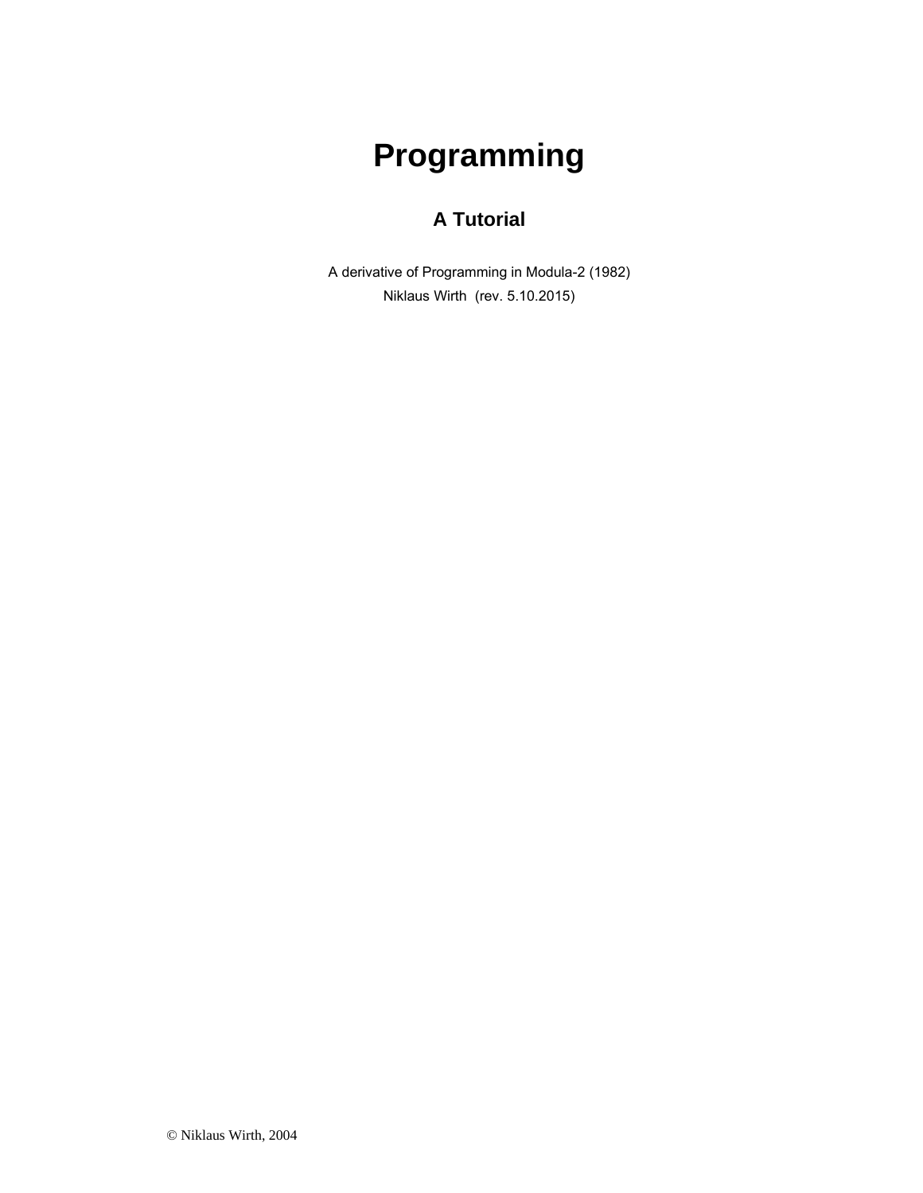# Programming

## A Tutorial

A derivative of Programming in Modula-2 (1982)

Niklaus Wirth (rev. 5.10.2015)

© Niklaus Wirth, 2004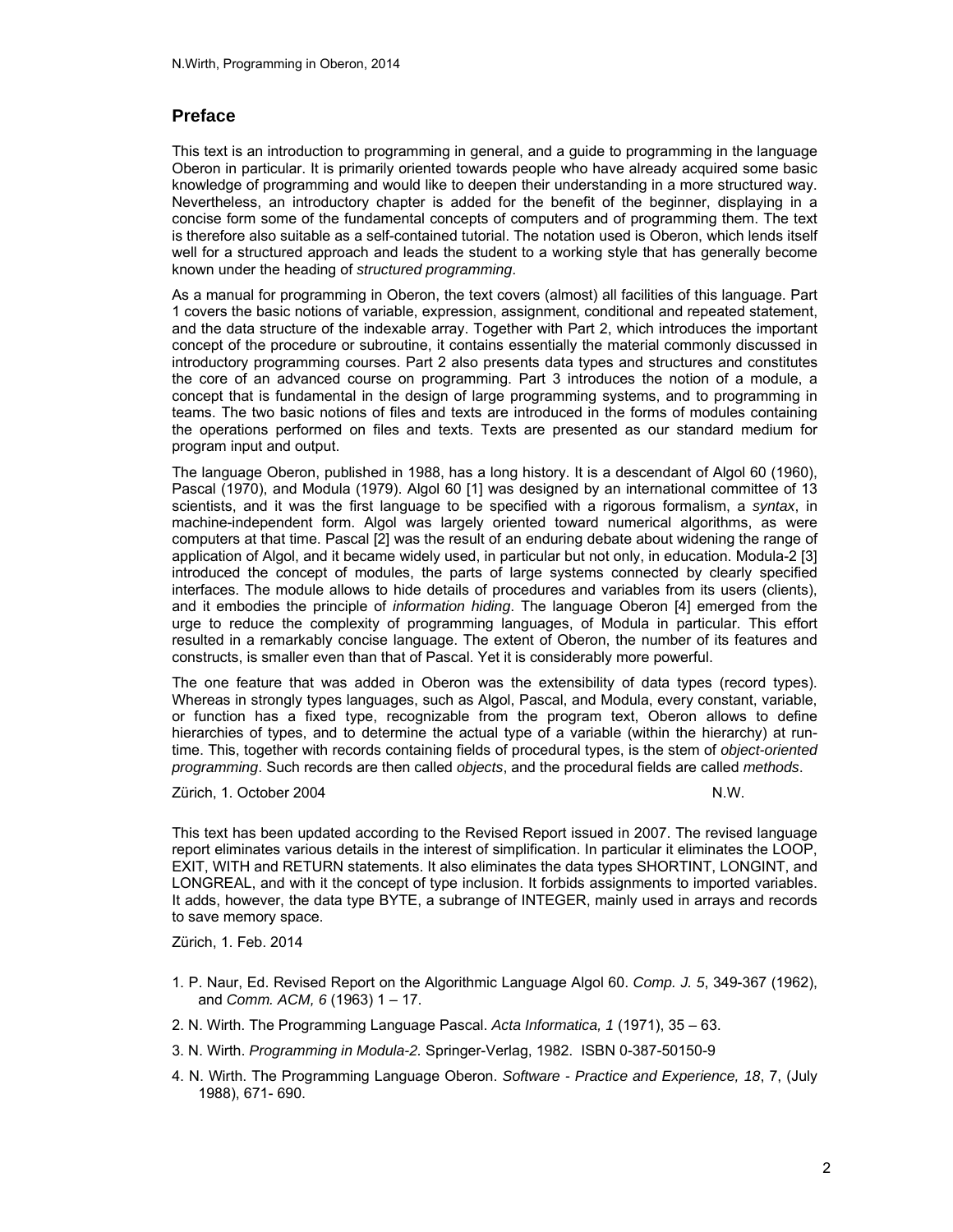## Preface

This text is an introduction to programming in general, and a guide to programming in the language Oberon in particular. It is primarily oriented towards people who have already acquired some basic knowledge of programming and would like to deepen their understanding in a more structured way. Nevertheless, an introductory chapter is added for the benefit of the beginner, displaying in a concise form some of the fundamental concepts of computers and of programming them. The text is therefore also suitable as a self-contained tutorial. The notation used is Oberon, which lends itself well for a structured approach and leads the student to a working style that has generally become known under the heading of *structured programming*.

As a manual for programming in Oberon, the text covers (almost) all facilities of this language. Part 1 covers the basic notions of variable, expression, assignment, conditional and repeated statement, and the data structure of the indexable array. Together with Part 2, which introduces the important concept of the procedure or subroutine, it contains essentially the material commonly discussed in introductory programming courses. Part 2 also presents data types and structures and constitutes the core of an advanced course on programming. Part 3 introduces the notion of a module, a concept that is fundamental in the design of large programming systems, and to programming in teams. The two basic notions of files and texts are introduced in the forms of modules containing the operations performed on files and texts. Texts are presented as our standard medium for program input and output.

The language Oberon, published in 1988, has a long history. It is a descendant of Algol 60 (1960), Pascal (1970), and Modula (1979). Algol 60 [1] was designed by an international committee of 13 scientists, and it was the first language to be specified with a rigorous formalism, a *syntax*, in machine-independent form. Algol was largely oriented toward numerical algorithms, as were computers at that time. Pascal [2] was the result of an enduring debate about widening the range of application of Algol, and it became widely used, in particular but not only, in education. Modula-2 [3] introduced the concept of modules, the parts of large systems connected by clearly specified interfaces. The module allows to hide details of procedures and variables from its users (clients), and it embodies the principle of *information hiding*. The language Oberon [4] emerged from the urge to reduce the complexity of programming languages, of Modula in particular. This effort resulted in a remarkably concise language. The extent of Oberon, the number of its features and constructs, is smaller even than that of Pascal. Yet it is considerably more powerful.

The one feature that was added in Oberon was the extensibility of data types (record types). Whereas in strongly types languages, such as Algol, Pascal, and Modula, every constant, variable, or function has a fixed type, recognizable from the program text, Oberon allows to define hierarchies of types, and to determine the actual type of a variable (within the hierarchy) at run-time. This, together with records containing fields of procedural types, is the stem of *object-oriented programming*. Such records are then called *objects*, and the procedural fields are called *methods*.

Zürich, 1. October 2004 N.W.

This text has been updated according to the Revised Report issued in 2007. The revised language report eliminates various details in the interest of simplification. In particular it eliminates the LOOP, EXIT, WITH and RETURN statements. It also eliminates the data types SHORTINT, LONGINT, and LONGREAL, and with it the concept of type inclusion. It forbids assignments to imported variables. It adds, however, the data type BYTE, a subrange of INTEGER, mainly used in arrays and records to save memory space.

Zürich, 1. Feb. 2014

1. P. Naur, Ed. Revised Report on the Algorithmic Language Algol 60. *Comp. J. 5*, 349-367 (1962), and *Comm. ACM, 6* (1963) 1 – 17.
2. N. Wirth. The Programming Language Pascal. *Acta Informatica, 1* (1971), 35 – 63.
3. N. Wirth. *Programming in Modula-2.* Springer-Verlag, 1982. ISBN 0-387-50150-9
4. N. Wirth. The Programming Language Oberon. *Software - Practice and Experience, 18*, 7, (July 1988), 671- 690.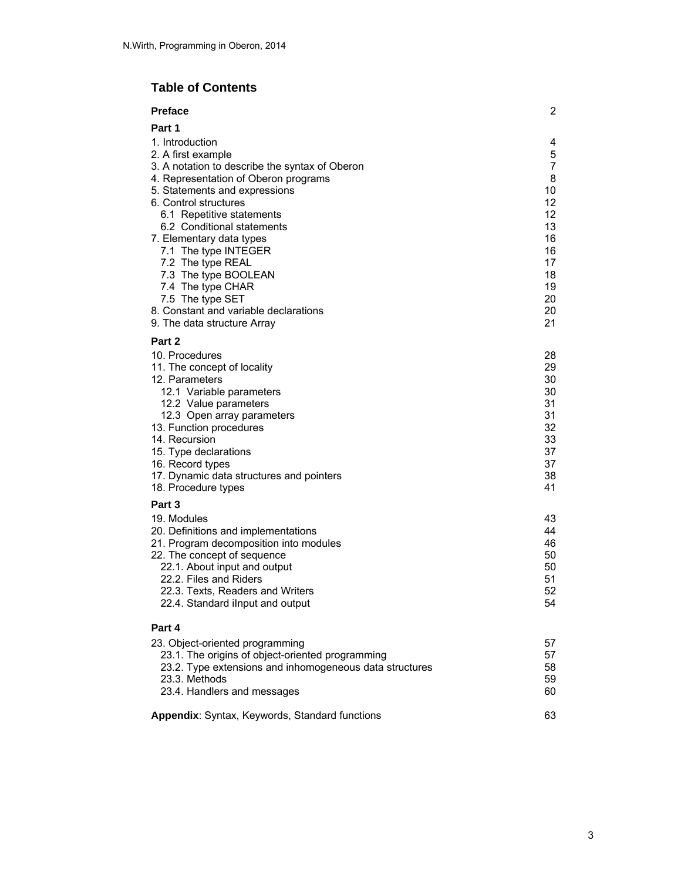# Table of Contents

| | |
|---|---|
| **Preface** | 2 |
| **Part 1** | |
| 1. Introduction | 4 |
| 2. A first example | 5 |
| 3. A notation to describe the syntax of Oberon | 7 |
| 4. Representation of Oberon programs | 8 |
| 5. Statements and expressions | 10 |
| 6. Control structures | 12 |
| 6.1 Repetitive statements | 12 |
| 6.2 Conditional statements | 13 |
| 7. Elementary data types | 16 |
| 7.1 The type INTEGER | 16 |
| 7.2 The type REAL | 17 |
| 7.3 The type BOOLEAN | 18 |
| 7.4 The type CHAR | 19 |
| 7.5 The type SET | 20 |
| 8. Constant and variable declarations | 20 |
| 9. The data structure Array | 21 |
| **Part 2** | |
| 10. Procedures | 28 |
| 11. The concept of locality | 29 |
| 12. Parameters | 30 |
| 12.1 Variable parameters | 30 |
| 12.2 Value parameters | 31 |
| 12.3 Open array parameters | 31 |
| 13. Function procedures | 32 |
| 14. Recursion | 33 |
| 15. Type declarations | 37 |
| 16. Record types | 37 |
| 17. Dynamic data structures and pointers | 38 |
| 18. Procedure types | 41 |
| **Part 3** | |
| 19. Modules | 43 |
| 20. Definitions and implementations | 44 |
| 21. Program decomposition into modules | 46 |
| 22. The concept of sequence | 50 |
| 22.1. About input and output | 50 |
| 22.2. Files and Riders | 51 |
| 22.3. Texts, Readers and Writers | 52 |
| 22.4. Standard iInput and output | 54 |
| **Part 4** | |
| 23. Object-oriented programming | 57 |
| 23.1. The origins of object-oriented programming | 57 |
| 23.2. Type extensions and inhomogeneous data structures | 58 |
| 23.3. Methods | 59 |
| 23.4. Handlers and messages | 60 |
| **Appendix**: Syntax, Keywords, Standard functions | 63 |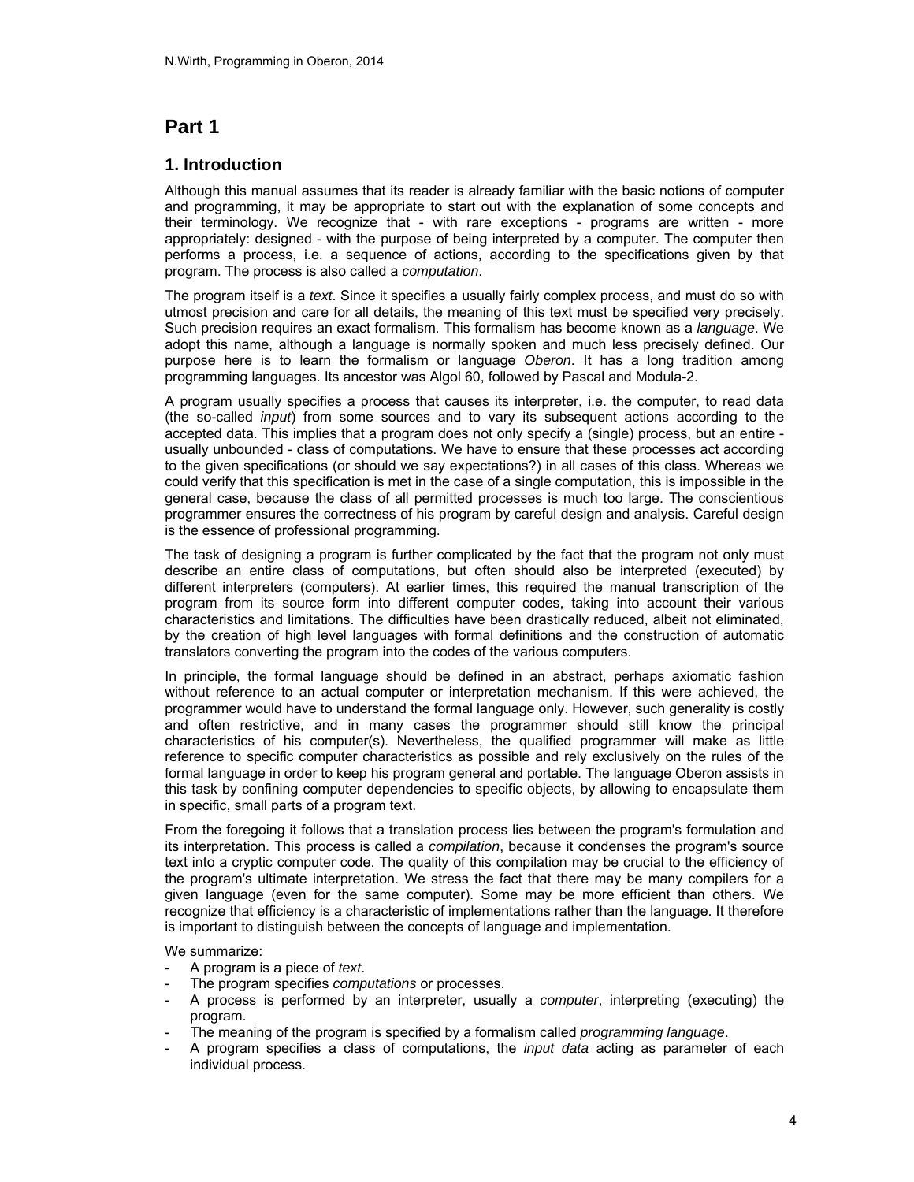# Part 1

## 1. Introduction

Although this manual assumes that its reader is already familiar with the basic notions of computer and programming, it may be appropriate to start out with the explanation of some concepts and their terminology. We recognize that - with rare exceptions - programs are written - more appropriately: designed - with the purpose of being interpreted by a computer. The computer then performs a process, i.e. a sequence of actions, according to the specifications given by that program. The process is also called a *computation*.

The program itself is a *text*. Since it specifies a usually fairly complex process, and must do so with utmost precision and care for all details, the meaning of this text must be specified very precisely. Such precision requires an exact formalism. This formalism has become known as a *language*. We adopt this name, although a language is normally spoken and much less precisely defined. Our purpose here is to learn the formalism or language *Oberon*. It has a long tradition among programming languages. Its ancestor was Algol 60, followed by Pascal and Modula-2.

A program usually specifies a process that causes its interpreter, i.e. the computer, to read data (the so-called *input*) from some sources and to vary its subsequent actions according to the accepted data. This implies that a program does not only specify a (single) process, but an entire - usually unbounded - class of computations. We have to ensure that these processes act according to the given specifications (or should we say expectations?) in all cases of this class. Whereas we could verify that this specification is met in the case of a single computation, this is impossible in the general case, because the class of all permitted processes is much too large. The conscientious programmer ensures the correctness of his program by careful design and analysis. Careful design is the essence of professional programming.

The task of designing a program is further complicated by the fact that the program not only must describe an entire class of computations, but often should also be interpreted (executed) by different interpreters (computers). At earlier times, this required the manual transcription of the program from its source form into different computer codes, taking into account their various characteristics and limitations. The difficulties have been drastically reduced, albeit not eliminated, by the creation of high level languages with formal definitions and the construction of automatic translators converting the program into the codes of the various computers.

In principle, the formal language should be defined in an abstract, perhaps axiomatic fashion without reference to an actual computer or interpretation mechanism. If this were achieved, the programmer would have to understand the formal language only. However, such generality is costly and often restrictive, and in many cases the programmer should still know the principal characteristics of his computer(s). Nevertheless, the qualified programmer will make as little reference to specific computer characteristics as possible and rely exclusively on the rules of the formal language in order to keep his program general and portable. The language Oberon assists in this task by confining computer dependencies to specific objects, by allowing to encapsulate them in specific, small parts of a program text.

From the foregoing it follows that a translation process lies between the program's formulation and its interpretation. This process is called a *compilation*, because it condenses the program's source text into a cryptic computer code. The quality of this compilation may be crucial to the efficiency of the program's ultimate interpretation. We stress the fact that there may be many compilers for a given language (even for the same computer). Some may be more efficient than others. We recognize that efficiency is a characteristic of implementations rather than the language. It therefore is important to distinguish between the concepts of language and implementation.

We summarize:

- A program is a piece of *text*.
- The program specifies *computations* or processes.
- A process is performed by an interpreter, usually a *computer*, interpreting (executing) the program.
- The meaning of the program is specified by a formalism called *programming language*.
- A program specifies a class of computations, the *input data* acting as parameter of each individual process.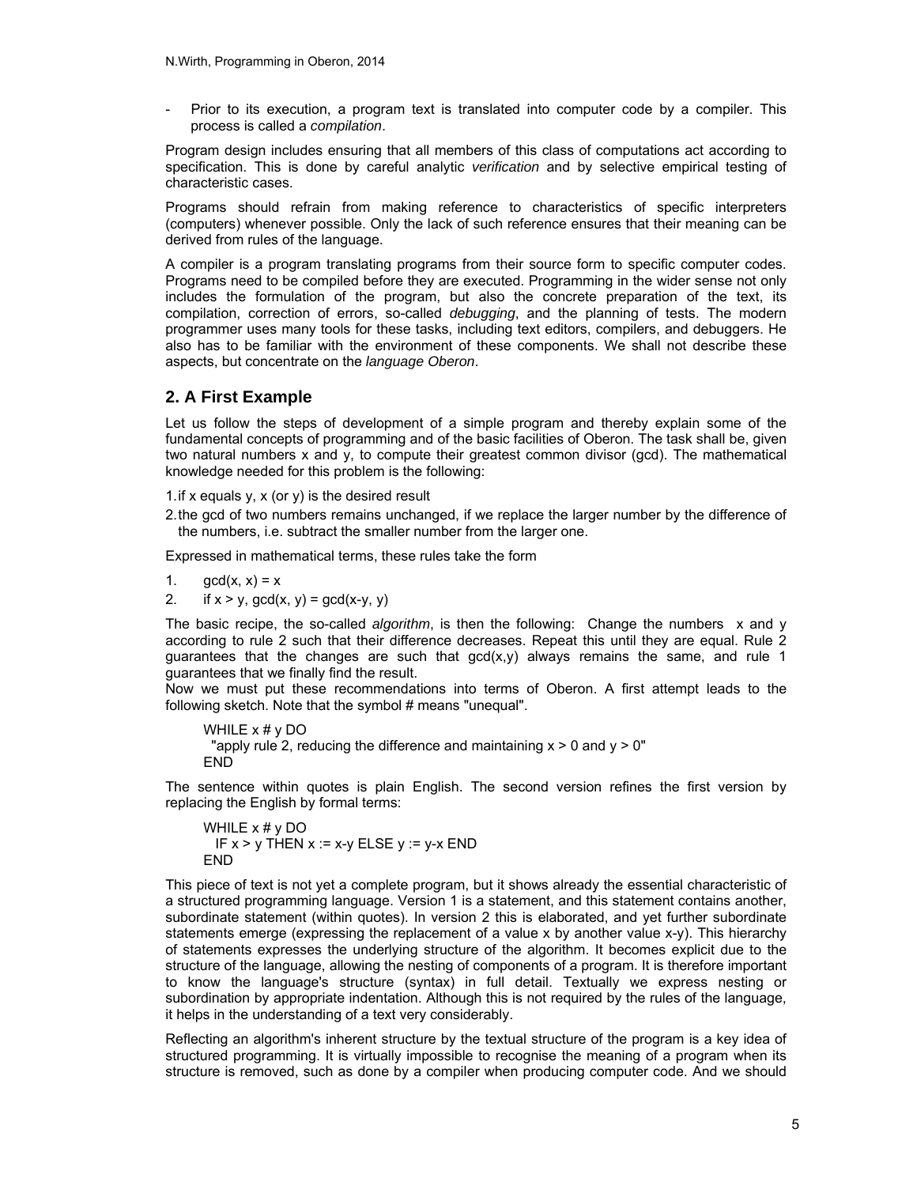- Prior to its execution, a program text is translated into computer code by a compiler. This process is called a *compilation*.

Program design includes ensuring that all members of this class of computations act according to specification. This is done by careful analytic *verification* and by selective empirical testing of characteristic cases.

Programs should refrain from making reference to characteristics of specific interpreters (computers) whenever possible. Only the lack of such reference ensures that their meaning can be derived from rules of the language.

A compiler is a program translating programs from their source form to specific computer codes. Programs need to be compiled before they are executed. Programming in the wider sense not only includes the formulation of the program, but also the concrete preparation of the text, its compilation, correction of errors, so-called *debugging*, and the planning of tests. The modern programmer uses many tools for these tasks, including text editors, compilers, and debuggers. He also has to be familiar with the environment of these components. We shall not describe these aspects, but concentrate on the *language Oberon*.

## 2. A First Example

Let us follow the steps of development of a simple program and thereby explain some of the fundamental concepts of programming and of the basic facilities of Oberon. The task shall be, given two natural numbers x and y, to compute their greatest common divisor (gcd). The mathematical knowledge needed for this problem is the following:

1. if x equals y, x (or y) is the desired result
2. the gcd of two numbers remains unchanged, if we replace the larger number by the difference of the numbers, i.e. subtract the smaller number from the larger one.

Expressed in mathematical terms, these rules take the form

1. $gcd(x, x) = x$
2. if $x > y$, $gcd(x, y) = gcd(x-y, y)$

The basic recipe, the so-called *algorithm*, is then the following: Change the numbers x and y according to rule 2 such that their difference decreases. Repeat this until they are equal. Rule 2 guarantees that the changes are such that gcd(x,y) always remains the same, and rule 1 guarantees that we finally find the result.

Now we must put these recommendations into terms of Oberon. A first attempt leads to the following sketch. Note that the symbol # means "unequal".

```
WHILE x # y DO
  "apply rule 2, reducing the difference and maintaining x > 0 and y > 0"
END
```

The sentence within quotes is plain English. The second version refines the first version by replacing the English by formal terms:

```
WHILE x # y DO
  IF x > y THEN x := x-y ELSE y := y-x END
END
```

This piece of text is not yet a complete program, but it shows already the essential characteristic of a structured programming language. Version 1 is a statement, and this statement contains another, subordinate statement (within quotes). In version 2 this is elaborated, and yet further subordinate statements emerge (expressing the replacement of a value x by another value x-y). This hierarchy of statements expresses the underlying structure of the algorithm. It becomes explicit due to the structure of the language, allowing the nesting of components of a program. It is therefore important to know the language's structure (syntax) in full detail. Textually we express nesting or subordination by appropriate indentation. Although this is not required by the rules of the language, it helps in the understanding of a text very considerably.

Reflecting an algorithm's inherent structure by the textual structure of the program is a key idea of structured programming. It is virtually impossible to recognise the meaning of a program when its structure is removed, such as done by a compiler when producing computer code. And we should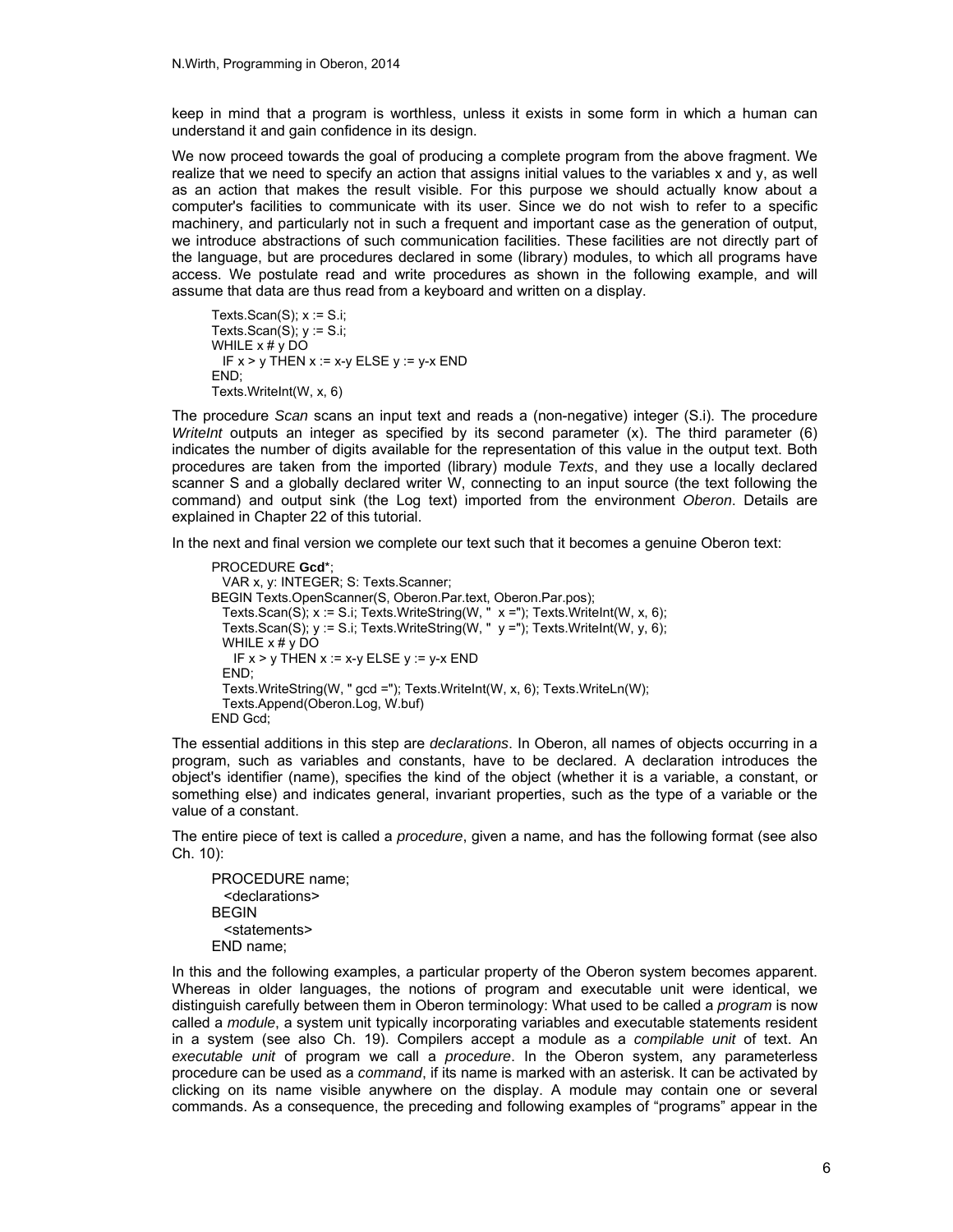keep in mind that a program is worthless, unless it exists in some form in which a human can understand it and gain confidence in its design.

We now proceed towards the goal of producing a complete program from the above fragment. We realize that we need to specify an action that assigns initial values to the variables x and y, as well as an action that makes the result visible. For this purpose we should actually know about a computer's facilities to communicate with its user. Since we do not wish to refer to a specific machinery, and particularly not in such a frequent and important case as the generation of output, we introduce abstractions of such communication facilities. These facilities are not directly part of the language, but are procedures declared in some (library) modules, to which all programs have access. We postulate read and write procedures as shown in the following example, and will assume that data are thus read from a keyboard and written on a display.

```
Texts.Scan(S); x := S.i;
Texts.Scan(S); y := S.i;
WHILE x # y DO
  IF x > y THEN x := x-y ELSE y := y-x END
END;
Texts.WriteInt(W, x, 6)
```

The procedure *Scan* scans an input text and reads a (non-negative) integer (S.i). The procedure *WriteInt* outputs an integer as specified by its second parameter (x). The third parameter (6) indicates the number of digits available for the representation of this value in the output text. Both procedures are taken from the imported (library) module *Texts*, and they use a locally declared scanner S and a globally declared writer W, connecting to an input source (the text following the command) and output sink (the Log text) imported from the environment *Oberon*. Details are explained in Chapter 22 of this tutorial.

In the next and final version we complete our text such that it becomes a genuine Oberon text:

```
PROCEDURE Gcd*;
  VAR x, y: INTEGER; S: Texts.Scanner;
BEGIN Texts.OpenScanner(S, Oberon.Par.text, Oberon.Par.pos);
  Texts.Scan(S); x := S.i; Texts.WriteString(W, "  x ="); Texts.WriteInt(W, x, 6);
  Texts.Scan(S); y := S.i; Texts.WriteString(W, "  y ="); Texts.WriteInt(W, y, 6);
  WHILE x # y DO
    IF x > y THEN x := x-y ELSE y := y-x END
  END;
  Texts.WriteString(W, " gcd ="); Texts.WriteInt(W, x, 6); Texts.WriteLn(W);
  Texts.Append(Oberon.Log, W.buf)
END Gcd;
```

The essential additions in this step are *declarations*. In Oberon, all names of objects occurring in a program, such as variables and constants, have to be declared. A declaration introduces the object's identifier (name), specifies the kind of the object (whether it is a variable, a constant, or something else) and indicates general, invariant properties, such as the type of a variable or the value of a constant.

The entire piece of text is called a *procedure*, given a name, and has the following format (see also Ch. 10):

```
PROCEDURE name;
  <declarations>
BEGIN
  <statements>
END name;
```

In this and the following examples, a particular property of the Oberon system becomes apparent. Whereas in older languages, the notions of program and executable unit were identical, we distinguish carefully between them in Oberon terminology: What used to be called a *program* is now called a *module*, a system unit typically incorporating variables and executable statements resident in a system (see also Ch. 19). Compilers accept a module as a *compilable unit* of text. An *executable unit* of program we call a *procedure*. In the Oberon system, any parameterless procedure can be used as a *command*, if its name is marked with an asterisk. It can be activated by clicking on its name visible anywhere on the display. A module may contain one or several commands. As a consequence, the preceding and following examples of "programs" appear in the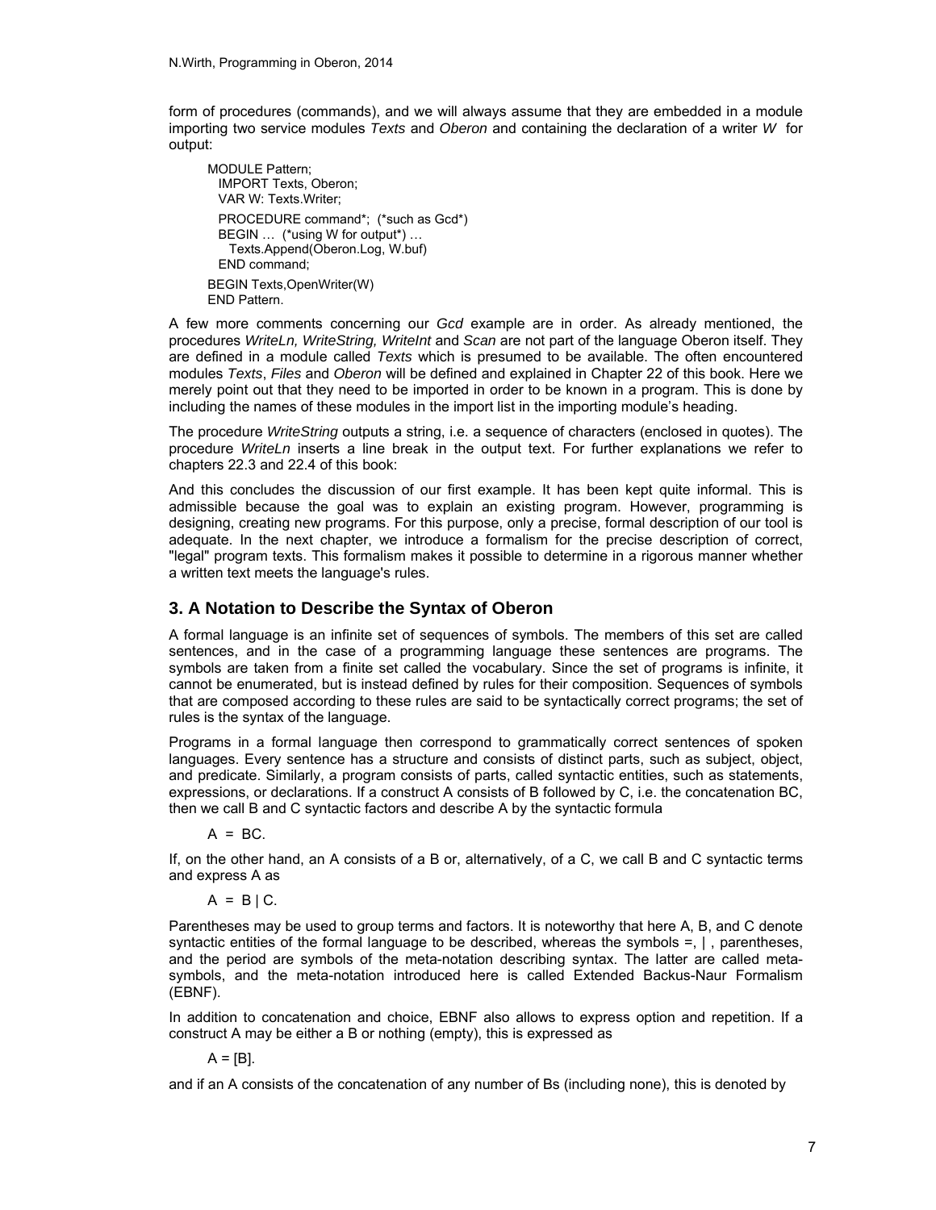form of procedures (commands), and we will always assume that they are embedded in a module importing two service modules *Texts* and *Oberon* and containing the declaration of a writer *W* for output:

```
MODULE Pattern;
  IMPORT Texts, Oberon;
  VAR W: Texts.Writer;
  PROCEDURE command*;  (*such as Gcd*)
  BEGIN …  (*using W for output*) …
    Texts.Append(Oberon.Log, W.buf)
  END command;
BEGIN Texts,OpenWriter(W)
END Pattern.
```

A few more comments concerning our *Gcd* example are in order. As already mentioned, the procedures *WriteLn, WriteString, WriteInt* and *Scan* are not part of the language Oberon itself. They are defined in a module called *Texts* which is presumed to be available. The often encountered modules *Texts*, *Files* and *Oberon* will be defined and explained in Chapter 22 of this book. Here we merely point out that they need to be imported in order to be known in a program. This is done by including the names of these modules in the import list in the importing module's heading.

The procedure *WriteString* outputs a string, i.e. a sequence of characters (enclosed in quotes). The procedure *WriteLn* inserts a line break in the output text. For further explanations we refer to chapters 22.3 and 22.4 of this book:

And this concludes the discussion of our first example. It has been kept quite informal. This is admissible because the goal was to explain an existing program. However, programming is designing, creating new programs. For this purpose, only a precise, formal description of our tool is adequate. In the next chapter, we introduce a formalism for the precise description of correct, "legal" program texts. This formalism makes it possible to determine in a rigorous manner whether a written text meets the language's rules.

## 3. A Notation to Describe the Syntax of Oberon

A formal language is an infinite set of sequences of symbols. The members of this set are called sentences, and in the case of a programming language these sentences are programs. The symbols are taken from a finite set called the vocabulary. Since the set of programs is infinite, it cannot be enumerated, but is instead defined by rules for their composition. Sequences of symbols that are composed according to these rules are said to be syntactically correct programs; the set of rules is the syntax of the language.

Programs in a formal language then correspond to grammatically correct sentences of spoken languages. Every sentence has a structure and consists of distinct parts, such as subject, object, and predicate. Similarly, a program consists of parts, called syntactic entities, such as statements, expressions, or declarations. If a construct A consists of B followed by C, i.e. the concatenation BC, then we call B and C syntactic factors and describe A by the syntactic formula

```
A = BC.
```

If, on the other hand, an A consists of a B or, alternatively, of a C, we call B and C syntactic terms and express A as

```
A = B | C.
```

Parentheses may be used to group terms and factors. It is noteworthy that here A, B, and C denote syntactic entities of the formal language to be described, whereas the symbols =, | , parentheses, and the period are symbols of the meta-notation describing syntax. The latter are called meta-symbols, and the meta-notation introduced here is called Extended Backus-Naur Formalism (EBNF).

In addition to concatenation and choice, EBNF also allows to express option and repetition. If a construct A may be either a B or nothing (empty), this is expressed as

```
A = [B].
```

and if an A consists of the concatenation of any number of Bs (including none), this is denoted by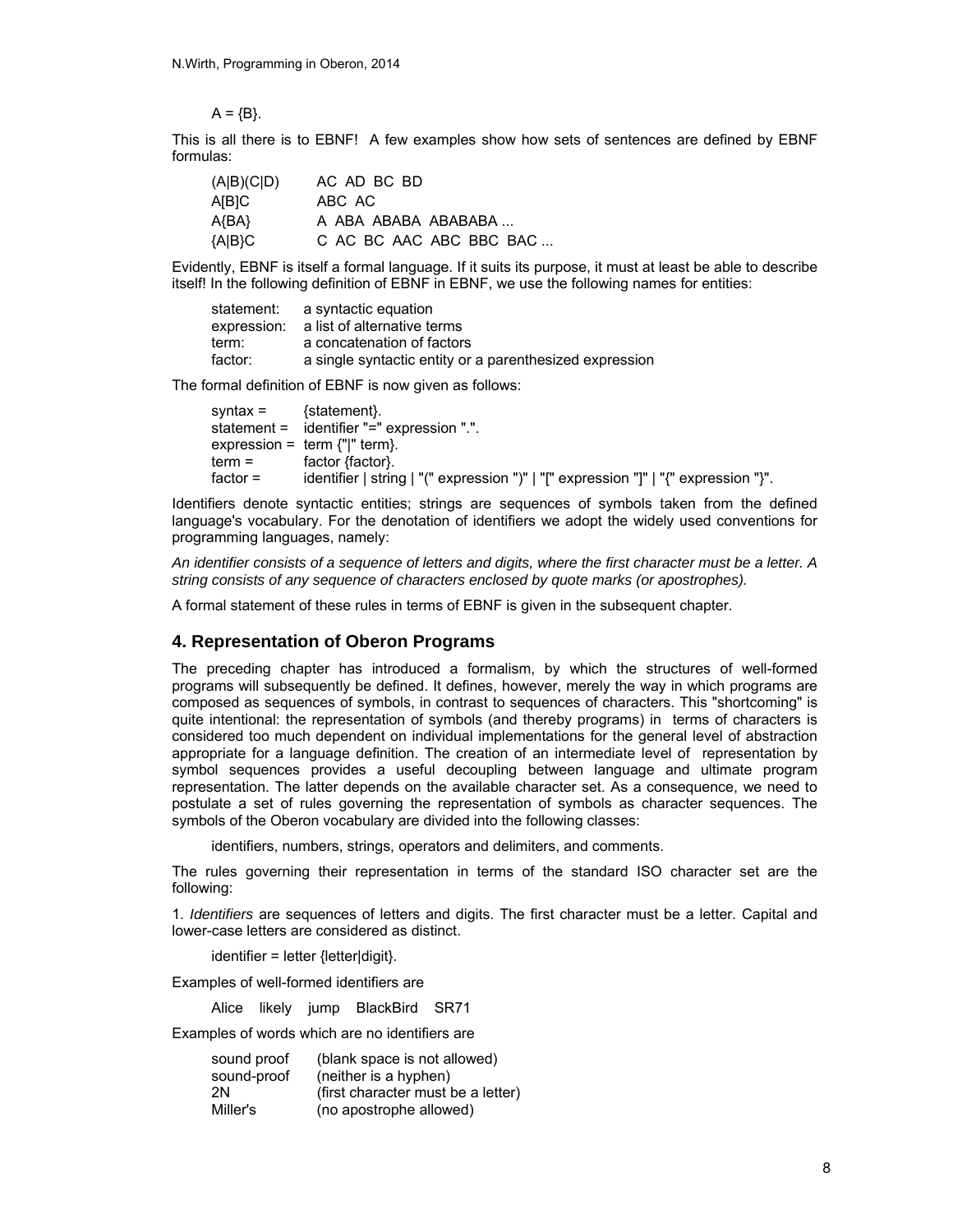```
A = {B}.
```

This is all there is to EBNF! A few examples show how sets of sentences are defined by EBNF formulas:

```
(A|B)(C|D)    AC AD BC BD
A[B]C         ABC AC
A{BA}         A ABA ABABA ABABABA ...
{A|B}C        C AC BC AAC ABC BBC BAC ...
```

Evidently, EBNF is itself a formal language. If it suits its purpose, it must at least be able to describe itself! In the following definition of EBNF in EBNF, we use the following names for entities:

| | |
|---|---|
| statement: | a syntactic equation |
| expression: | a list of alternative terms |
| term: | a concatenation of factors |
| factor: | a single syntactic entity or a parenthesized expression |

The formal definition of EBNF is now given as follows:

```
syntax =      {statement}.
statement =   identifier "=" expression ".".
expression =  term {"|" term}.
term =        factor {factor}.
factor =      identifier | string | "(" expression ")" | "[" expression "]" | "{" expression "}".
```

Identifiers denote syntactic entities; strings are sequences of symbols taken from the defined language's vocabulary. For the denotation of identifiers we adopt the widely used conventions for programming languages, namely:

*An identifier consists of a sequence of letters and digits, where the first character must be a letter. A string consists of any sequence of characters enclosed by quote marks (or apostrophes).*

A formal statement of these rules in terms of EBNF is given in the subsequent chapter.

## 4. Representation of Oberon Programs

The preceding chapter has introduced a formalism, by which the structures of well-formed programs will subsequently be defined. It defines, however, merely the way in which programs are composed as sequences of symbols, in contrast to sequences of characters. This "shortcoming" is quite intentional: the representation of symbols (and thereby programs) in terms of characters is considered too much dependent on individual implementations for the general level of abstraction appropriate for a language definition. The creation of an intermediate level of representation by symbol sequences provides a useful decoupling between language and ultimate program representation. The latter depends on the available character set. As a consequence, we need to postulate a set of rules governing the representation of symbols as character sequences. The symbols of the Oberon vocabulary are divided into the following classes:

identifiers, numbers, strings, operators and delimiters, and comments.

The rules governing their representation in terms of the standard ISO character set are the following:

1. *Identifiers* are sequences of letters and digits. The first character must be a letter. Capital and lower-case letters are considered as distinct.

```
identifier = letter {letter|digit}.
```

Examples of well-formed identifiers are

```
Alice   likely   jump   BlackBird   SR71
```

Examples of words which are no identifiers are

| | |
|---|---|
| sound proof | (blank space is not allowed) |
| sound-proof | (neither is a hyphen) |
| 2N | (first character must be a letter) |
| Miller's | (no apostrophe allowed) |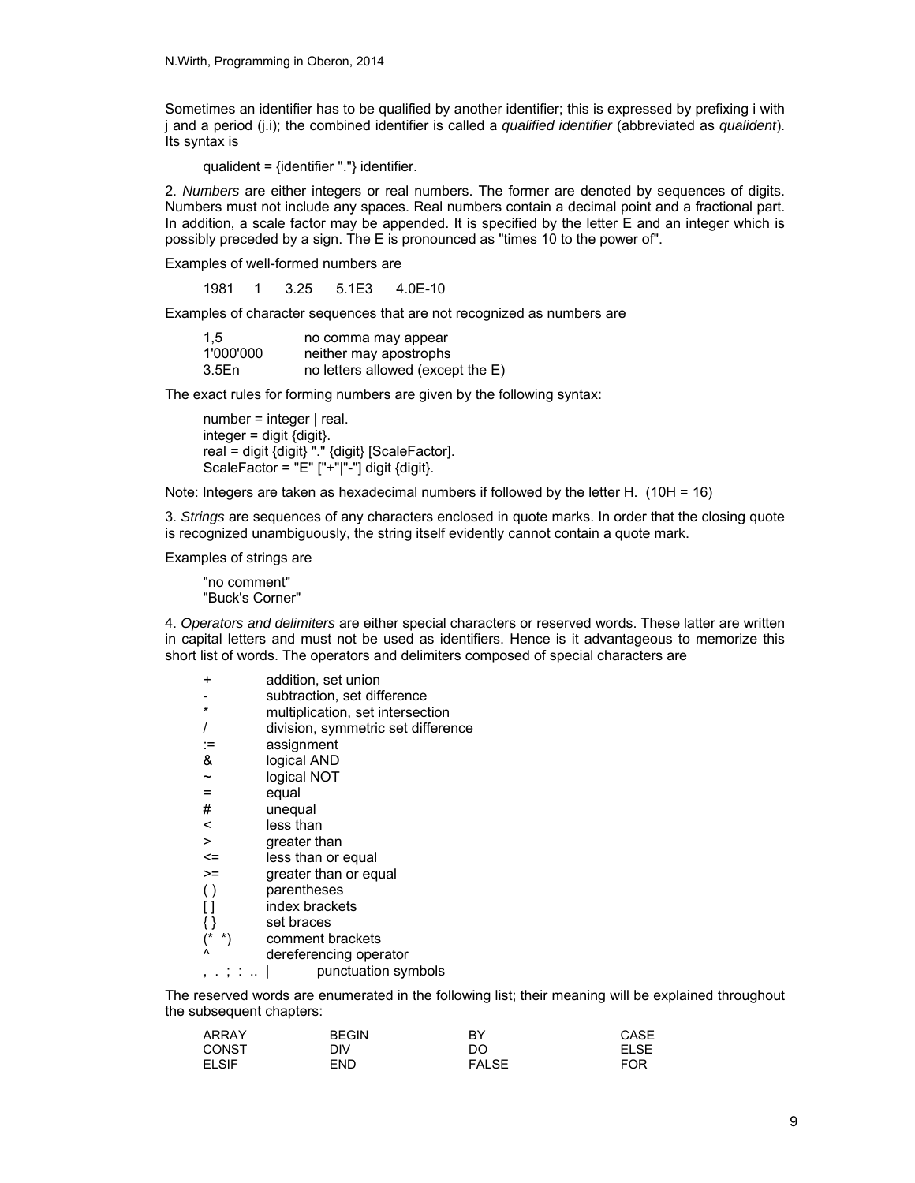Sometimes an identifier has to be qualified by another identifier; this is expressed by prefixing i with j and a period (j.i); the combined identifier is called a *qualified identifier* (abbreviated as *qualident*). Its syntax is

```
qualident = {identifier "."} identifier.
```

2. *Numbers* are either integers or real numbers. The former are denoted by sequences of digits. Numbers must not include any spaces. Real numbers contain a decimal point and a fractional part. In addition, a scale factor may be appended. It is specified by the letter E and an integer which is possibly preceded by a sign. The E is pronounced as "times 10 to the power of".

Examples of well-formed numbers are

```
1981    1    3.25    5.1E3    4.0E-10
```

Examples of character sequences that are not recognized as numbers are

| | |
|---|---|
| 1,5 | no comma may appear |
| 1'000'000 | neither may apostrophs |
| 3.5En | no letters allowed (except the E) |

The exact rules for forming numbers are given by the following syntax:

```
number = integer | real.
integer = digit {digit}.
real = digit {digit} "." {digit} [ScaleFactor].
ScaleFactor = "E" ["+"|"-"] digit {digit}.
```

Note: Integers are taken as hexadecimal numbers if followed by the letter H. (10H = 16)

3. *Strings* are sequences of any characters enclosed in quote marks. In order that the closing quote is recognized unambiguously, the string itself evidently cannot contain a quote mark.

Examples of strings are

```
"no comment"
"Buck's Corner"
```

4. *Operators and delimiters* are either special characters or reserved words. These latter are written in capital letters and must not be used as identifiers. Hence is it advantageous to memorize this short list of words. The operators and delimiters composed of special characters are

| | |
|---|---|
| + | addition, set union |
| - | subtraction, set difference |
| * | multiplication, set intersection |
| / | division, symmetric set difference |
| := | assignment |
| & | logical AND |
| ~ | logical NOT |
| = | equal |
| # | unequal |
| < | less than |
| > | greater than |
| <= | less than or equal |
| >= | greater than or equal |
| ( ) | parentheses |
| [ ] | index brackets |
| { } | set braces |
| (* *) | comment brackets |
| ^ | dereferencing operator |
| , . ; : .. \| | punctuation symbols |

The reserved words are enumerated in the following list; their meaning will be explained throughout the subsequent chapters:

| | | | |
|---|---|---|---|
| ARRAY | BEGIN | BY | CASE |
| CONST | DIV | DO | ELSE |
| ELSIF | END | FALSE | FOR |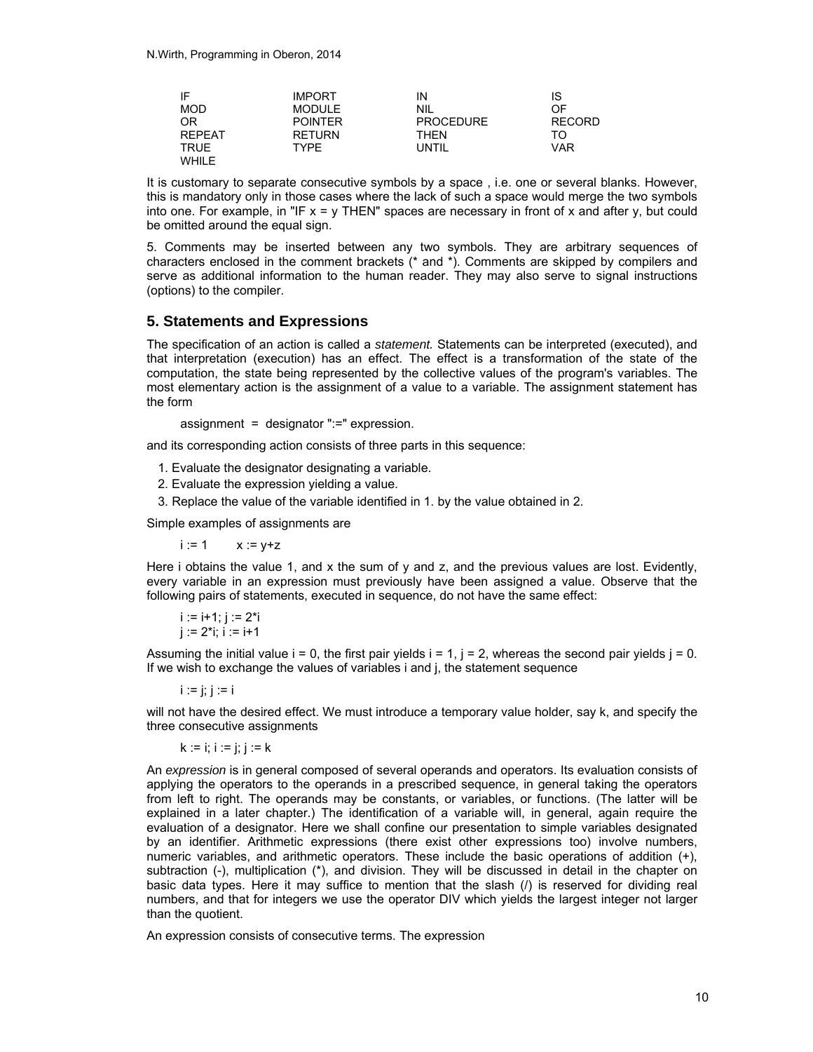| | | | |
|---|---|---|---|
| IF | IMPORT | IN | IS |
| MOD | MODULE | NIL | OF |
| OR | POINTER | PROCEDURE | RECORD |
| REPEAT | RETURN | THEN | TO |
| TRUE | TYPE | UNTIL | VAR |
| WHILE | | | |

It is customary to separate consecutive symbols by a space , i.e. one or several blanks. However, this is mandatory only in those cases where the lack of such a space would merge the two symbols into one. For example, in "IF x = y THEN" spaces are necessary in front of x and after y, but could be omitted around the equal sign.

5. Comments may be inserted between any two symbols. They are arbitrary sequences of characters enclosed in the comment brackets (* and *). Comments are skipped by compilers and serve as additional information to the human reader. They may also serve to signal instructions (options) to the compiler.

## 5. Statements and Expressions

The specification of an action is called a *statement.* Statements can be interpreted (executed), and that interpretation (execution) has an effect. The effect is a transformation of the state of the computation, the state being represented by the collective values of the program's variables. The most elementary action is the assignment of a value to a variable. The assignment statement has the form

```
assignment  =  designator ":=" expression.
```

and its corresponding action consists of three parts in this sequence:

1. Evaluate the designator designating a variable.
2. Evaluate the expression yielding a value.
3. Replace the value of the variable identified in 1. by the value obtained in 2.

Simple examples of assignments are

```
i := 1        x := y+z
```

Here i obtains the value 1, and x the sum of y and z, and the previous values are lost. Evidently, every variable in an expression must previously have been assigned a value. Observe that the following pairs of statements, executed in sequence, do not have the same effect:

```
i := i+1; j := 2*i
j := 2*i; i := i+1
```

Assuming the initial value i = 0, the first pair yields i = 1, j = 2, whereas the second pair yields j = 0. If we wish to exchange the values of variables i and j, the statement sequence

```
i := j; j := i
```

will not have the desired effect. We must introduce a temporary value holder, say k, and specify the three consecutive assignments

```
k := i; i := j; j := k
```

An *expression* is in general composed of several operands and operators. Its evaluation consists of applying the operators to the operands in a prescribed sequence, in general taking the operators from left to right. The operands may be constants, or variables, or functions. (The latter will be explained in a later chapter.) The identification of a variable will, in general, again require the evaluation of a designator. Here we shall confine our presentation to simple variables designated by an identifier. Arithmetic expressions (there exist other expressions too) involve numbers, numeric variables, and arithmetic operators. These include the basic operations of addition (+), subtraction (-), multiplication (*), and division. They will be discussed in detail in the chapter on basic data types. Here it may suffice to mention that the slash (/) is reserved for dividing real numbers, and that for integers we use the operator DIV which yields the largest integer not larger than the quotient.

An expression consists of consecutive terms. The expression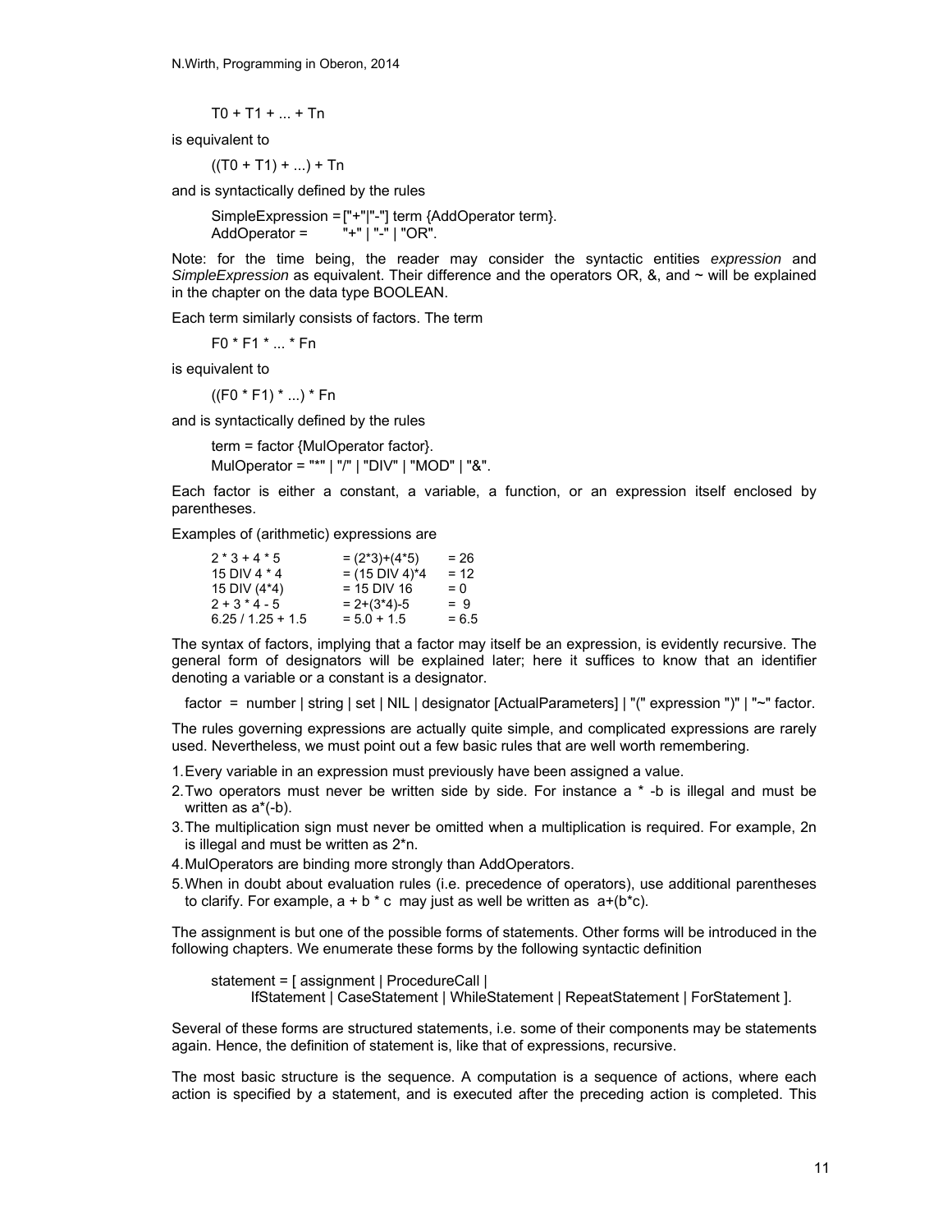```
T0 + T1 + ... + Tn
```

is equivalent to

```
((T0 + T1) + ...) + Tn
```

and is syntactically defined by the rules

```
SimpleExpression = ["+"|"-"] term {AddOperator term}.
AddOperator =      "+" | "-" | "OR".
```

Note: for the time being, the reader may consider the syntactic entities *expression* and *SimpleExpression* as equivalent. Their difference and the operators OR, &, and ~ will be explained in the chapter on the data type BOOLEAN.

Each term similarly consists of factors. The term

```
F0 * F1 * ... * Fn
```

is equivalent to

```
((F0 * F1) * ...) * Fn
```

and is syntactically defined by the rules

```
term = factor {MulOperator factor}.
MulOperator = "*" | "/" | "DIV" | "MOD" | "&".
```

Each factor is either a constant, a variable, a function, or an expression itself enclosed by parentheses.

Examples of (arithmetic) expressions are

```
2 * 3 + 4 * 5         = (2*3)+(4*5)      = 26
15 DIV 4 * 4          = (15 DIV 4)*4     = 12
15 DIV (4*4)          = 15 DIV 16        = 0
2 + 3 * 4 - 5         = 2+(3*4)-5        = 9
6.25 / 1.25 + 1.5     = 5.0 + 1.5        = 6.5
```

The syntax of factors, implying that a factor may itself be an expression, is evidently recursive. The general form of designators will be explained later; here it suffices to know that an identifier denoting a variable or a constant is a designator.

```
factor = number | string | set | NIL | designator [ActualParameters] | "(" expression ")" | "~" factor.
```

The rules governing expressions are actually quite simple, and complicated expressions are rarely used. Nevertheless, we must point out a few basic rules that are well worth remembering.

1. Every variable in an expression must previously have been assigned a value.
2. Two operators must never be written side by side. For instance a * -b is illegal and must be written as a*(-b).
3. The multiplication sign must never be omitted when a multiplication is required. For example, 2n is illegal and must be written as 2*n.
4. MulOperators are binding more strongly than AddOperators.
5. When in doubt about evaluation rules (i.e. precedence of operators), use additional parentheses to clarify. For example, a + b * c may just as well be written as a+(b*c).

The assignment is but one of the possible forms of statements. Other forms will be introduced in the following chapters. We enumerate these forms by the following syntactic definition

```
statement = [ assignment | ProcedureCall |
      IfStatement | CaseStatement | WhileStatement | RepeatStatement | ForStatement ].
```

Several of these forms are structured statements, i.e. some of their components may be statements again. Hence, the definition of statement is, like that of expressions, recursive.

The most basic structure is the sequence. A computation is a sequence of actions, where each action is specified by a statement, and is executed after the preceding action is completed. This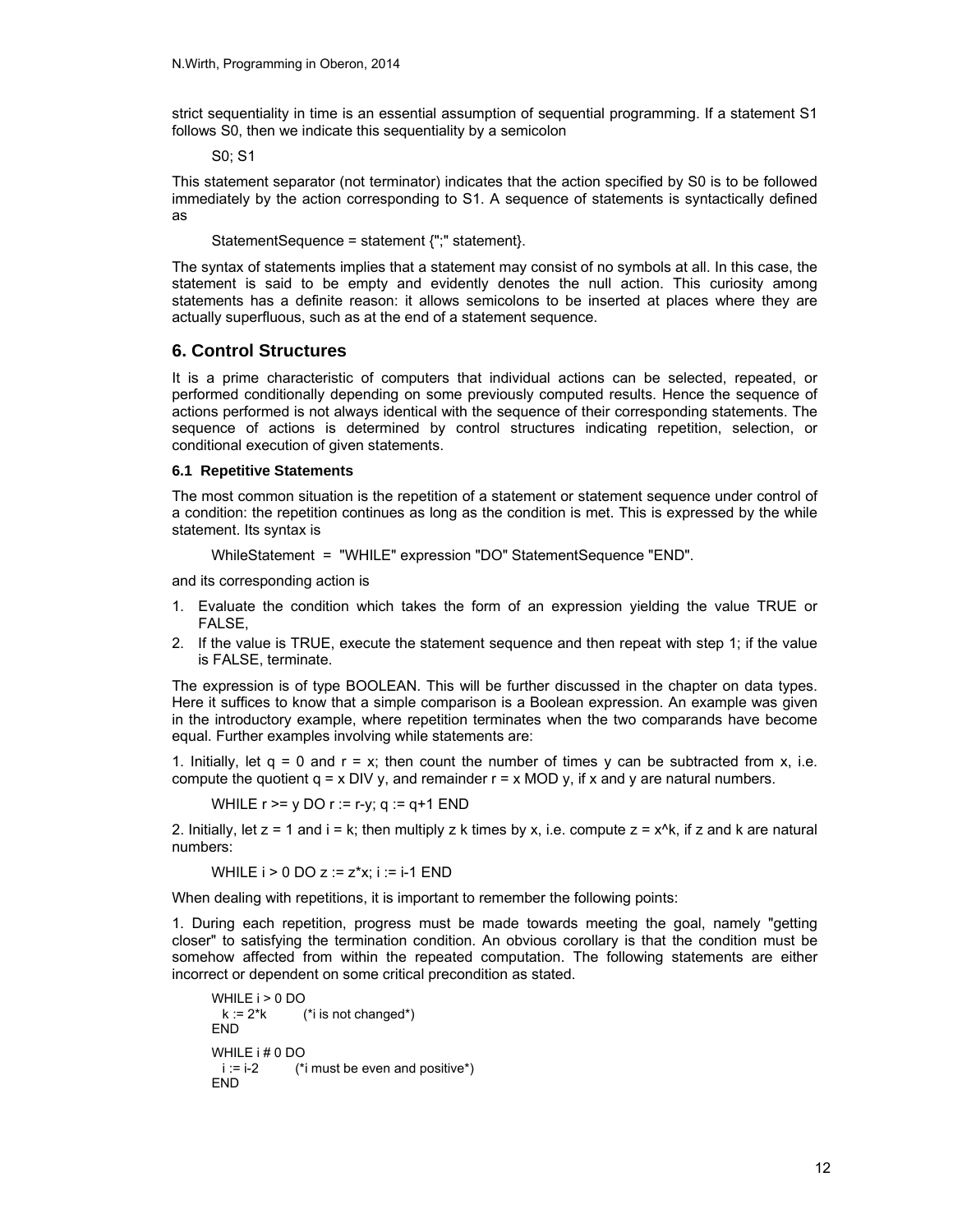strict sequentiality in time is an essential assumption of sequential programming. If a statement S1 follows S0, then we indicate this sequentiality by a semicolon

```
S0; S1
```

This statement separator (not terminator) indicates that the action specified by S0 is to be followed immediately by the action corresponding to S1. A sequence of statements is syntactically defined as

```
StatementSequence = statement {";" statement}.
```

The syntax of statements implies that a statement may consist of no symbols at all. In this case, the statement is said to be empty and evidently denotes the null action. This curiosity among statements has a definite reason: it allows semicolons to be inserted at places where they are actually superfluous, such as at the end of a statement sequence.

## 6. Control Structures

It is a prime characteristic of computers that individual actions can be selected, repeated, or performed conditionally depending on some previously computed results. Hence the sequence of actions performed is not always identical with the sequence of their corresponding statements. The sequence of actions is determined by control structures indicating repetition, selection, or conditional execution of given statements.

### 6.1 Repetitive Statements

The most common situation is the repetition of a statement or statement sequence under control of a condition: the repetition continues as long as the condition is met. This is expressed by the while statement. Its syntax is

```
WhileStatement  =  "WHILE" expression "DO" StatementSequence "END".
```

and its corresponding action is

1. Evaluate the condition which takes the form of an expression yielding the value TRUE or FALSE,
2. If the value is TRUE, execute the statement sequence and then repeat with step 1; if the value is FALSE, terminate.

The expression is of type BOOLEAN. This will be further discussed in the chapter on data types. Here it suffices to know that a simple comparison is a Boolean expression. An example was given in the introductory example, where repetition terminates when the two comparands have become equal. Further examples involving while statements are:

1. Initially, let q = 0 and r = x; then count the number of times y can be subtracted from x, i.e. compute the quotient q = x DIV y, and remainder r = x MOD y, if x and y are natural numbers.

```
WHILE r >= y DO r := r-y; q := q+1 END
```

2. Initially, let z = 1 and i = k; then multiply z k times by x, i.e. compute z = x^k, if z and k are natural numbers:

```
WHILE i > 0 DO z := z*x; i := i-1 END
```

When dealing with repetitions, it is important to remember the following points:

1. During each repetition, progress must be made towards meeting the goal, namely "getting closer" to satisfying the termination condition. An obvious corollary is that the condition must be somehow affected from within the repeated computation. The following statements are either incorrect or dependent on some critical precondition as stated.

```
WHILE i > 0 DO
  k := 2*k        (*i is not changed*)
END
WHILE i # 0 DO
  i := i-2        (*i must be even and positive*)
END
```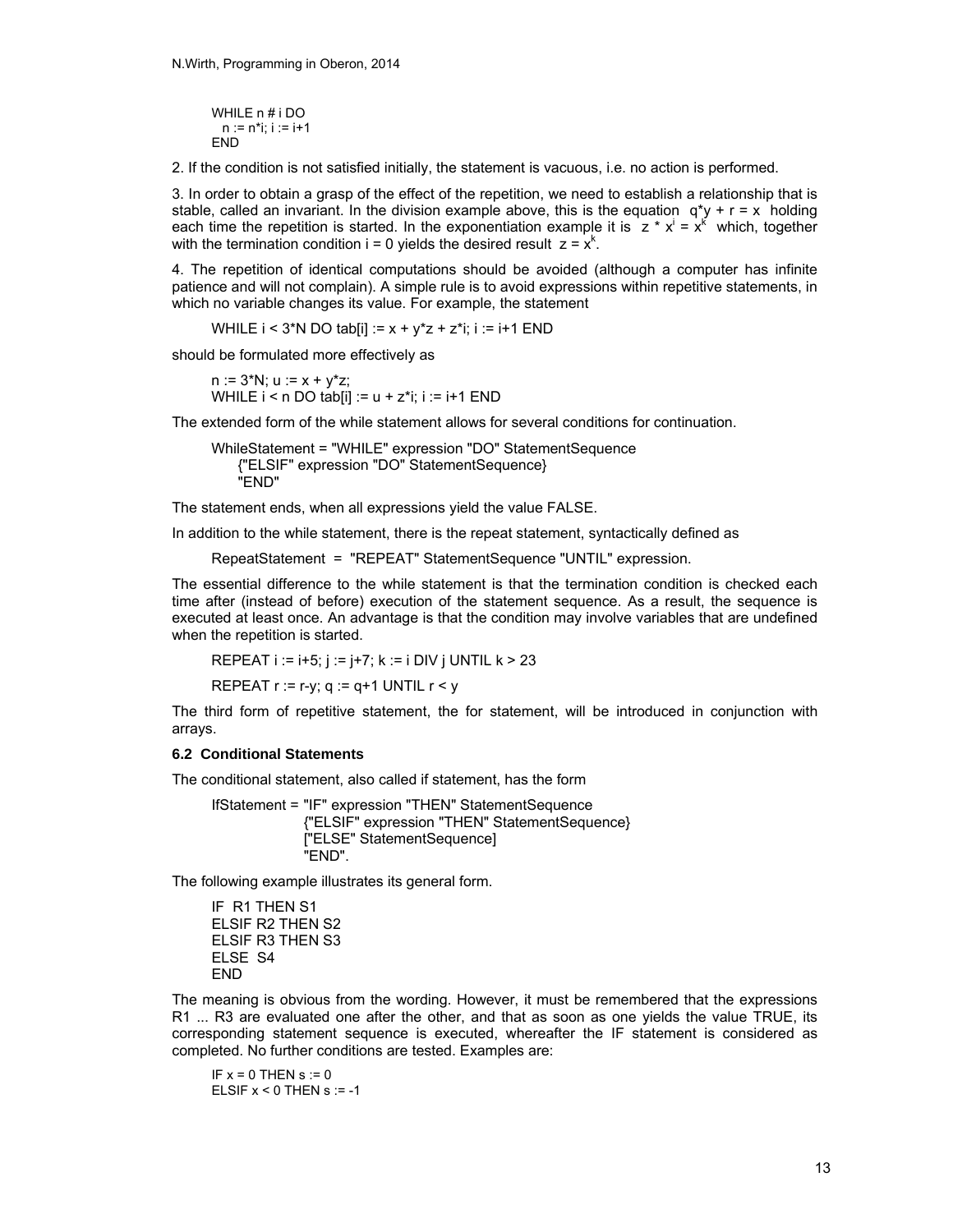```
WHILE n # i DO
  n := n*i; i := i+1
END
```

2. If the condition is not satisfied initially, the statement is vacuous, i.e. no action is performed.

3. In order to obtain a grasp of the effect of the repetition, we need to establish a relationship that is stable, called an invariant. In the division example above, this is the equation $q*y + r = x$ holding each time the repetition is started. In the exponentiation example it is $z * x^i = x^k$ which, together with the termination condition $i = 0$ yields the desired result $z = x^k$.

4. The repetition of identical computations should be avoided (although a computer has infinite patience and will not complain). A simple rule is to avoid expressions within repetitive statements, in which no variable changes its value. For example, the statement

```
WHILE i < 3*N DO tab[i] := x + y*z + z*i; i := i+1 END
```

should be formulated more effectively as

```
n := 3*N; u := x + y*z;
WHILE i < n DO tab[i] := u + z*i; i := i+1 END
```

The extended form of the while statement allows for several conditions for continuation.

```
WhileStatement = "WHILE" expression "DO" StatementSequence
    {"ELSIF" expression "DO" StatementSequence}
    "END"
```

The statement ends, when all expressions yield the value FALSE.

In addition to the while statement, there is the repeat statement, syntactically defined as

```
RepeatStatement  =  "REPEAT" StatementSequence "UNTIL" expression.
```

The essential difference to the while statement is that the termination condition is checked each time after (instead of before) execution of the statement sequence. As a result, the sequence is executed at least once. An advantage is that the condition may involve variables that are undefined when the repetition is started.

```
REPEAT i := i+5; j := j+7; k := i DIV j UNTIL k > 23

REPEAT r := r-y; q := q+1 UNTIL r < y
```

The third form of repetitive statement, the for statement, will be introduced in conjunction with arrays.

### 6.2 Conditional Statements

The conditional statement, also called if statement, has the form

```
IfStatement = "IF" expression "THEN" StatementSequence
              {"ELSIF" expression "THEN" StatementSequence}
              ["ELSE" StatementSequence]
              "END".
```

The following example illustrates its general form.

```
IF  R1 THEN S1
ELSIF R2 THEN S2
ELSIF R3 THEN S3
ELSE  S4
END
```

The meaning is obvious from the wording. However, it must be remembered that the expressions R1 ... R3 are evaluated one after the other, and that as soon as one yields the value TRUE, its corresponding statement sequence is executed, whereafter the IF statement is considered as completed. No further conditions are tested. Examples are:

```
IF x = 0 THEN s := 0
ELSIF x < 0 THEN s := -1
```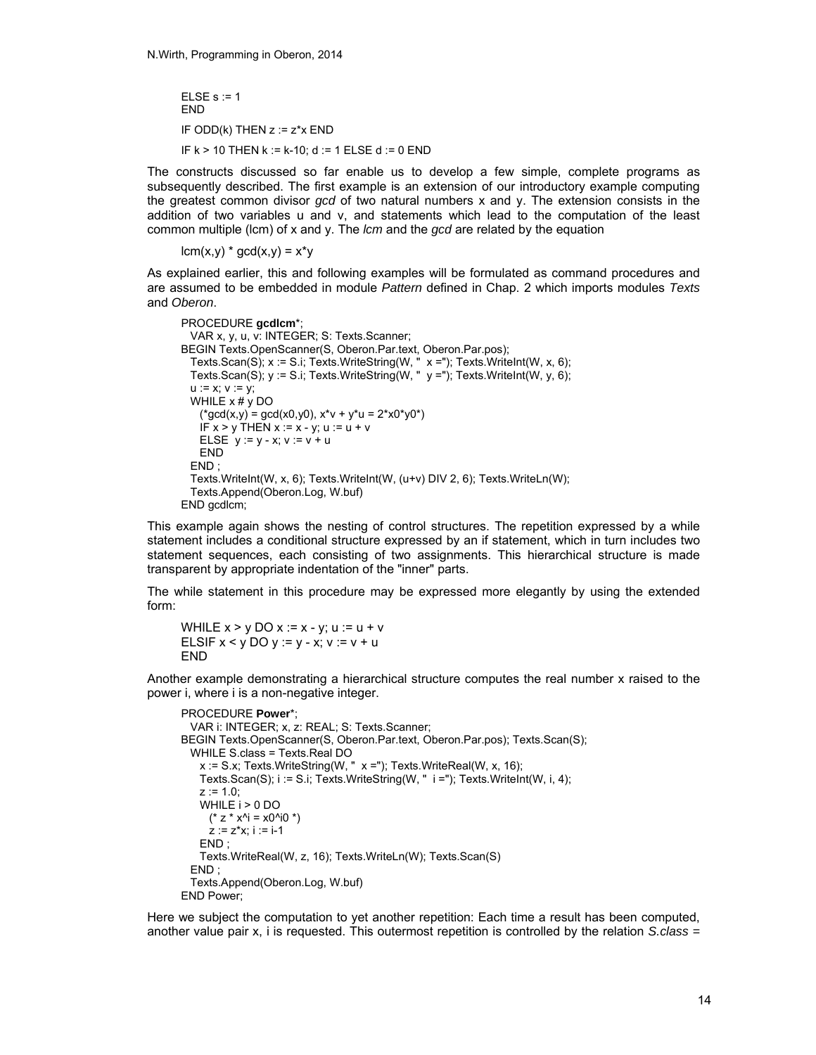```
ELSE s := 1
END
IF ODD(k) THEN z := z*x END
IF k > 10 THEN k := k-10; d := 1 ELSE d := 0 END
```

The constructs discussed so far enable us to develop a few simple, complete programs as subsequently described. The first example is an extension of our introductory example computing the greatest common divisor *gcd* of two natural numbers x and y. The extension consists in the addition of two variables u and v, and statements which lead to the computation of the least common multiple (lcm) of x and y. The *lcm* and the *gcd* are related by the equation

```
lcm(x,y) * gcd(x,y) = x*y
```

As explained earlier, this and following examples will be formulated as command procedures and are assumed to be embedded in module *Pattern* defined in Chap. 2 which imports modules *Texts* and *Oberon*.

```
PROCEDURE gcdlcm*;
  VAR x, y, u, v: INTEGER; S: Texts.Scanner;
BEGIN Texts.OpenScanner(S, Oberon.Par.text, Oberon.Par.pos);
  Texts.Scan(S); x := S.i; Texts.WriteString(W, "  x ="); Texts.WriteInt(W, x, 6);
  Texts.Scan(S); y := S.i; Texts.WriteString(W, "  y ="); Texts.WriteInt(W, y, 6);
  u := x; v := y;
  WHILE x # y DO
    (*gcd(x,y) = gcd(x0,y0), x*v + y*u = 2*x0*y0*)
    IF x > y THEN x := x - y; u := u + v
    ELSE  y := y - x; v := v + u
    END
  END ;
  Texts.WriteInt(W, x, 6); Texts.WriteInt(W, (u+v) DIV 2, 6); Texts.WriteLn(W);
  Texts.Append(Oberon.Log, W.buf)
END gcdlcm;
```

This example again shows the nesting of control structures. The repetition expressed by a while statement includes a conditional structure expressed by an if statement, which in turn includes two statement sequences, each consisting of two assignments. This hierarchical structure is made transparent by appropriate indentation of the "inner" parts.

The while statement in this procedure may be expressed more elegantly by using the extended form:

```
WHILE x > y DO x := x - y; u := u + v
ELSIF x < y DO y := y - x; v := v + u
END
```

Another example demonstrating a hierarchical structure computes the real number x raised to the power i, where i is a non-negative integer.

```
PROCEDURE Power*;
  VAR i: INTEGER; x, z: REAL; S: Texts.Scanner;
BEGIN Texts.OpenScanner(S, Oberon.Par.text, Oberon.Par.pos); Texts.Scan(S);
  WHILE S.class = Texts.Real DO
    x := S.x; Texts.WriteString(W, "  x ="); Texts.WriteReal(W, x, 16);
    Texts.Scan(S); i := S.i; Texts.WriteString(W, "  i ="); Texts.WriteInt(W, i, 4);
    z := 1.0;
    WHILE i > 0 DO
      (* z * x^i = x0^i0 *)
      z := z*x; i := i-1
    END ;
    Texts.WriteReal(W, z, 16); Texts.WriteLn(W); Texts.Scan(S)
  END ;
  Texts.Append(Oberon.Log, W.buf)
END Power;
```

Here we subject the computation to yet another repetition: Each time a result has been computed, another value pair x, i is requested. This outermost repetition is controlled by the relation *S.class* =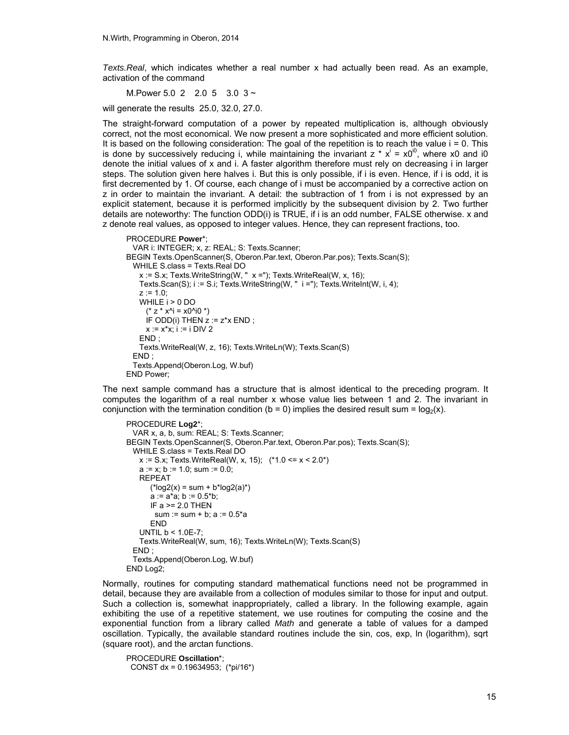*Texts.Real*, which indicates whether a real number x had actually been read. As an example, activation of the command

M.Power 5.0 2 2.0 5 3.0 3 ~

will generate the results 25.0, 32.0, 27.0.

The straight-forward computation of a power by repeated multiplication is, although obviously correct, not the most economical. We now present a more sophisticated and more efficient solution. It is based on the following consideration: The goal of the repetition is to reach the value i = 0. This is done by successively reducing i, while maintaining the invariant $z * x^i = x0^{i0}$, where x0 and i0 denote the initial values of x and i. A faster algorithm therefore must rely on decreasing i in larger steps. The solution given here halves i. But this is only possible, if i is even. Hence, if i is odd, it is first decremented by 1. Of course, each change of i must be accompanied by a corrective action on z in order to maintain the invariant. A detail: the subtraction of 1 from i is not expressed by an explicit statement, because it is performed implicitly by the subsequent division by 2. Two further details are noteworthy: The function ODD(i) is TRUE, if i is an odd number, FALSE otherwise. x and z denote real values, as opposed to integer values. Hence, they can represent fractions, too.

```
PROCEDURE Power*;
  VAR i: INTEGER; x, z: REAL; S: Texts.Scanner;
BEGIN Texts.OpenScanner(S, Oberon.Par.text, Oberon.Par.pos); Texts.Scan(S);
  WHILE S.class = Texts.Real DO
    x := S.x; Texts.WriteString(W, "  x ="); Texts.WriteReal(W, x, 16);
    Texts.Scan(S); i := S.i; Texts.WriteString(W, "  i ="); Texts.WriteInt(W, i, 4);
    z := 1.0;
    WHILE i > 0 DO
      (* z * x^i = x0^i0 *)
      IF ODD(i) THEN z := z*x END ;
      x := x*x; i := i DIV 2
    END ;
    Texts.WriteReal(W, z, 16); Texts.WriteLn(W); Texts.Scan(S)
  END ;
  Texts.Append(Oberon.Log, W.buf)
END Power;
```

The next sample command has a structure that is almost identical to the preceding program. It computes the logarithm of a real number x whose value lies between 1 and 2. The invariant in conjunction with the termination condition (b = 0) implies the desired result sum = $\log_2(x)$.

```
PROCEDURE Log2*;
  VAR x, a, b, sum: REAL; S: Texts.Scanner;
BEGIN Texts.OpenScanner(S, Oberon.Par.text, Oberon.Par.pos); Texts.Scan(S);
  WHILE S.class = Texts.Real DO
    x := S.x; Texts.WriteReal(W, x, 15);   (*1.0 <= x < 2.0*)
    a := x; b := 1.0; sum := 0.0;
    REPEAT
        (*log2(x) = sum + b*log2(a)*)
        a := a*a; b := 0.5*b;
        IF a >= 2.0 THEN
          sum := sum + b; a := 0.5*a
        END
    UNTIL b < 1.0E-7;
    Texts.WriteReal(W, sum, 16); Texts.WriteLn(W); Texts.Scan(S)
  END ;
  Texts.Append(Oberon.Log, W.buf)
END Log2;
```

Normally, routines for computing standard mathematical functions need not be programmed in detail, because they are available from a collection of modules similar to those for input and output. Such a collection is, somewhat inappropriately, called a library. In the following example, again exhibiting the use of a repetitive statement, we use routines for computing the cosine and the exponential function from a library called *Math* and generate a table of values for a damped oscillation. Typically, the available standard routines include the sin, cos, exp, ln (logarithm), sqrt (square root), and the arctan functions.

```
PROCEDURE Oscillation*;
  CONST dx = 0.19634953;  (*pi/16*)
```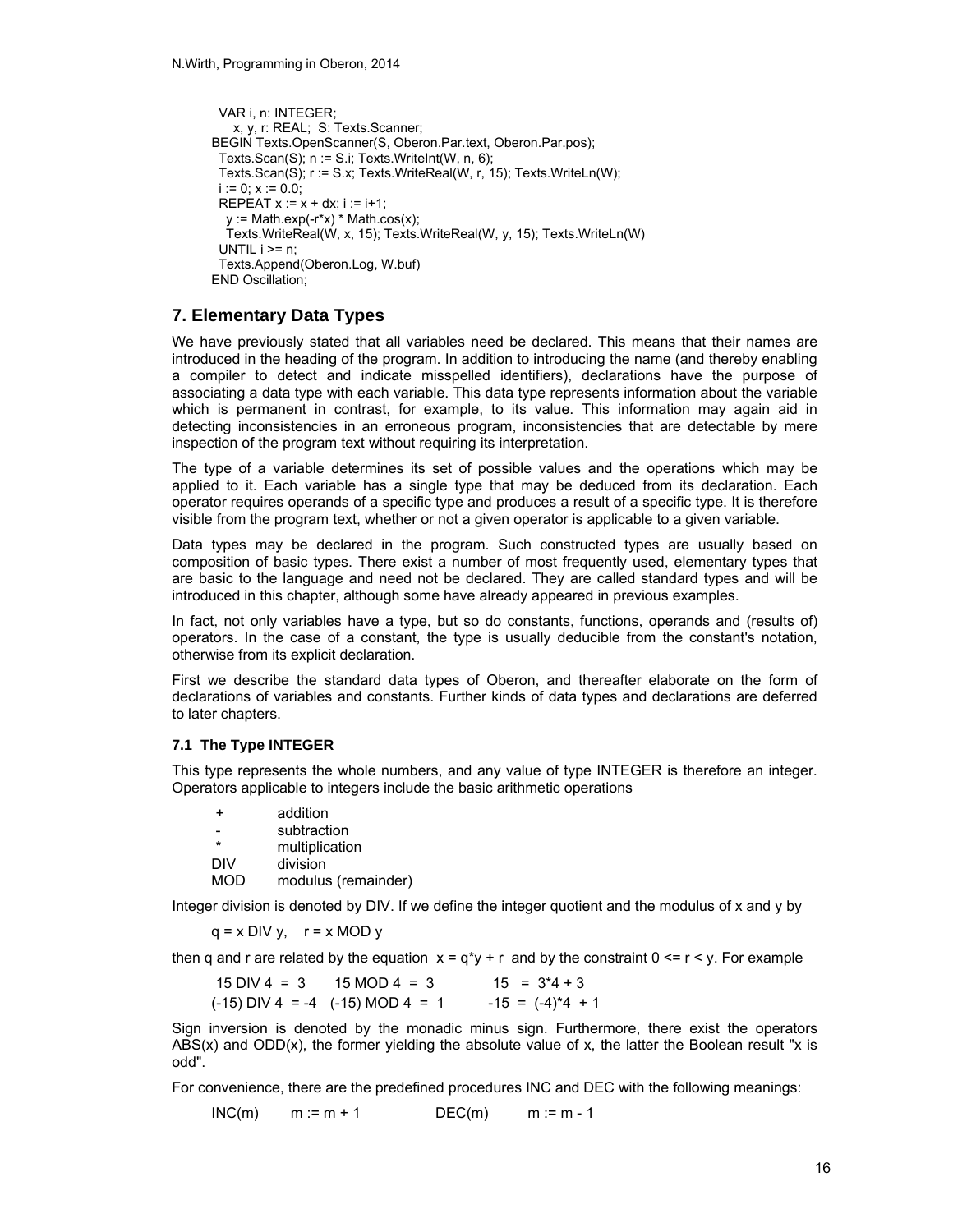```
  VAR i, n: INTEGER;
     x, y, r: REAL;  S: Texts.Scanner;
BEGIN Texts.OpenScanner(S, Oberon.Par.text, Oberon.Par.pos);
  Texts.Scan(S); n := S.i; Texts.WriteInt(W, n, 6);
  Texts.Scan(S); r := S.x; Texts.WriteReal(W, r, 15); Texts.WriteLn(W);
  i := 0; x := 0.0;
  REPEAT x := x + dx; i := i+1;
    y := Math.exp(-r*x) * Math.cos(x);
    Texts.WriteReal(W, x, 15); Texts.WriteReal(W, y, 15); Texts.WriteLn(W)
  UNTIL i >= n;
  Texts.Append(Oberon.Log, W.buf)
END Oscillation;
```

## 7. Elementary Data Types

We have previously stated that all variables need be declared. This means that their names are introduced in the heading of the program. In addition to introducing the name (and thereby enabling a compiler to detect and indicate misspelled identifiers), declarations have the purpose of associating a data type with each variable. This data type represents information about the variable which is permanent in contrast, for example, to its value. This information may again aid in detecting inconsistencies in an erroneous program, inconsistencies that are detectable by mere inspection of the program text without requiring its interpretation.

The type of a variable determines its set of possible values and the operations which may be applied to it. Each variable has a single type that may be deduced from its declaration. Each operator requires operands of a specific type and produces a result of a specific type. It is therefore visible from the program text, whether or not a given operator is applicable to a given variable.

Data types may be declared in the program. Such constructed types are usually based on composition of basic types. There exist a number of most frequently used, elementary types that are basic to the language and need not be declared. They are called standard types and will be introduced in this chapter, although some have already appeared in previous examples.

In fact, not only variables have a type, but so do constants, functions, operands and (results of) operators. In the case of a constant, the type is usually deducible from the constant's notation, otherwise from its explicit declaration.

First we describe the standard data types of Oberon, and thereafter elaborate on the form of declarations of variables and constants. Further kinds of data types and declarations are deferred to later chapters.

### 7.1 The Type INTEGER

This type represents the whole numbers, and any value of type INTEGER is therefore an integer. Operators applicable to integers include the basic arithmetic operations

```
 +        addition
 -        subtraction
 *        multiplication
DIV       division
MOD       modulus (remainder)
```

Integer division is denoted by DIV. If we define the integer quotient and the modulus of x and y by

```
q = x DIV y,    r = x MOD y
```

then q and r are related by the equation  x = q*y + r  and by the constraint 0 <= r < y. For example

```
 15 DIV 4  =  3       15 MOD 4  =  3           15   =  3*4 + 3
(-15) DIV 4  = -4   (-15) MOD 4  =  1         -15  =  (-4)*4  + 1
```

Sign inversion is denoted by the monadic minus sign. Furthermore, there exist the operators ABS(x) and ODD(x), the former yielding the absolute value of x, the latter the Boolean result "x is odd".

For convenience, there are the predefined procedures INC and DEC with the following meanings:

```
INC(m)      m := m + 1              DEC(m)       m := m - 1
```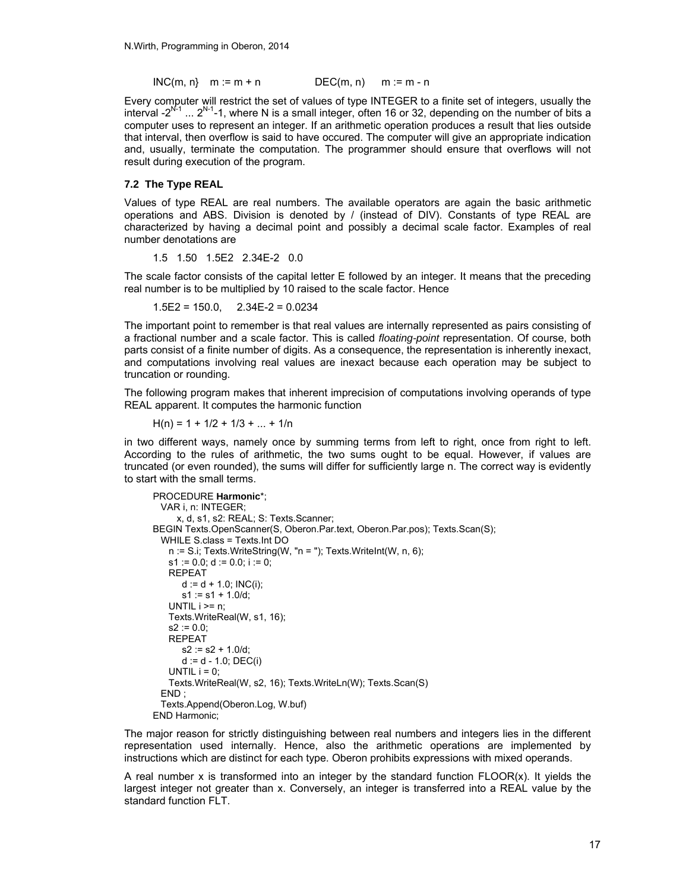INC(m, n}   m := m + n            DEC(m, n)   m := m - n

Every computer will restrict the set of values of type INTEGER to a finite set of integers, usually the interval $-2^{N-1} \ldots 2^{N-1}-1$, where N is a small integer, often 16 or 32, depending on the number of bits a computer uses to represent an integer. If an arithmetic operation produces a result that lies outside that interval, then overflow is said to have occured. The computer will give an appropriate indication and, usually, terminate the computation. The programmer should ensure that overflows will not result during execution of the program.

### 7.2 The Type REAL

Values of type REAL are real numbers. The available operators are again the basic arithmetic operations and ABS. Division is denoted by / (instead of DIV). Constants of type REAL are characterized by having a decimal point and possibly a decimal scale factor. Examples of real number denotations are

1.5   1.50   1.5E2   2.34E-2   0.0

The scale factor consists of the capital letter E followed by an integer. It means that the preceding real number is to be multiplied by 10 raised to the scale factor. Hence

1.5E2 = 150.0,    2.34E-2 = 0.0234

The important point to remember is that real values are internally represented as pairs consisting of a fractional number and a scale factor. This is called *floating-point* representation. Of course, both parts consist of a finite number of digits. As a consequence, the representation is inherently inexact, and computations involving real values are inexact because each operation may be subject to truncation or rounding.

The following program makes that inherent imprecision of computations involving operands of type REAL apparent. It computes the harmonic function

$$H(n) = 1 + 1/2 + 1/3 + \ldots + 1/n$$

in two different ways, namely once by summing terms from left to right, once from right to left. According to the rules of arithmetic, the two sums ought to be equal. However, if values are truncated (or even rounded), the sums will differ for sufficiently large n. The correct way is evidently to start with the small terms.

```
PROCEDURE Harmonic*;
  VAR i, n: INTEGER;
      x, d, s1, s2: REAL; S: Texts.Scanner;
BEGIN Texts.OpenScanner(S, Oberon.Par.text, Oberon.Par.pos); Texts.Scan(S);
  WHILE S.class = Texts.Int DO
    n := S.i; Texts.WriteString(W, "n = "); Texts.WriteInt(W, n, 6);
    s1 := 0.0; d := 0.0; i := 0;
    REPEAT
      d := d + 1.0; INC(i);
      s1 := s1 + 1.0/d;
    UNTIL i >= n;
    Texts.WriteReal(W, s1, 16);
    s2 := 0.0;
    REPEAT
      s2 := s2 + 1.0/d;
      d := d - 1.0; DEC(i)
    UNTIL i = 0;
    Texts.WriteReal(W, s2, 16); Texts.WriteLn(W); Texts.Scan(S)
  END ;
  Texts.Append(Oberon.Log, W.buf)
END Harmonic;
```

The major reason for strictly distinguishing between real numbers and integers lies in the different representation used internally. Hence, also the arithmetic operations are implemented by instructions which are distinct for each type. Oberon prohibits expressions with mixed operands.

A real number x is transformed into an integer by the standard function FLOOR(x). It yields the largest integer not greater than x. Conversely, an integer is transferred into a REAL value by the standard function FLT.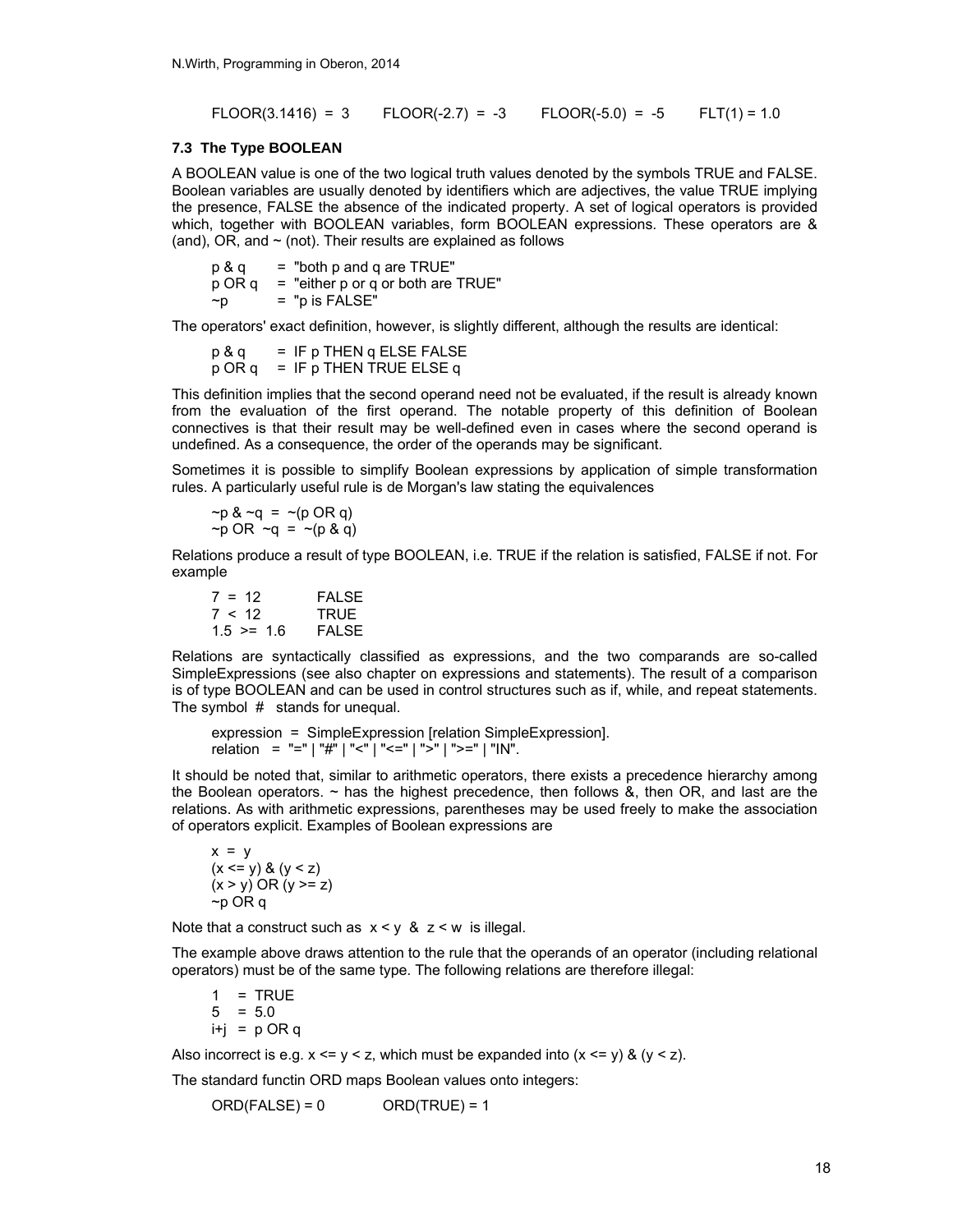FLOOR(3.1416) = 3     FLOOR(-2.7) = -3     FLOOR(-5.0) = -5     FLT(1) = 1.0

### 7.3 The Type BOOLEAN

A BOOLEAN value is one of the two logical truth values denoted by the symbols TRUE and FALSE. Boolean variables are usually denoted by identifiers which are adjectives, the value TRUE implying the presence, FALSE the absence of the indicated property. A set of logical operators is provided which, together with BOOLEAN variables, form BOOLEAN expressions. These operators are & (and), OR, and ~ (not). Their results are explained as follows

```
p & q    = "both p and q are TRUE"
p OR q   = "either p or q or both are TRUE"
~p       = "p is FALSE"
```

The operators' exact definition, however, is slightly different, although the results are identical:

```
p & q    = IF p THEN q ELSE FALSE
p OR q   = IF p THEN TRUE ELSE q
```

This definition implies that the second operand need not be evaluated, if the result is already known from the evaluation of the first operand. The notable property of this definition of Boolean connectives is that their result may be well-defined even in cases where the second operand is undefined. As a consequence, the order of the operands may be significant.

Sometimes it is possible to simplify Boolean expressions by application of simple transformation rules. A particularly useful rule is de Morgan's law stating the equivalences

```
~p & ~q  =  ~(p OR q)
~p OR ~q  =  ~(p & q)
```

Relations produce a result of type BOOLEAN, i.e. TRUE if the relation is satisfied, FALSE if not. For example

```
7 = 12        FALSE
7 < 12        TRUE
1.5 >= 1.6    FALSE
```

Relations are syntactically classified as expressions, and the two comparands are so-called SimpleExpressions (see also chapter on expressions and statements). The result of a comparison is of type BOOLEAN and can be used in control structures such as if, while, and repeat statements. The symbol # stands for unequal.

```
expression = SimpleExpression [relation SimpleExpression].
relation = "=" | "#" | "<" | "<=" | ">" | ">=" | "IN".
```

It should be noted that, similar to arithmetic operators, there exists a precedence hierarchy among the Boolean operators. ~ has the highest precedence, then follows &, then OR, and last are the relations. As with arithmetic expressions, parentheses may be used freely to make the association of operators explicit. Examples of Boolean expressions are

```
x = y
(x <= y) & (y < z)
(x > y) OR (y >= z)
~p OR q
```

Note that a construct such as x < y & z < w is illegal.

The example above draws attention to the rule that the operands of an operator (including relational operators) must be of the same type. The following relations are therefore illegal:

```
1   = TRUE
5   = 5.0
i+j = p OR q
```

Also incorrect is e.g. x <= y < z, which must be expanded into (x <= y) & (y < z).

The standard functin ORD maps Boolean values onto integers:

```
ORD(FALSE) = 0     ORD(TRUE) = 1
```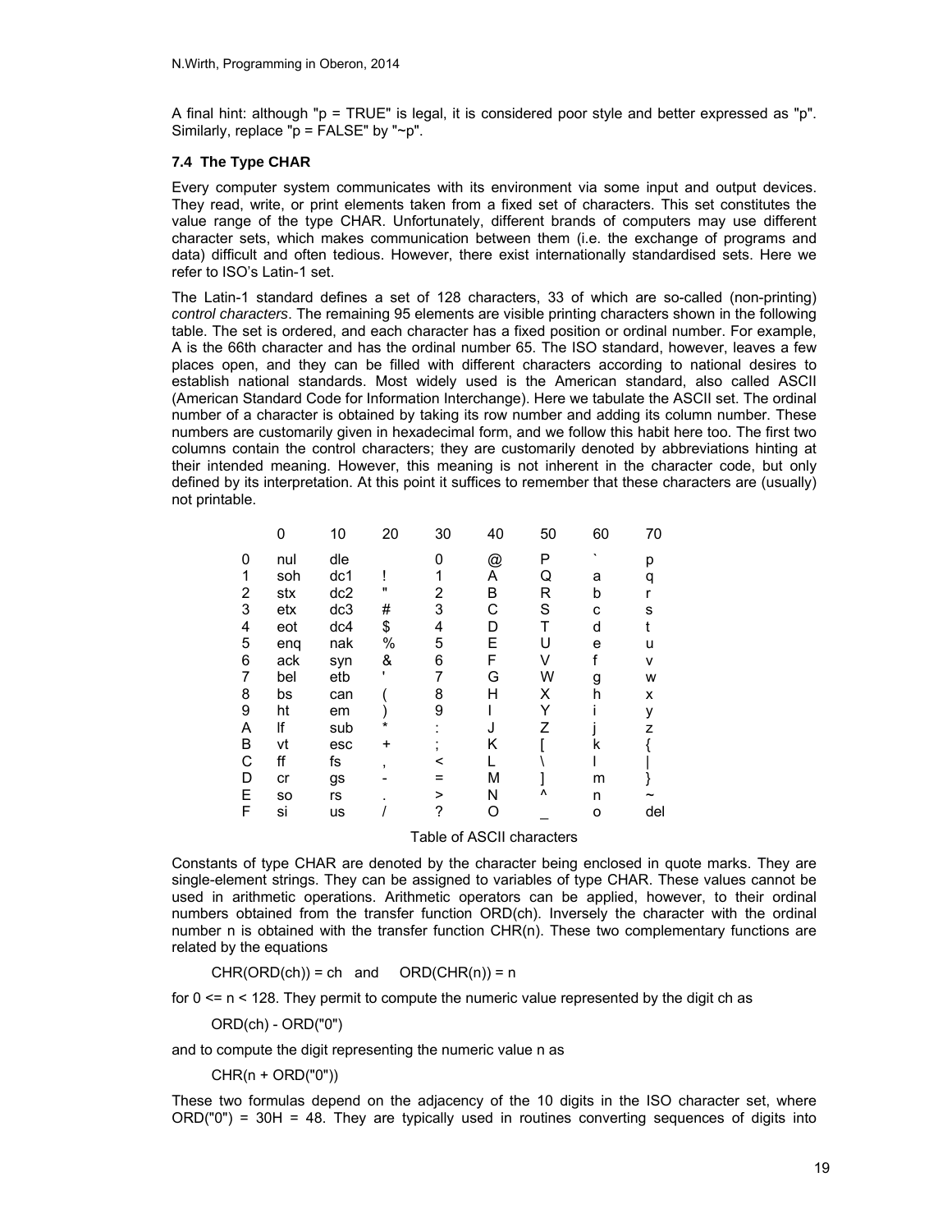A final hint: although "p = TRUE" is legal, it is considered poor style and better expressed as "p". Similarly, replace "p = FALSE" by "~p".

### 7.4 The Type CHAR

Every computer system communicates with its environment via some input and output devices. They read, write, or print elements taken from a fixed set of characters. This set constitutes the value range of the type CHAR. Unfortunately, different brands of computers may use different character sets, which makes communication between them (i.e. the exchange of programs and data) difficult and often tedious. However, there exist internationally standardised sets. Here we refer to ISO's Latin-1 set.

The Latin-1 standard defines a set of 128 characters, 33 of which are so-called (non-printing) *control characters*. The remaining 95 elements are visible printing characters shown in the following table. The set is ordered, and each character has a fixed position or ordinal number. For example, A is the 66th character and has the ordinal number 65. The ISO standard, however, leaves a few places open, and they can be filled with different characters according to national desires to establish national standards. Most widely used is the American standard, also called ASCII (American Standard Code for Information Interchange). Here we tabulate the ASCII set. The ordinal number of a character is obtained by taking its row number and adding its column number. These numbers are customarily given in hexadecimal form, and we follow this habit here too. The first two columns contain the control characters; they are customarily denoted by abbreviations hinting at their intended meaning. However, this meaning is not inherent in the character code, but only defined by its interpretation. At this point it suffices to remember that these characters are (usually) not printable.

| | 0 | 10 | 20 | 30 | 40 | 50 | 60 | 70 |
|---|---|---|---|---|---|---|---|---|
| 0 | nul | dle | | 0 | @ | P | ` | p |
| 1 | soh | dc1 | ! | 1 | A | Q | a | q |
| 2 | stx | dc2 | " | 2 | B | R | b | r |
| 3 | etx | dc3 | # | 3 | C | S | c | s |
| 4 | eot | dc4 | $ | 4 | D | T | d | t |
| 5 | enq | nak | % | 5 | E | U | e | u |
| 6 | ack | syn | & | 6 | F | V | f | v |
| 7 | bel | etb | ' | 7 | G | W | g | w |
| 8 | bs | can | ( | 8 | H | X | h | x |
| 9 | ht | em | ) | 9 | I | Y | i | y |
| A | lf | sub | * | : | J | Z | j | z |
| B | vt | esc | + | ; | K | [ | k | { |
| C | ff | fs | , | < | L | \ | l | \| |
| D | cr | gs | - | = | M | ] | m | } |
| E | so | rs | . | > | N | ^ | n | ~ |
| F | si | us | / | ? | O | _ | o | del |

Table of ASCII characters

Constants of type CHAR are denoted by the character being enclosed in quote marks. They are single-element strings. They can be assigned to variables of type CHAR. These values cannot be used in arithmetic operations. Arithmetic operators can be applied, however, to their ordinal numbers obtained from the transfer function ORD(ch). Inversely the character with the ordinal number n is obtained with the transfer function CHR(n). These two complementary functions are related by the equations

```
CHR(ORD(ch)) = ch   and    ORD(CHR(n)) = n
```

for 0 <= n < 128. They permit to compute the numeric value represented by the digit ch as

```
ORD(ch) - ORD("0")
```

and to compute the digit representing the numeric value n as

```
CHR(n + ORD("0"))
```

These two formulas depend on the adjacency of the 10 digits in the ISO character set, where ORD("0") = 30H = 48. They are typically used in routines converting sequences of digits into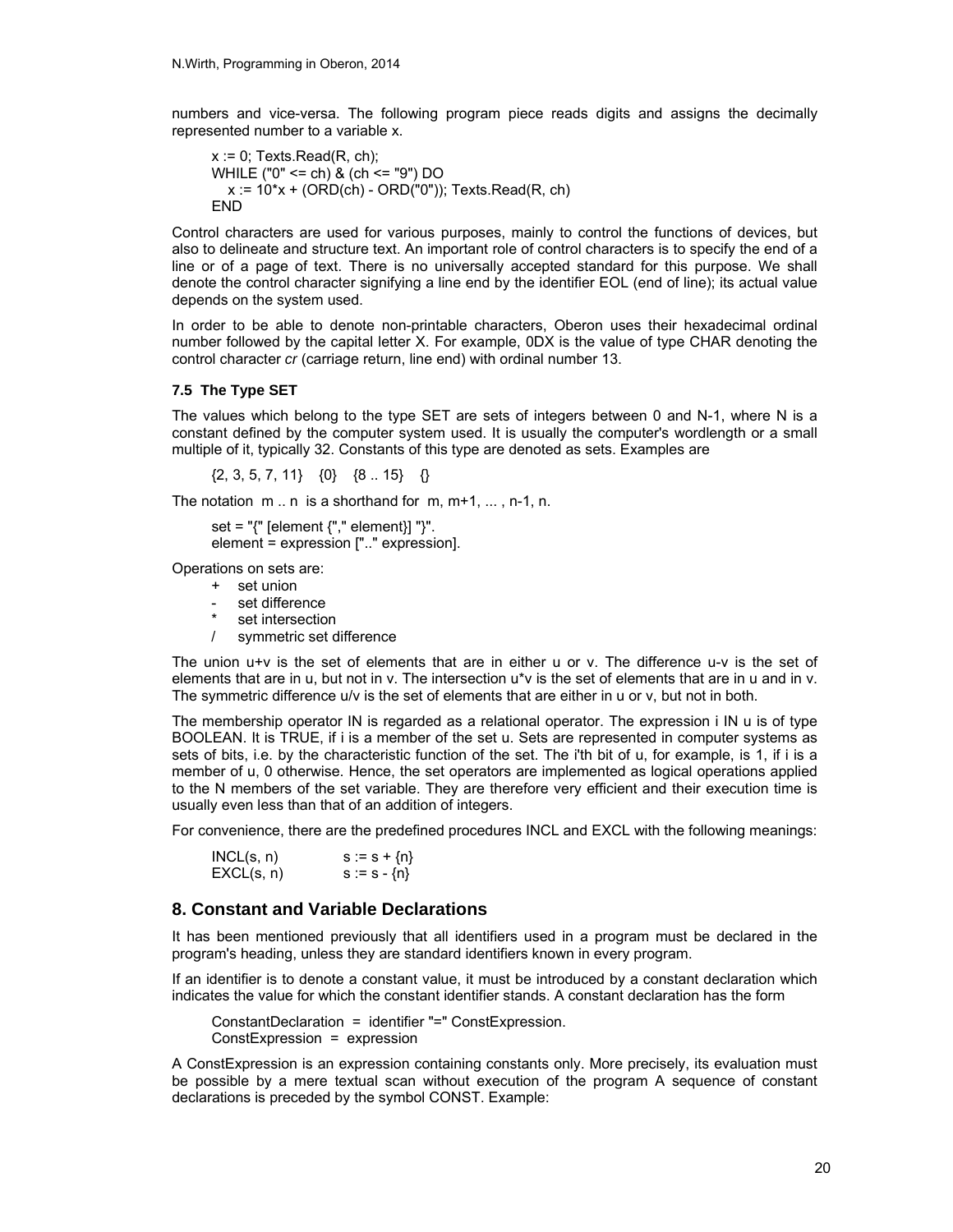numbers and vice-versa. The following program piece reads digits and assigns the decimally represented number to a variable x.

```
x := 0; Texts.Read(R, ch);
WHILE ("0" <= ch) & (ch <= "9") DO
   x := 10*x + (ORD(ch) - ORD("0")); Texts.Read(R, ch)
END
```

Control characters are used for various purposes, mainly to control the functions of devices, but also to delineate and structure text. An important role of control characters is to specify the end of a line or of a page of text. There is no universally accepted standard for this purpose. We shall denote the control character signifying a line end by the identifier EOL (end of line); its actual value depends on the system used.

In order to be able to denote non-printable characters, Oberon uses their hexadecimal ordinal number followed by the capital letter X. For example, 0DX is the value of type CHAR denoting the control character *cr* (carriage return, line end) with ordinal number 13.

### 7.5 The Type SET

The values which belong to the type SET are sets of integers between 0 and N-1, where N is a constant defined by the computer system used. It is usually the computer's wordlength or a small multiple of it, typically 32. Constants of this type are denoted as sets. Examples are

```
{2, 3, 5, 7, 11}    {0}    {8 .. 15}    {}
```

The notation m .. n is a shorthand for m, m+1, ... , n-1, n.

```
set = "{" [element {"," element}] "}".
element = expression [".." expression].
```

Operations on sets are:

- \+ set union
- \- set difference
- \* set intersection
- / symmetric set difference

The union u+v is the set of elements that are in either u or v. The difference u-v is the set of elements that are in u, but not in v. The intersection u*v is the set of elements that are in u and in v. The symmetric difference u/v is the set of elements that are either in u or v, but not in both.

The membership operator IN is regarded as a relational operator. The expression i IN u is of type BOOLEAN. It is TRUE, if i is a member of the set u. Sets are represented in computer systems as sets of bits, i.e. by the characteristic function of the set. The i'th bit of u, for example, is 1, if i is a member of u, 0 otherwise. Hence, the set operators are implemented as logical operations applied to the N members of the set variable. They are therefore very efficient and their execution time is usually even less than that of an addition of integers.

For convenience, there are the predefined procedures INCL and EXCL with the following meanings:

```
INCL(s, n)      s := s + {n}
EXCL(s, n)      s := s - {n}
```

## 8. Constant and Variable Declarations

It has been mentioned previously that all identifiers used in a program must be declared in the program's heading, unless they are standard identifiers known in every program.

If an identifier is to denote a constant value, it must be introduced by a constant declaration which indicates the value for which the constant identifier stands. A constant declaration has the form

```
ConstantDeclaration  =  identifier "=" ConstExpression.
ConstExpression  =  expression
```

A ConstExpression is an expression containing constants only. More precisely, its evaluation must be possible by a mere textual scan without execution of the program A sequence of constant declarations is preceded by the symbol CONST. Example: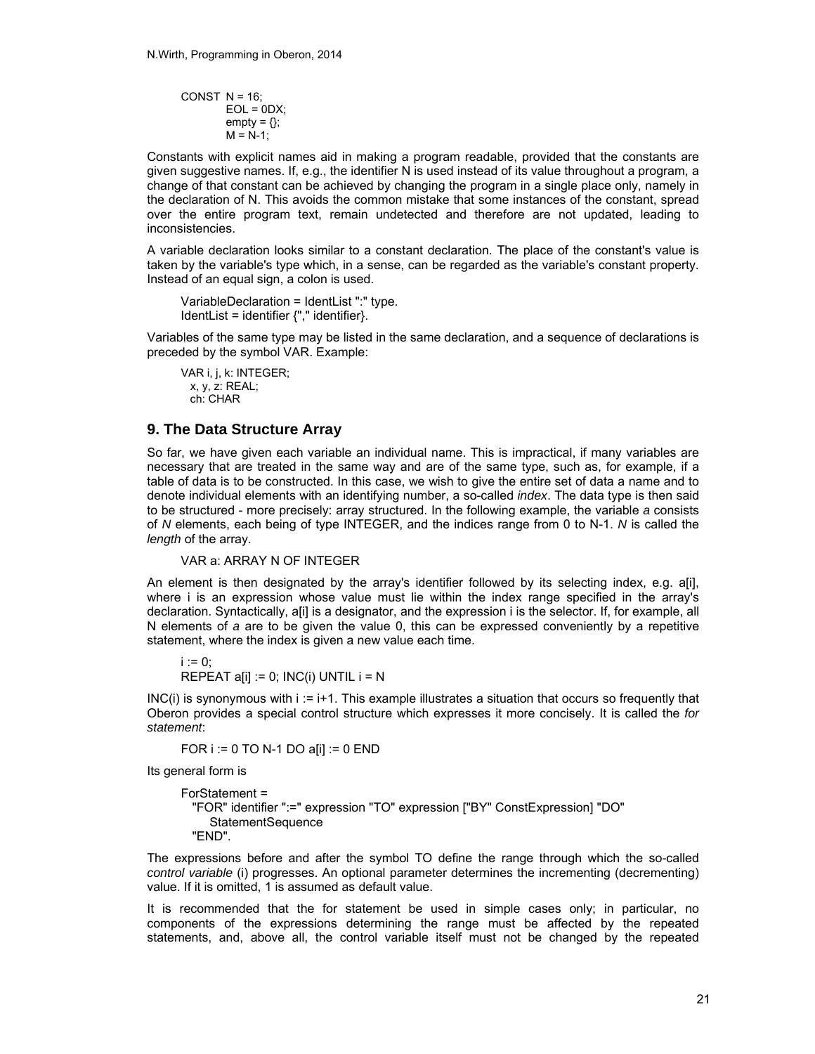```
CONST N = 16;
      EOL = 0DX;
      empty = {};
      M = N-1;
```

Constants with explicit names aid in making a program readable, provided that the constants are given suggestive names. If, e.g., the identifier N is used instead of its value throughout a program, a change of that constant can be achieved by changing the program in a single place only, namely in the declaration of N. This avoids the common mistake that some instances of the constant, spread over the entire program text, remain undetected and therefore are not updated, leading to inconsistencies.

A variable declaration looks similar to a constant declaration. The place of the constant's value is taken by the variable's type which, in a sense, can be regarded as the variable's constant property. Instead of an equal sign, a colon is used.

```
VariableDeclaration = IdentList ":" type.
IdentList = identifier {"," identifier}.
```

Variables of the same type may be listed in the same declaration, and a sequence of declarations is preceded by the symbol VAR. Example:

```
VAR i, j, k: INTEGER;
  x, y, z: REAL;
  ch: CHAR
```

## 9. The Data Structure Array

So far, we have given each variable an individual name. This is impractical, if many variables are necessary that are treated in the same way and are of the same type, such as, for example, if a table of data is to be constructed. In this case, we wish to give the entire set of data a name and to denote individual elements with an identifying number, a so-called *index*. The data type is then said to be structured - more precisely: array structured. In the following example, the variable *a* consists of *N* elements, each being of type INTEGER, and the indices range from 0 to N-1. *N* is called the *length* of the array.

```
VAR a: ARRAY N OF INTEGER
```

An element is then designated by the array's identifier followed by its selecting index, e.g. a[i], where i is an expression whose value must lie within the index range specified in the array's declaration. Syntactically, a[i] is a designator, and the expression i is the selector. If, for example, all N elements of *a* are to be given the value 0, this can be expressed conveniently by a repetitive statement, where the index is given a new value each time.

```
i := 0;
REPEAT a[i] := 0; INC(i) UNTIL i = N
```

INC(i) is synonymous with i := i+1. This example illustrates a situation that occurs so frequently that Oberon provides a special control structure which expresses it more concisely. It is called the *for statement*:

```
FOR i := 0 TO N-1 DO a[i] := 0 END
```

Its general form is

```
ForStatement =
  "FOR" identifier ":=" expression "TO" expression ["BY" ConstExpression] "DO"
     StatementSequence
  "END".
```

The expressions before and after the symbol TO define the range through which the so-called *control variable* (i) progresses. An optional parameter determines the incrementing (decrementing) value. If it is omitted, 1 is assumed as default value.

It is recommended that the for statement be used in simple cases only; in particular, no components of the expressions determining the range must be affected by the repeated statements, and, above all, the control variable itself must not be changed by the repeated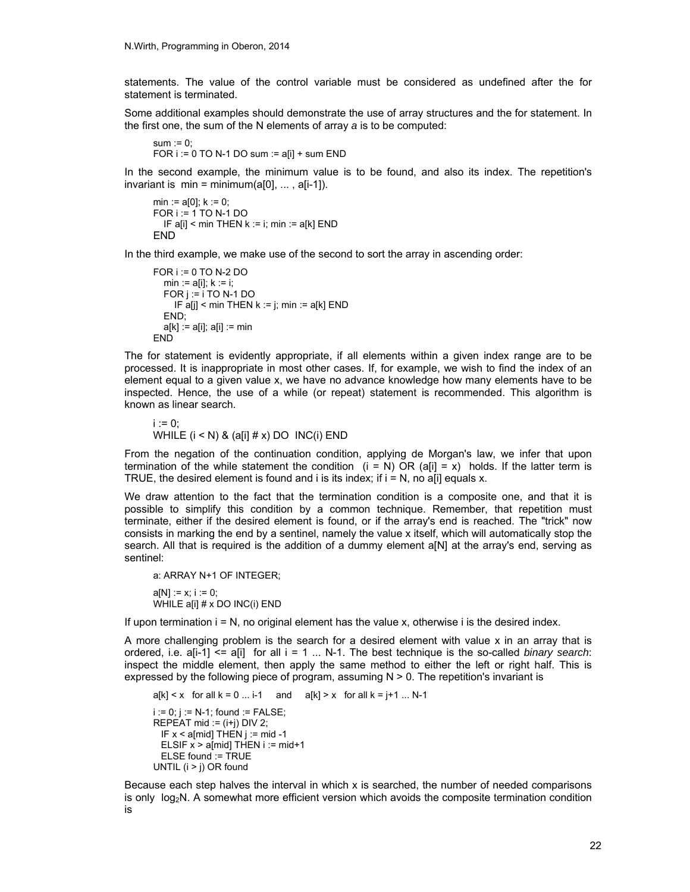statements. The value of the control variable must be considered as undefined after the for statement is terminated.

Some additional examples should demonstrate the use of array structures and the for statement. In the first one, the sum of the N elements of array *a* is to be computed:

```
sum := 0;
FOR i := 0 TO N-1 DO sum := a[i] + sum END
```

In the second example, the minimum value is to be found, and also its index. The repetition's invariant is min = minimum(a[0], ... , a[i-1]).

```
min := a[0]; k := 0;
FOR i := 1 TO N-1 DO
  IF a[i] < min THEN k := i; min := a[k] END
END
```

In the third example, we make use of the second to sort the array in ascending order:

```
FOR i := 0 TO N-2 DO
  min := a[i]; k := i;
  FOR j := i TO N-1 DO
    IF a[j] < min THEN k := j; min := a[k] END
  END;
  a[k] := a[i]; a[i] := min
END
```

The for statement is evidently appropriate, if all elements within a given index range are to be processed. It is inappropriate in most other cases. If, for example, we wish to find the index of an element equal to a given value x, we have no advance knowledge how many elements have to be inspected. Hence, the use of a while (or repeat) statement is recommended. This algorithm is known as linear search.

```
i := 0;
WHILE (i < N) & (a[i] # x) DO  INC(i) END
```

From the negation of the continuation condition, applying de Morgan's law, we infer that upon termination of the while statement the condition (i = N) OR (a[i] = x) holds. If the latter term is TRUE, the desired element is found and i is its index; if i = N, no a[i] equals x.

We draw attention to the fact that the termination condition is a composite one, and that it is possible to simplify this condition by a common technique. Remember, that repetition must terminate, either if the desired element is found, or if the array's end is reached. The "trick" now consists in marking the end by a sentinel, namely the value x itself, which will automatically stop the search. All that is required is the addition of a dummy element a[N] at the array's end, serving as sentinel:

```
a: ARRAY N+1 OF INTEGER;

a[N] := x; i := 0;
WHILE a[i] # x DO INC(i) END
```

If upon termination i = N, no original element has the value x, otherwise i is the desired index.

A more challenging problem is the search for a desired element with value x in an array that is ordered, i.e. a[i-1] <= a[i] for all i = 1 ... N-1. The best technique is the so-called *binary search*: inspect the middle element, then apply the same method to either the left or right half. This is expressed by the following piece of program, assuming N > 0. The repetition's invariant is

```
a[k] < x   for all k = 0 ... i-1     and     a[k] > x   for all k = j+1 ... N-1

i := 0; j := N-1; found := FALSE;
REPEAT mid := (i+j) DIV 2;
  IF x < a[mid] THEN j := mid -1
  ELSIF x > a[mid] THEN i := mid+1
  ELSE found := TRUE
UNTIL (i > j) OR found
```

Because each step halves the interval in which x is searched, the number of needed comparisons is only $\log_2 N$. A somewhat more efficient version which avoids the composite termination condition is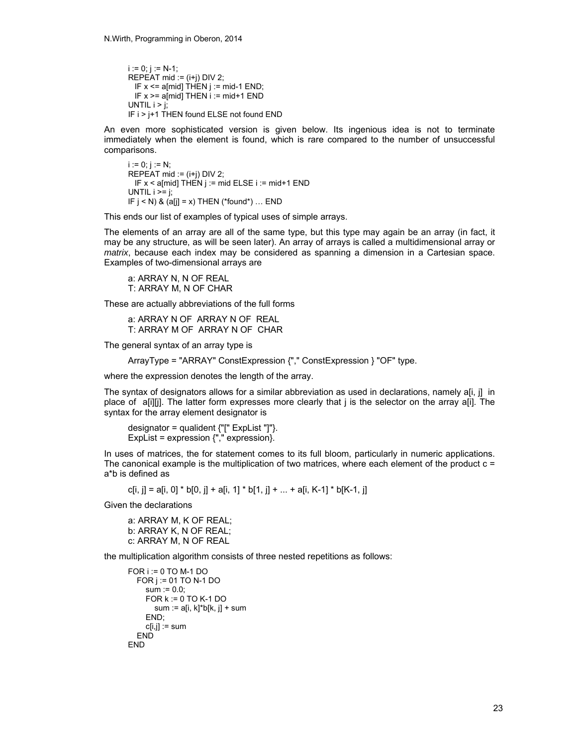```
i := 0; j := N-1;
REPEAT mid := (i+j) DIV 2;
  IF x <= a[mid] THEN j := mid-1 END;
  IF x >= a[mid] THEN i := mid+1 END
UNTIL i > j;
IF i > j+1 THEN found ELSE not found END
```

An even more sophisticated version is given below. Its ingenious idea is not to terminate immediately when the element is found, which is rare compared to the number of unsuccessful comparisons.

```
i := 0; j := N;
REPEAT mid := (i+j) DIV 2;
  IF x < a[mid] THEN j := mid ELSE i := mid+1 END
UNTIL i >= j;
IF j < N) & (a[j] = x) THEN (*found*) … END
```

This ends our list of examples of typical uses of simple arrays.

The elements of an array are all of the same type, but this type may again be an array (in fact, it may be any structure, as will be seen later). An array of arrays is called a multidimensional array or *matrix*, because each index may be considered as spanning a dimension in a Cartesian space. Examples of two-dimensional arrays are

```
a: ARRAY N, N OF REAL
T: ARRAY M, N OF CHAR
```

These are actually abbreviations of the full forms

```
a: ARRAY N OF  ARRAY N OF  REAL
T: ARRAY M OF  ARRAY N OF  CHAR
```

The general syntax of an array type is

```
ArrayType = "ARRAY" ConstExpression {"," ConstExpression } "OF" type.
```

where the expression denotes the length of the array.

The syntax of designators allows for a similar abbreviation as used in declarations, namely a[i, j] in place of a[i][j]. The latter form expresses more clearly that j is the selector on the array a[i]. The syntax for the array element designator is

```
designator = qualident {"[" ExpList "]"}.
ExpList = expression {"," expression}.
```

In uses of matrices, the for statement comes to its full bloom, particularly in numeric applications. The canonical example is the multiplication of two matrices, where each element of the product c = a*b is defined as

```
c[i, j] = a[i, 0] * b[0, j] + a[i, 1] * b[1, j] + ... + a[i, K-1] * b[K-1, j]
```

Given the declarations

```
a: ARRAY M, K OF REAL;
b: ARRAY K, N OF REAL;
c: ARRAY M, N OF REAL
```

the multiplication algorithm consists of three nested repetitions as follows:

```
FOR i := 0 TO M-1 DO
  FOR j := 01 TO N-1 DO
    sum := 0.0;
    FOR k := 0 TO K-1 DO
      sum := a[i, k]*b[k, j] + sum
    END;
    c[i,j] := sum
  END
END
```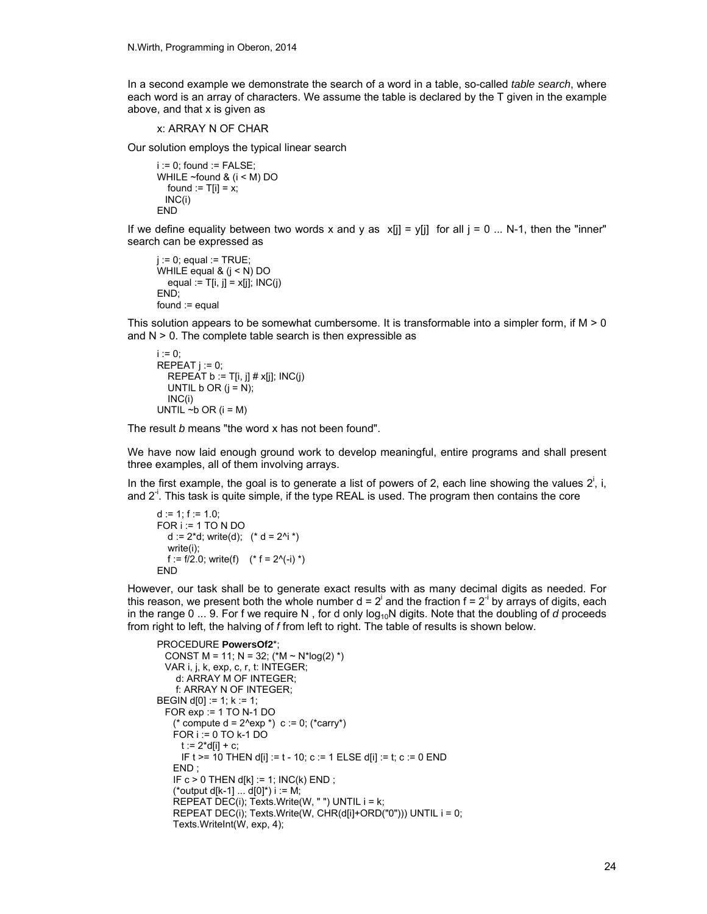In a second example we demonstrate the search of a word in a table, so-called *table search*, where each word is an array of characters. We assume the table is declared by the T given in the example above, and that x is given as

```
x: ARRAY N OF CHAR
```

Our solution employs the typical linear search

```
i := 0; found := FALSE;
WHILE ~found & (i < M) DO
   found := T[i] = x;
  INC(i)
END
```

If we define equality between two words x and y as  x[j] = y[j]  for all j = 0 ... N-1, then the "inner" search can be expressed as

```
j := 0; equal := TRUE;
WHILE equal & (j < N) DO
   equal := T[i, j] = x[j]; INC(j)
END;
found := equal
```

This solution appears to be somewhat cumbersome. It is transformable into a simpler form, if M > 0 and N > 0. The complete table search is then expressible as

```
i := 0;
REPEAT j := 0;
   REPEAT b := T[i, j] # x[j]; INC(j)
   UNTIL b OR (j = N);
   INC(i)
UNTIL ~b OR (i = M)
```

The result *b* means "the word x has not been found".

We have now laid enough ground work to develop meaningful, entire programs and shall present three examples, all of them involving arrays.

In the first example, the goal is to generate a list of powers of 2, each line showing the values $2^i$, i, and $2^{-i}$. This task is quite simple, if the type REAL is used. The program then contains the core

```
d := 1; f := 1.0;
FOR i := 1 TO N DO
   d := 2*d; write(d);   (* d = 2^i *)
   write(i);
   f := f/2.0; write(f)   (* f = 2^(-i) *)
END
```

However, our task shall be to generate exact results with as many decimal digits as needed. For this reason, we present both the whole number $d = 2^i$ and the fraction $f = 2^{-i}$ by arrays of digits, each in the range 0 ... 9. For f we require N , for d only $\log_{10}N$ digits. Note that the doubling of *d* proceeds from right to left, the halving of *f* from left to right. The table of results is shown below.

```
PROCEDURE PowersOf2*;
  CONST M = 11; N = 32; (*M ~ N*log(2) *)
  VAR i, j, k, exp, c, r, t: INTEGER;
     d: ARRAY M OF INTEGER;
     f: ARRAY N OF INTEGER;
BEGIN d[0] := 1; k := 1;
  FOR exp := 1 TO N-1 DO
    (* compute d = 2^exp *)  c := 0; (*carry*)
    FOR i := 0 TO k-1 DO
      t := 2*d[i] + c;
      IF t >= 10 THEN d[i] := t - 10; c := 1 ELSE d[i] := t; c := 0 END
    END ;
    IF c > 0 THEN d[k] := 1; INC(k) END ;
    (*output d[k-1] ... d[0]*) i := M;
    REPEAT DEC(i); Texts.Write(W, " ") UNTIL i = k;
    REPEAT DEC(i); Texts.Write(W, CHR(d[i]+ORD("0"))) UNTIL i = 0;
    Texts.WriteInt(W, exp, 4);
```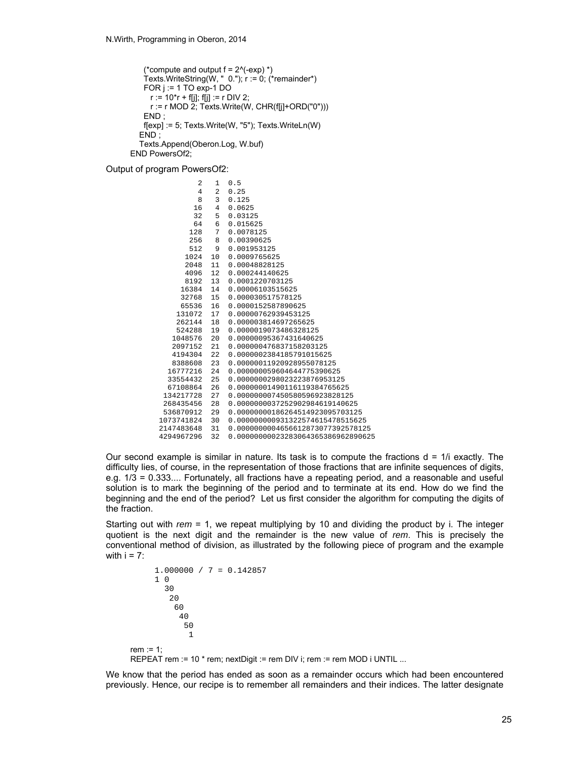```
        (*compute and output f = 2^(-exp) *)
        Texts.WriteString(W, "  0."); r := 0; (*remainder*)
        FOR j := 1 TO exp-1 DO
          r := 10*r + f[j]; f[j] := r DIV 2;
          r := r MOD 2; Texts.Write(W, CHR(f[j]+ORD("0")))
        END ;
        f[exp] := 5; Texts.Write(W, "5"); Texts.WriteLn(W)
      END ;
      Texts.Append(Oberon.Log, W.buf)
    END PowersOf2;
```

Output of program PowersOf2:

```
         2   1  0.5
         4   2  0.25
         8   3  0.125
        16   4  0.0625
        32   5  0.03125
        64   6  0.015625
       128   7  0.0078125
       256   8  0.00390625
       512   9  0.001953125
      1024  10  0.0009765625
      2048  11  0.00048828125
      4096  12  0.000244140625
      8192  13  0.0001220703125
     16384  14  0.00006103515625
     32768  15  0.000030517578125
     65536  16  0.0000152587890625
    131072  17  0.00000762939453125
    262144  18  0.000003814697265625
    524288  19  0.0000019073486328125
   1048576  20  0.00000095367431640625
   2097152  21  0.000000476837158203125
   4194304  22  0.0000002384185791015625
   8388608  23  0.00000011920928955078125
  16777216  24  0.000000059604644775390625
  33554432  25  0.0000000298023223876953125
  67108864  26  0.00000001490116119384765625
 134217728  27  0.000000007450580596923828125
 268435456  28  0.0000000037252902984619140625
 536870912  29  0.00000000186264514923095703125
1073741824  30  0.000000000931322574615478515625
2147483648  31  0.0000000004656612873077392578125
4294967296  32  0.00000000023283064365386962890625
```

Our second example is similar in nature. Its task is to compute the fractions d = 1/i exactly. The difficulty lies, of course, in the representation of those fractions that are infinite sequences of digits, e.g. 1/3 = 0.333.... Fortunately, all fractions have a repeating period, and a reasonable and useful solution is to mark the beginning of the period and to terminate at its end. How do we find the beginning and the end of the period? Let us first consider the algorithm for computing the digits of the fraction.

Starting out with *rem* = 1, we repeat multiplying by 10 and dividing the product by i. The integer quotient is the next digit and the remainder is the new value of *rem*. This is precisely the conventional method of division, as illustrated by the following piece of program and the example with i = 7:

```
1.000000 / 7 = 0.142857
1 0
  30
   20
    60
     40
      50
       1
```

```
rem := 1;
REPEAT rem := 10 * rem; nextDigit := rem DIV i; rem := rem MOD i UNTIL ...
```

We know that the period has ended as soon as a remainder occurs which had been encountered previously. Hence, our recipe is to remember all remainders and their indices. The latter designate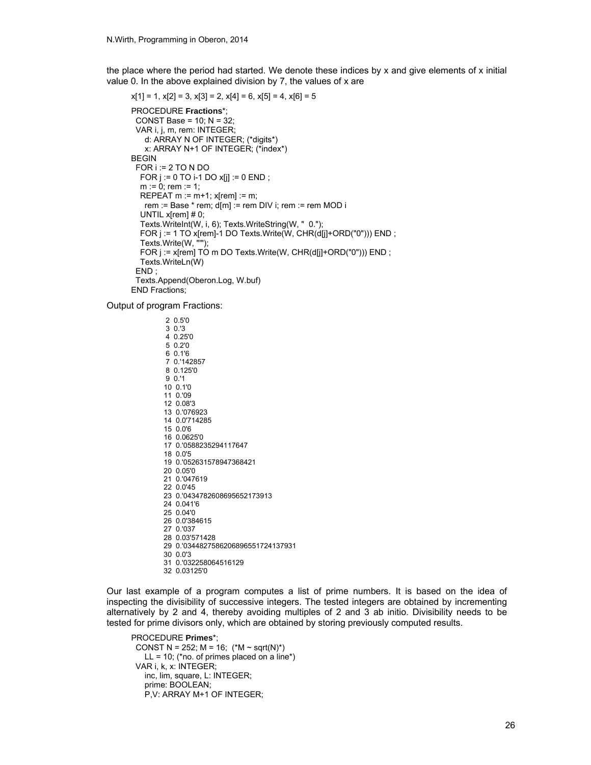the place where the period had started. We denote these indices by x and give elements of x initial value 0. In the above explained division by 7, the values of x are

```
x[1] = 1, x[2] = 3, x[3] = 2, x[4] = 6, x[5] = 4, x[6] = 5
```

```
PROCEDURE Fractions*;
  CONST Base = 10; N = 32;
  VAR i, j, m, rem: INTEGER;
    d: ARRAY N OF INTEGER; (*digits*)
    x: ARRAY N+1 OF INTEGER; (*index*)
BEGIN
  FOR i := 2 TO N DO
    FOR j := 0 TO i-1 DO x[j] := 0 END ;
    m := 0; rem := 1;
    REPEAT m := m+1; x[rem] := m;
      rem := Base * rem; d[m] := rem DIV i; rem := rem MOD i
    UNTIL x[rem] # 0;
    Texts.WriteInt(W, i, 6); Texts.WriteString(W, "  0.");
    FOR j := 1 TO x[rem]-1 DO Texts.Write(W, CHR(d[j]+ORD("0"))) END ;
    Texts.Write(W, "'");
    FOR j := x[rem] TO m DO Texts.Write(W, CHR(d[j]+ORD("0"))) END ;
    Texts.WriteLn(W)
  END ;
  Texts.Append(Oberon.Log, W.buf)
END Fractions;
```

Output of program Fractions:

```
 2  0.5'0
 3  0.'3
 4  0.25'0
 5  0.2'0
 6  0.1'6
 7  0.'142857
 8  0.125'0
 9  0.'1
10  0.1'0
11  0.'09
12  0.08'3
13  0.'076923
14  0.0'714285
15  0.0'6
16  0.0625'0
17  0.'0588235294117647
18  0.0'5
19  0.'052631578947368421
20  0.05'0
21  0.'047619
22  0.0'45
23  0.'0434782608695652173913
24  0.041'6
25  0.04'0
26  0.0'384615
27  0.'037
28  0.03'571428
29  0.'0344827586206896551724137931
30  0.0'3
31  0.'032258064516129
32  0.03125'0
```

Our last example of a program computes a list of prime numbers. It is based on the idea of inspecting the divisibility of successive integers. The tested integers are obtained by incrementing alternatively by 2 and 4, thereby avoiding multiples of 2 and 3 ab initio. Divisibility needs to be tested for prime divisors only, which are obtained by storing previously computed results.

```
PROCEDURE Primes*;
  CONST N = 252; M = 16;  (*M ~ sqrt(N)*)
    LL = 10; (*no. of primes placed on a line*)
  VAR i, k, x: INTEGER;
    inc, lim, square, L: INTEGER;
    prime: BOOLEAN;
    P,V: ARRAY M+1 OF INTEGER;
```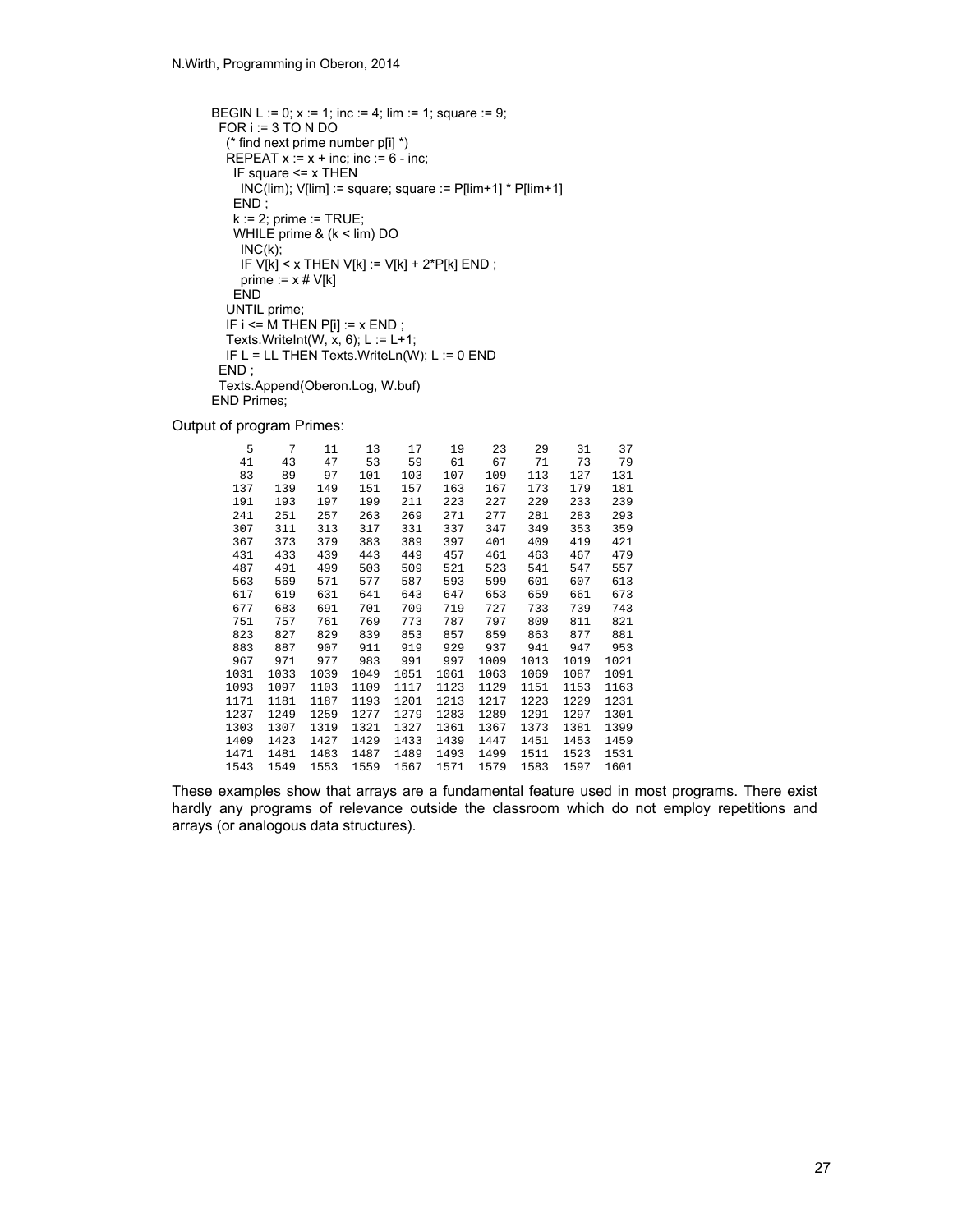```
BEGIN L := 0; x := 1; inc := 4; lim := 1; square := 9;
  FOR i := 3 TO N DO
    (* find next prime number p[i] *)
    REPEAT x := x + inc; inc := 6 - inc;
      IF square <= x THEN
        INC(lim); V[lim] := square; square := P[lim+1] * P[lim+1]
      END ;
      k := 2; prime := TRUE;
      WHILE prime & (k < lim) DO
        INC(k);
        IF V[k] < x THEN V[k] := V[k] + 2*P[k] END ;
        prime := x # V[k]
      END
    UNTIL prime;
    IF i <= M THEN P[i] := x END ;
    Texts.WriteInt(W, x, 6); L := L+1;
    IF L = LL THEN Texts.WriteLn(W); L := 0 END
  END ;
  Texts.Append(Oberon.Log, W.buf)
END Primes;
```

Output of program Primes:

```
     5     7    11    13    17    19    23    29    31    37
    41    43    47    53    59    61    67    71    73    79
    83    89    97   101   103   107   109   113   127   131
   137   139   149   151   157   163   167   173   179   181
   191   193   197   199   211   223   227   229   233   239
   241   251   257   263   269   271   277   281   283   293
   307   311   313   317   331   337   347   349   353   359
   367   373   379   383   389   397   401   409   419   421
   431   433   439   443   449   457   461   463   467   479
   487   491   499   503   509   521   523   541   547   557
   563   569   571   577   587   593   599   601   607   613
   617   619   631   641   643   647   653   659   661   673
   677   683   691   701   709   719   727   733   739   743
   751   757   761   769   773   787   797   809   811   821
   823   827   829   839   853   857   859   863   877   881
   883   887   907   911   919   929   937   941   947   953
   967   971   977   983   991   997  1009  1013  1019  1021
  1031  1033  1039  1049  1051  1061  1063  1069  1087  1091
  1093  1097  1103  1109  1117  1123  1129  1151  1153  1163
  1171  1181  1187  1193  1201  1213  1217  1223  1229  1231
  1237  1249  1259  1277  1279  1283  1289  1291  1297  1301
  1303  1307  1319  1321  1327  1361  1367  1373  1381  1399
  1409  1423  1427  1429  1433  1439  1447  1451  1453  1459
  1471  1481  1483  1487  1489  1493  1499  1511  1523  1531
  1543  1549  1553  1559  1567  1571  1579  1583  1597  1601
```

These examples show that arrays are a fundamental feature used in most programs. There exist hardly any programs of relevance outside the classroom which do not employ repetitions and arrays (or analogous data structures).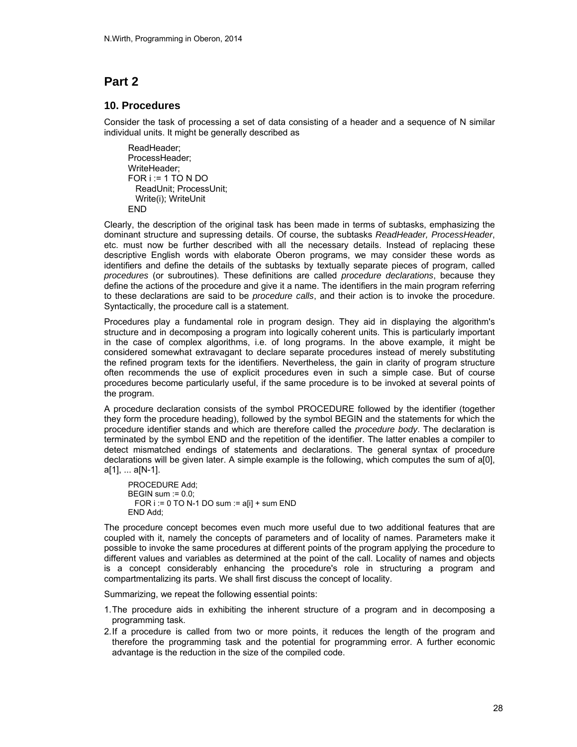# Part 2

## 10. Procedures

Consider the task of processing a set of data consisting of a header and a sequence of N similar individual units. It might be generally described as

```
ReadHeader;
ProcessHeader;
WriteHeader;
FOR i := 1 TO N DO
  ReadUnit; ProcessUnit;
  Write(i); WriteUnit
END
```

Clearly, the description of the original task has been made in terms of subtasks, emphasizing the dominant structure and supressing details. Of course, the subtasks *ReadHeader, ProcessHeader*, etc. must now be further described with all the necessary details. Instead of replacing these descriptive English words with elaborate Oberon programs, we may consider these words as identifiers and define the details of the subtasks by textually separate pieces of program, called *procedures* (or subroutines). These definitions are called *procedure declarations*, because they define the actions of the procedure and give it a name. The identifiers in the main program referring to these declarations are said to be *procedure calls*, and their action is to invoke the procedure. Syntactically, the procedure call is a statement.

Procedures play a fundamental role in program design. They aid in displaying the algorithm's structure and in decomposing a program into logically coherent units. This is particularly important in the case of complex algorithms, i.e. of long programs. In the above example, it might be considered somewhat extravagant to declare separate procedures instead of merely substituting the refined program texts for the identifiers. Nevertheless, the gain in clarity of program structure often recommends the use of explicit procedures even in such a simple case. But of course procedures become particularly useful, if the same procedure is to be invoked at several points of the program.

A procedure declaration consists of the symbol PROCEDURE followed by the identifier (together they form the procedure heading), followed by the symbol BEGIN and the statements for which the procedure identifier stands and which are therefore called the *procedure body*. The declaration is terminated by the symbol END and the repetition of the identifier. The latter enables a compiler to detect mismatched endings of statements and declarations. The general syntax of procedure declarations will be given later. A simple example is the following, which computes the sum of a[0], a[1], ... a[N-1].

```
PROCEDURE Add;
BEGIN sum := 0.0;
  FOR i := 0 TO N-1 DO sum := a[i] + sum END
END Add;
```

The procedure concept becomes even much more useful due to two additional features that are coupled with it, namely the concepts of parameters and of locality of names. Parameters make it possible to invoke the same procedures at different points of the program applying the procedure to different values and variables as determined at the point of the call. Locality of names and objects is a concept considerably enhancing the procedure's role in structuring a program and compartmentalizing its parts. We shall first discuss the concept of locality.

Summarizing, we repeat the following essential points:

1. The procedure aids in exhibiting the inherent structure of a program and in decomposing a programming task.
2. If a procedure is called from two or more points, it reduces the length of the program and therefore the programming task and the potential for programming error. A further economic advantage is the reduction in the size of the compiled code.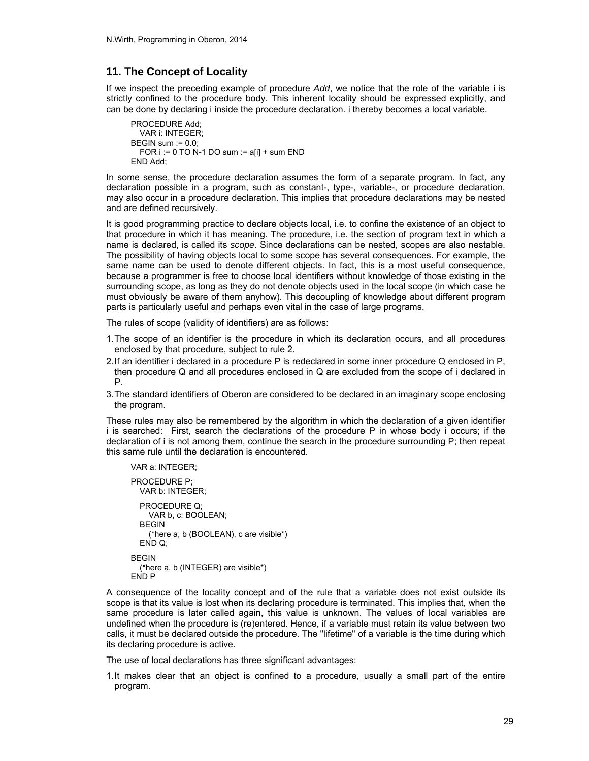## 11. The Concept of Locality

If we inspect the preceding example of procedure *Add*, we notice that the role of the variable i is strictly confined to the procedure body. This inherent locality should be expressed explicitly, and can be done by declaring i inside the procedure declaration. i thereby becomes a local variable.

```
PROCEDURE Add;
  VAR i: INTEGER;
BEGIN sum := 0.0;
  FOR i := 0 TO N-1 DO sum := a[i] + sum END
END Add;
```

In some sense, the procedure declaration assumes the form of a separate program. In fact, any declaration possible in a program, such as constant-, type-, variable-, or procedure declaration, may also occur in a procedure declaration. This implies that procedure declarations may be nested and are defined recursively.

It is good programming practice to declare objects local, i.e. to confine the existence of an object to that procedure in which it has meaning. The procedure, i.e. the section of program text in which a name is declared, is called its *scope*. Since declarations can be nested, scopes are also nestable. The possibility of having objects local to some scope has several consequences. For example, the same name can be used to denote different objects. In fact, this is a most useful consequence, because a programmer is free to choose local identifiers without knowledge of those existing in the surrounding scope, as long as they do not denote objects used in the local scope (in which case he must obviously be aware of them anyhow). This decoupling of knowledge about different program parts is particularly useful and perhaps even vital in the case of large programs.

The rules of scope (validity of identifiers) are as follows:

1. The scope of an identifier is the procedure in which its declaration occurs, and all procedures enclosed by that procedure, subject to rule 2.
2. If an identifier i declared in a procedure P is redeclared in some inner procedure Q enclosed in P, then procedure Q and all procedures enclosed in Q are excluded from the scope of i declared in P.
3. The standard identifiers of Oberon are considered to be declared in an imaginary scope enclosing the program.

These rules may also be remembered by the algorithm in which the declaration of a given identifier i is searched: First, search the declarations of the procedure P in whose body i occurs; if the declaration of i is not among them, continue the search in the procedure surrounding P; then repeat this same rule until the declaration is encountered.

```
VAR a: INTEGER;

PROCEDURE P;
  VAR b: INTEGER;

  PROCEDURE Q;
    VAR b, c: BOOLEAN;
  BEGIN
    (*here a, b (BOOLEAN), c are visible*)
  END Q;

BEGIN
  (*here a, b (INTEGER) are visible*)
END P
```

A consequence of the locality concept and of the rule that a variable does not exist outside its scope is that its value is lost when its declaring procedure is terminated. This implies that, when the same procedure is later called again, this value is unknown. The values of local variables are undefined when the procedure is (re)entered. Hence, if a variable must retain its value between two calls, it must be declared outside the procedure. The "lifetime" of a variable is the time during which its declaring procedure is active.

The use of local declarations has three significant advantages:

1. It makes clear that an object is confined to a procedure, usually a small part of the entire program.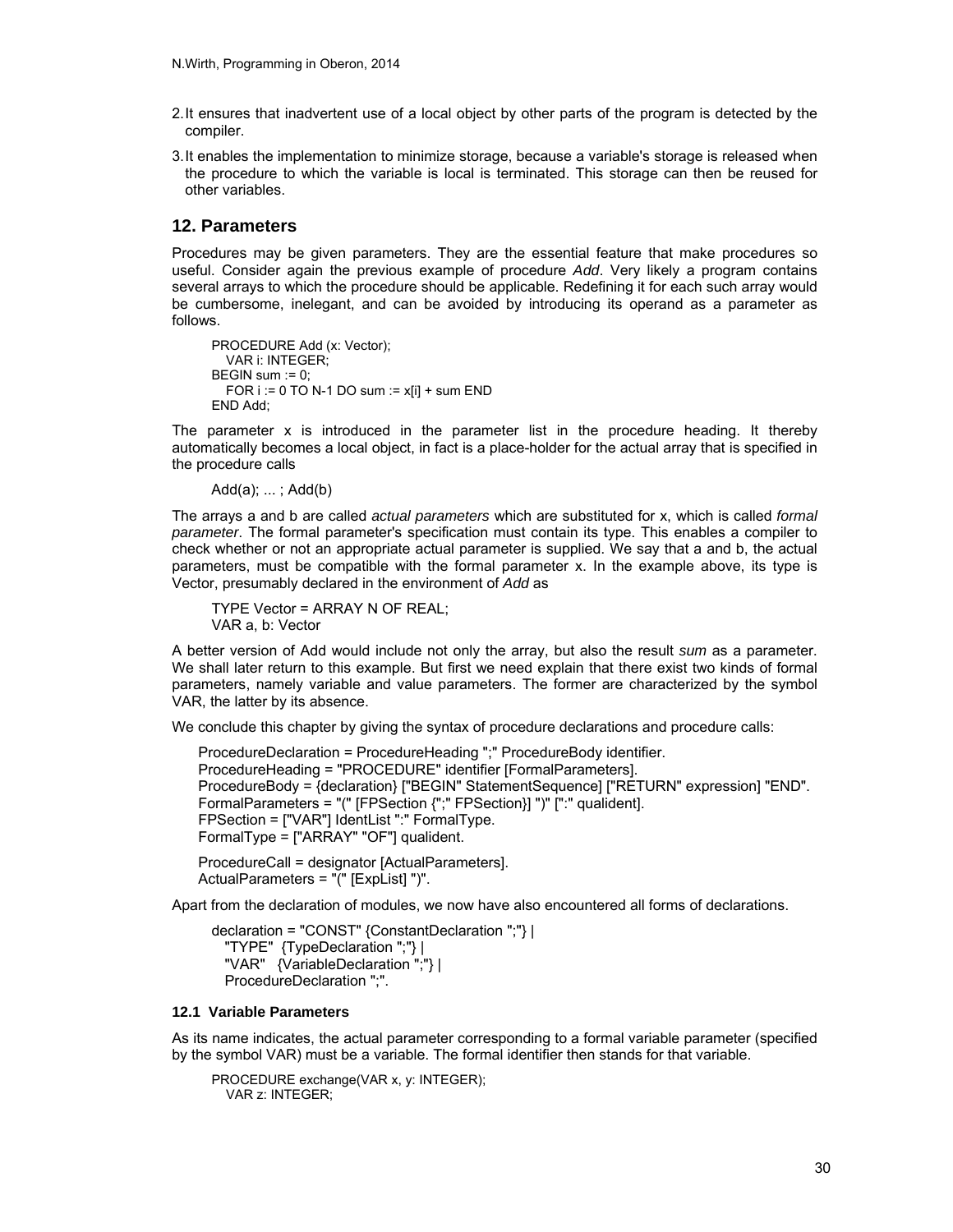2. It ensures that inadvertent use of a local object by other parts of the program is detected by the compiler.
3. It enables the implementation to minimize storage, because a variable's storage is released when the procedure to which the variable is local is terminated. This storage can then be reused for other variables.

## 12. Parameters

Procedures may be given parameters. They are the essential feature that make procedures so useful. Consider again the previous example of procedure *Add*. Very likely a program contains several arrays to which the procedure should be applicable. Redefining it for each such array would be cumbersome, inelegant, and can be avoided by introducing its operand as a parameter as follows.

```
PROCEDURE Add (x: Vector);
  VAR i: INTEGER;
BEGIN sum := 0;
  FOR i := 0 TO N-1 DO sum := x[i] + sum END
END Add;
```

The parameter x is introduced in the parameter list in the procedure heading. It thereby automatically becomes a local object, in fact is a place-holder for the actual array that is specified in the procedure calls

```
Add(a); ... ; Add(b)
```

The arrays a and b are called *actual parameters* which are substituted for x, which is called *formal parameter*. The formal parameter's specification must contain its type. This enables a compiler to check whether or not an appropriate actual parameter is supplied. We say that a and b, the actual parameters, must be compatible with the formal parameter x. In the example above, its type is Vector, presumably declared in the environment of *Add* as

```
TYPE Vector = ARRAY N OF REAL;
VAR a, b: Vector
```

A better version of Add would include not only the array, but also the result *sum* as a parameter. We shall later return to this example. But first we need explain that there exist two kinds of formal parameters, namely variable and value parameters. The former are characterized by the symbol VAR, the latter by its absence.

We conclude this chapter by giving the syntax of procedure declarations and procedure calls:

```
ProcedureDeclaration = ProcedureHeading ";" ProcedureBody identifier.
ProcedureHeading = "PROCEDURE" identifier [FormalParameters].
ProcedureBody = {declaration} ["BEGIN" StatementSequence] ["RETURN" expression] "END".
FormalParameters = "(" [FPSection {";" FPSection}] ")" [":" qualident].
FPSection = ["VAR"] IdentList ":" FormalType.
FormalType = ["ARRAY" "OF"] qualident.

ProcedureCall = designator [ActualParameters].
ActualParameters = "(" [ExpList] ")".
```

Apart from the declaration of modules, we now have also encountered all forms of declarations.

```
declaration = "CONST" {ConstantDeclaration ";"} |
  "TYPE"  {TypeDeclaration ";"} |
  "VAR"   {VariableDeclaration ";"} |
  ProcedureDeclaration ";".
```

### 12.1 Variable Parameters

As its name indicates, the actual parameter corresponding to a formal variable parameter (specified by the symbol VAR) must be a variable. The formal identifier then stands for that variable.

```
PROCEDURE exchange(VAR x, y: INTEGER);
  VAR z: INTEGER;
```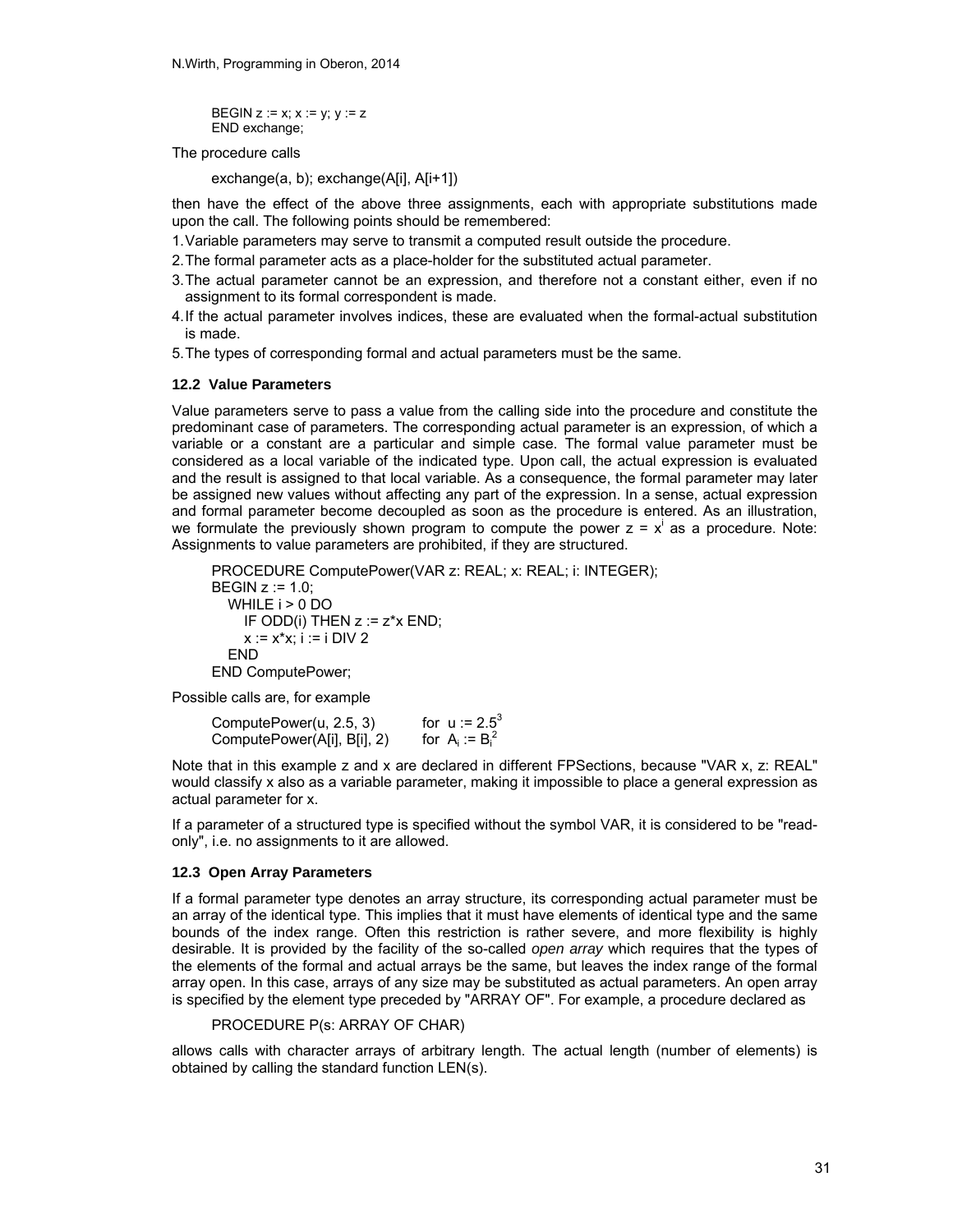```
BEGIN z := x; x := y; y := z
END exchange;
```

The procedure calls

```
exchange(a, b); exchange(A[i], A[i+1])
```

then have the effect of the above three assignments, each with appropriate substitutions made upon the call. The following points should be remembered:

1. Variable parameters may serve to transmit a computed result outside the procedure.
2. The formal parameter acts as a place-holder for the substituted actual parameter.
3. The actual parameter cannot be an expression, and therefore not a constant either, even if no assignment to its formal correspondent is made.
4. If the actual parameter involves indices, these are evaluated when the formal-actual substitution is made.
5. The types of corresponding formal and actual parameters must be the same.

### 12.2 Value Parameters

Value parameters serve to pass a value from the calling side into the procedure and constitute the predominant case of parameters. The corresponding actual parameter is an expression, of which a variable or a constant are a particular and simple case. The formal value parameter must be considered as a local variable of the indicated type. Upon call, the actual expression is evaluated and the result is assigned to that local variable. As a consequence, the formal parameter may later be assigned new values without affecting any part of the expression. In a sense, actual expression and formal parameter become decoupled as soon as the procedure is entered. As an illustration, we formulate the previously shown program to compute the power $z = x^i$ as a procedure. Note: Assignments to value parameters are prohibited, if they are structured.

```
PROCEDURE ComputePower(VAR z: REAL; x: REAL; i: INTEGER);
BEGIN z := 1.0;
  WHILE i > 0 DO
    IF ODD(i) THEN z := z*x END;
    x := x*x; i := i DIV 2
  END
END ComputePower;
```

Possible calls are, for example

```
ComputePower(u, 2.5, 3)        for u := 2.5^3
ComputePower(A[i], B[i], 2)    for A_i := B_i^2
```

Note that in this example z and x are declared in different FPSections, because "VAR x, z: REAL" would classify x also as a variable parameter, making it impossible to place a general expression as actual parameter for x.

If a parameter of a structured type is specified without the symbol VAR, it is considered to be "read-only", i.e. no assignments to it are allowed.

### 12.3 Open Array Parameters

If a formal parameter type denotes an array structure, its corresponding actual parameter must be an array of the identical type. This implies that it must have elements of identical type and the same bounds of the index range. Often this restriction is rather severe, and more flexibility is highly desirable. It is provided by the facility of the so-called *open array* which requires that the types of the elements of the formal and actual arrays be the same, but leaves the index range of the formal array open. In this case, arrays of any size may be substituted as actual parameters. An open array is specified by the element type preceded by "ARRAY OF". For example, a procedure declared as

```
PROCEDURE P(s: ARRAY OF CHAR)
```

allows calls with character arrays of arbitrary length. The actual length (number of elements) is obtained by calling the standard function LEN(s).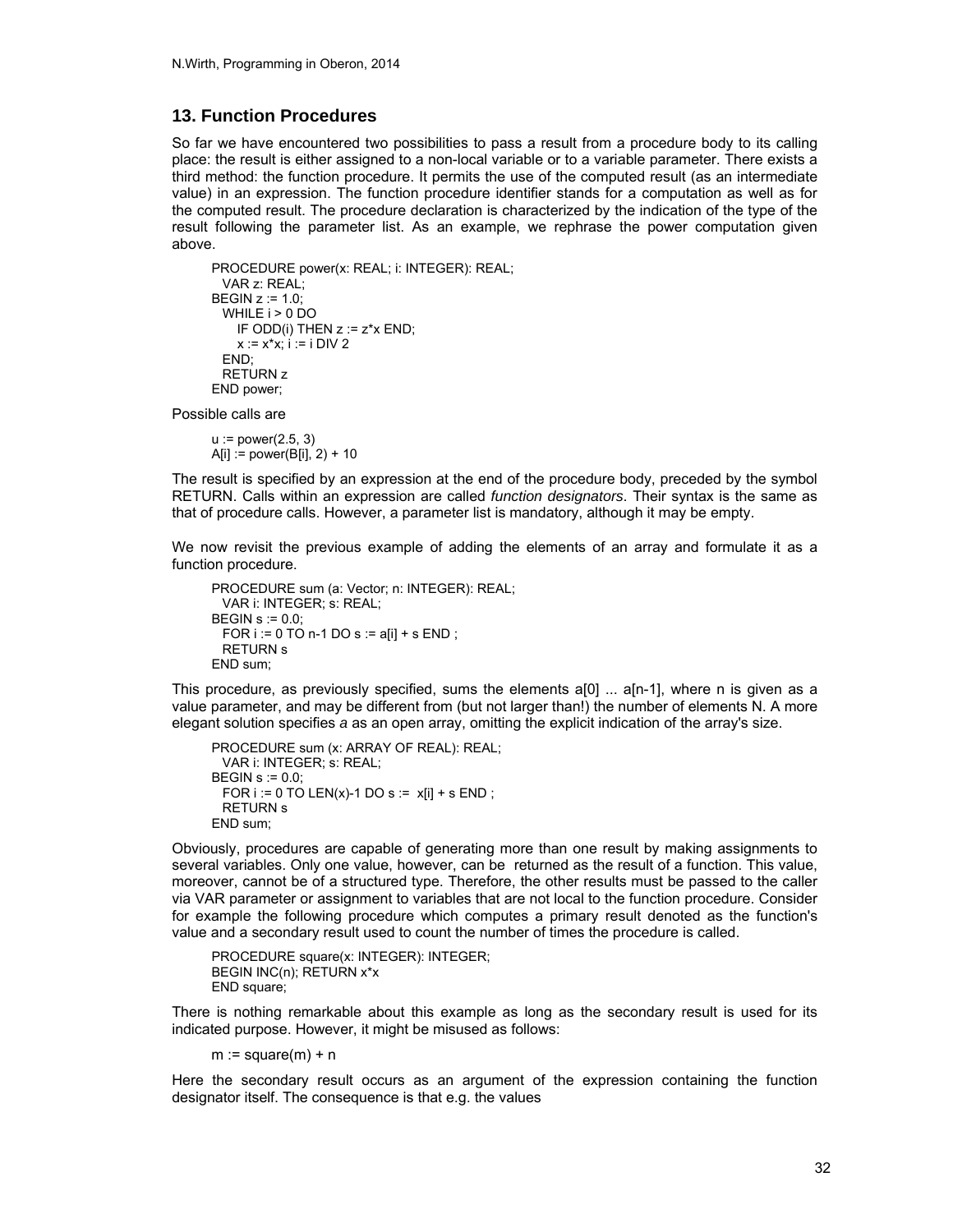## 13. Function Procedures

So far we have encountered two possibilities to pass a result from a procedure body to its calling place: the result is either assigned to a non-local variable or to a variable parameter. There exists a third method: the function procedure. It permits the use of the computed result (as an intermediate value) in an expression. The function procedure identifier stands for a computation as well as for the computed result. The procedure declaration is characterized by the indication of the type of the result following the parameter list. As an example, we rephrase the power computation given above.

```
PROCEDURE power(x: REAL; i: INTEGER): REAL;
  VAR z: REAL;
BEGIN z := 1.0;
  WHILE i > 0 DO
    IF ODD(i) THEN z := z*x END;
    x := x*x; i := i DIV 2
  END;
  RETURN z
END power;
```

Possible calls are

```
u := power(2.5, 3)
A[i] := power(B[i], 2) + 10
```

The result is specified by an expression at the end of the procedure body, preceded by the symbol RETURN. Calls within an expression are called *function designators*. Their syntax is the same as that of procedure calls. However, a parameter list is mandatory, although it may be empty.

We now revisit the previous example of adding the elements of an array and formulate it as a function procedure.

```
PROCEDURE sum (a: Vector; n: INTEGER): REAL;
  VAR i: INTEGER; s: REAL;
BEGIN s := 0.0;
  FOR i := 0 TO n-1 DO s := a[i] + s END ;
  RETURN s
END sum;
```

This procedure, as previously specified, sums the elements a[0] ... a[n-1], where n is given as a value parameter, and may be different from (but not larger than!) the number of elements N. A more elegant solution specifies *a* as an open array, omitting the explicit indication of the array's size.

```
PROCEDURE sum (x: ARRAY OF REAL): REAL;
  VAR i: INTEGER; s: REAL;
BEGIN s := 0.0;
  FOR i := 0 TO LEN(x)-1 DO s :=  x[i] + s END ;
  RETURN s
END sum;
```

Obviously, procedures are capable of generating more than one result by making assignments to several variables. Only one value, however, can be returned as the result of a function. This value, moreover, cannot be of a structured type. Therefore, the other results must be passed to the caller via VAR parameter or assignment to variables that are not local to the function procedure. Consider for example the following procedure which computes a primary result denoted as the function's value and a secondary result used to count the number of times the procedure is called.

```
PROCEDURE square(x: INTEGER): INTEGER;
BEGIN INC(n); RETURN x*x
END square;
```

There is nothing remarkable about this example as long as the secondary result is used for its indicated purpose. However, it might be misused as follows:

```
m := square(m) + n
```

Here the secondary result occurs as an argument of the expression containing the function designator itself. The consequence is that e.g. the values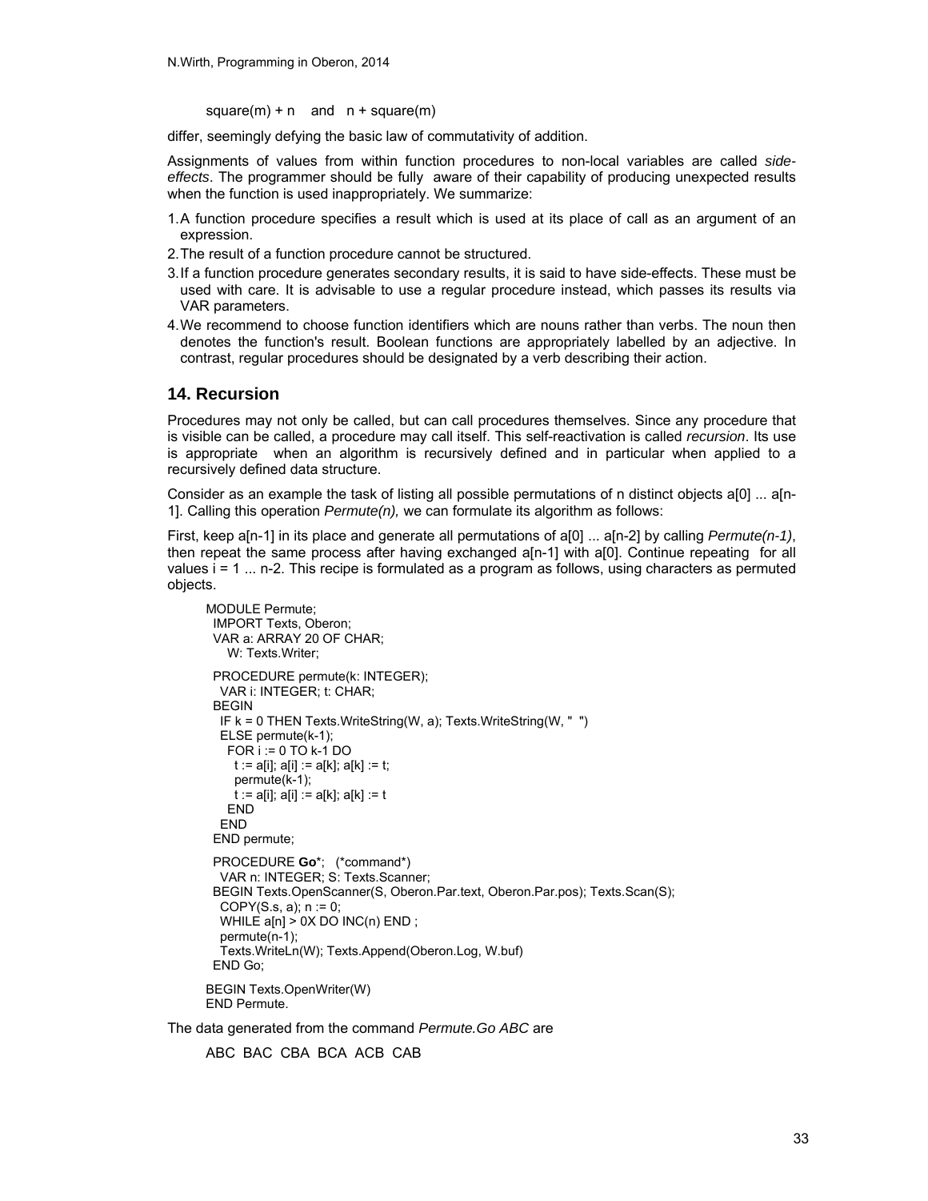```
square(m) + n    and    n + square(m)
```

differ, seemingly defying the basic law of commutativity of addition.

Assignments of values from within function procedures to non-local variables are called *side-effects*. The programmer should be fully aware of their capability of producing unexpected results when the function is used inappropriately. We summarize:

1. A function procedure specifies a result which is used at its place of call as an argument of an expression.
2. The result of a function procedure cannot be structured.
3. If a function procedure generates secondary results, it is said to have side-effects. These must be used with care. It is advisable to use a regular procedure instead, which passes its results via VAR parameters.
4. We recommend to choose function identifiers which are nouns rather than verbs. The noun then denotes the function's result. Boolean functions are appropriately labelled by an adjective. In contrast, regular procedures should be designated by a verb describing their action.

## 14. Recursion

Procedures may not only be called, but can call procedures themselves. Since any procedure that is visible can be called, a procedure may call itself. This self-reactivation is called *recursion*. Its use is appropriate when an algorithm is recursively defined and in particular when applied to a recursively defined data structure.

Consider as an example the task of listing all possible permutations of n distinct objects a[0] ... a[n-1]. Calling this operation *Permute(n),* we can formulate its algorithm as follows:

First, keep a[n-1] in its place and generate all permutations of a[0] ... a[n-2] by calling *Permute(n-1)*, then repeat the same process after having exchanged a[n-1] with a[0]. Continue repeating for all values i = 1 ... n-2. This recipe is formulated as a program as follows, using characters as permuted objects.

```
MODULE Permute;
  IMPORT Texts, Oberon;
  VAR a: ARRAY 20 OF CHAR;
     W: Texts.Writer;

  PROCEDURE permute(k: INTEGER);
    VAR i: INTEGER; t: CHAR;
  BEGIN
    IF k = 0 THEN Texts.WriteString(W, a); Texts.WriteString(W, "  ")
    ELSE permute(k-1);
      FOR i := 0 TO k-1 DO
        t := a[i]; a[i] := a[k]; a[k] := t;
        permute(k-1);
        t := a[i]; a[i] := a[k]; a[k] := t
      END
    END
  END permute;

  PROCEDURE Go*;   (*command*)
    VAR n: INTEGER; S: Texts.Scanner;
  BEGIN Texts.OpenScanner(S, Oberon.Par.text, Oberon.Par.pos); Texts.Scan(S);
    COPY(S.s, a); n := 0;
    WHILE a[n] > 0X DO INC(n) END ;
    permute(n-1);
    Texts.WriteLn(W); Texts.Append(Oberon.Log, W.buf)
  END Go;

BEGIN Texts.OpenWriter(W)
END Permute.
```

The data generated from the command *Permute.Go ABC* are

```
ABC  BAC  CBA  BCA  ACB  CAB
```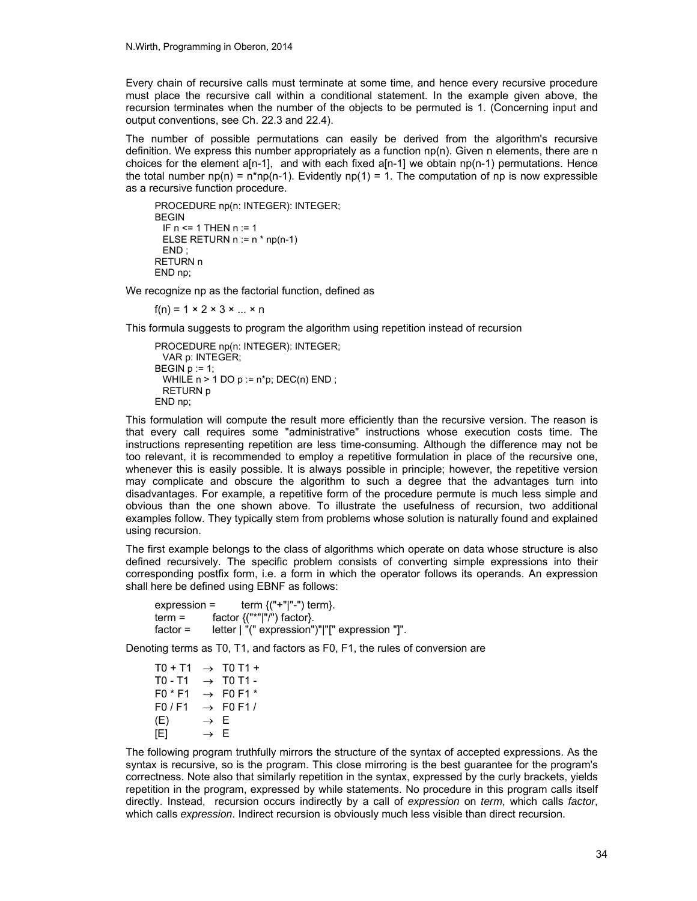Every chain of recursive calls must terminate at some time, and hence every recursive procedure must place the recursive call within a conditional statement. In the example given above, the recursion terminates when the number of the objects to be permuted is 1. (Concerning input and output conventions, see Ch. 22.3 and 22.4).

The number of possible permutations can easily be derived from the algorithm's recursive definition. We express this number appropriately as a function np(n). Given n elements, there are n choices for the element a[n-1], and with each fixed a[n-1] we obtain np(n-1) permutations. Hence the total number np(n) = n*np(n-1). Evidently np(1) = 1. The computation of np is now expressible as a recursive function procedure.

```
PROCEDURE np(n: INTEGER): INTEGER;
BEGIN
  IF n <= 1 THEN n := 1
  ELSE RETURN n := n * np(n-1)
  END ;
RETURN n
END np;
```

We recognize np as the factorial function, defined as

$$f(n) = 1 \times 2 \times 3 \times ... \times n$$

This formula suggests to program the algorithm using repetition instead of recursion

```
PROCEDURE np(n: INTEGER): INTEGER;
  VAR p: INTEGER;
BEGIN p := 1;
  WHILE n > 1 DO p := n*p; DEC(n) END ;
  RETURN p
END np;
```

This formulation will compute the result more efficiently than the recursive version. The reason is that every call requires some "administrative" instructions whose execution costs time. The instructions representing repetition are less time-consuming. Although the difference may not be too relevant, it is recommended to employ a repetitive formulation in place of the recursive one, whenever this is easily possible. It is always possible in principle; however, the repetitive version may complicate and obscure the algorithm to such a degree that the advantages turn into disadvantages. For example, a repetitive form of the procedure permute is much less simple and obvious than the one shown above. To illustrate the usefulness of recursion, two additional examples follow. They typically stem from problems whose solution is naturally found and explained using recursion.

The first example belongs to the class of algorithms which operate on data whose structure is also defined recursively. The specific problem consists of converting simple expressions into their corresponding postfix form, i.e. a form in which the operator follows its operands. An expression shall here be defined using EBNF as follows:

```
expression =   term {("+"|"-") term}.
term =         factor {("*"|"/") factor}.
factor =       letter | "(" expression")"|"[" expression "]".
```

Denoting terms as T0, T1, and factors as F0, F1, the rules of conversion are

```
T0 + T1   →  T0 T1 +
T0 - T1   →  T0 T1 -
F0 * F1   →  F0 F1 *
F0 / F1   →  F0 F1 /
(E)       →  E
[E]       →  E
```

The following program truthfully mirrors the structure of the syntax of accepted expressions. As the syntax is recursive, so is the program. This close mirroring is the best guarantee for the program's correctness. Note also that similarly repetition in the syntax, expressed by the curly brackets, yields repetition in the program, expressed by while statements. No procedure in this program calls itself directly. Instead, recursion occurs indirectly by a call of *expression* on *term*, which calls *factor*, which calls *expression*. Indirect recursion is obviously much less visible than direct recursion.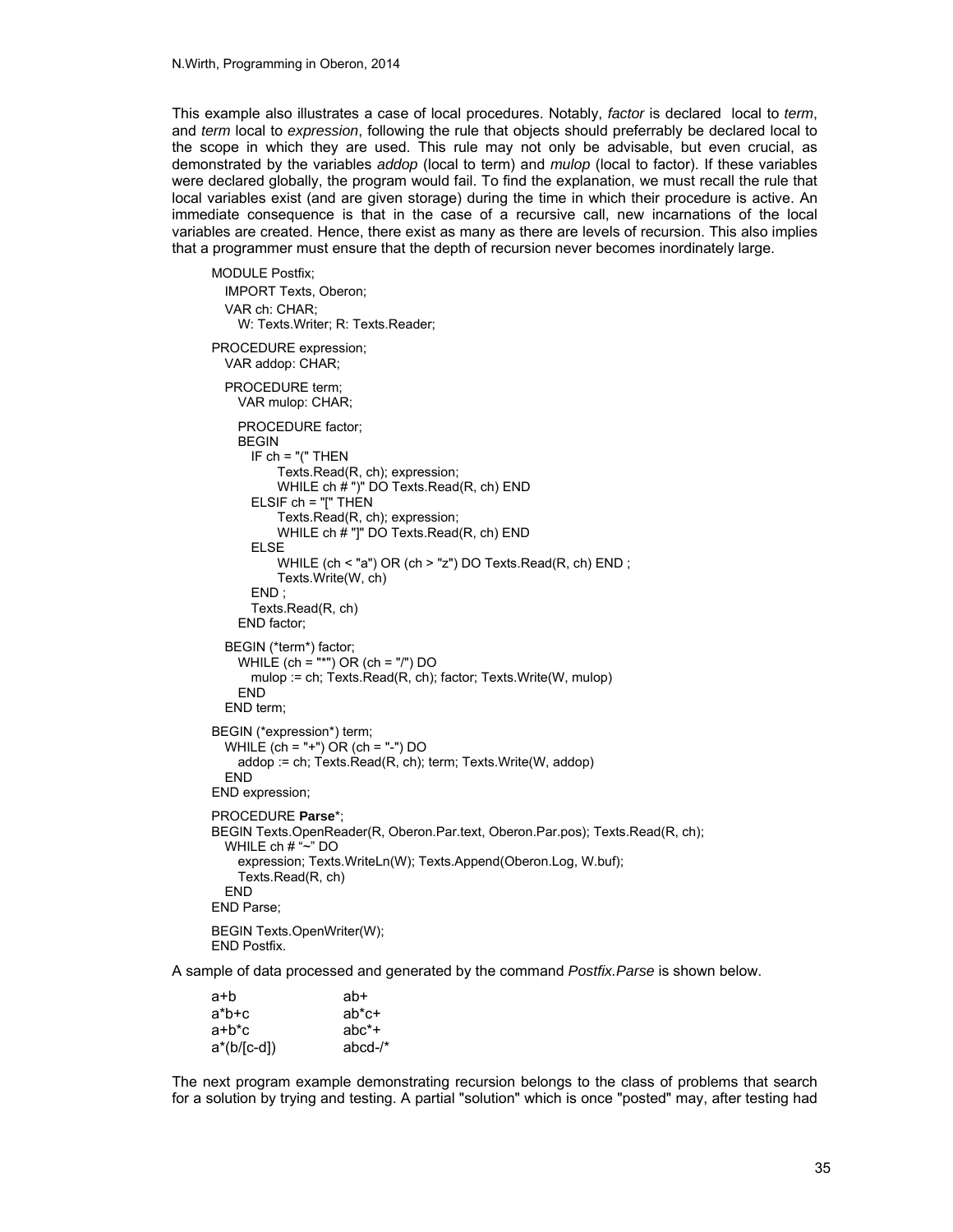This example also illustrates a case of local procedures. Notably, *factor* is declared local to *term*, and *term* local to *expression*, following the rule that objects should preferrably be declared local to the scope in which they are used. This rule may not only be advisable, but even crucial, as demonstrated by the variables *addop* (local to term) and *mulop* (local to factor). If these variables were declared globally, the program would fail. To find the explanation, we must recall the rule that local variables exist (and are given storage) during the time in which their procedure is active. An immediate consequence is that in the case of a recursive call, new incarnations of the local variables are created. Hence, there exist as many as there are levels of recursion. This also implies that a programmer must ensure that the depth of recursion never becomes inordinately large.

```
MODULE Postfix;
  IMPORT Texts, Oberon;
  VAR ch: CHAR;
    W: Texts.Writer; R: Texts.Reader;

PROCEDURE expression;
  VAR addop: CHAR;

  PROCEDURE term;
    VAR mulop: CHAR;

    PROCEDURE factor;
    BEGIN
      IF ch = "(" THEN
          Texts.Read(R, ch); expression;
          WHILE ch # ")" DO Texts.Read(R, ch) END
      ELSIF ch = "[" THEN
          Texts.Read(R, ch); expression;
          WHILE ch # "]" DO Texts.Read(R, ch) END
      ELSE
          WHILE (ch < "a") OR (ch > "z") DO Texts.Read(R, ch) END ;
          Texts.Write(W, ch)
      END ;
      Texts.Read(R, ch)
    END factor;

  BEGIN (*term*) factor;
    WHILE (ch = "*") OR (ch = "/") DO
      mulop := ch; Texts.Read(R, ch); factor; Texts.Write(W, mulop)
    END
  END term;

BEGIN (*expression*) term;
  WHILE (ch = "+") OR (ch = "-") DO
    addop := ch; Texts.Read(R, ch); term; Texts.Write(W, addop)
  END
END expression;

PROCEDURE Parse*;
BEGIN Texts.OpenReader(R, Oberon.Par.text, Oberon.Par.pos); Texts.Read(R, ch);
  WHILE ch # "~" DO
    expression; Texts.WriteLn(W); Texts.Append(Oberon.Log, W.buf);
    Texts.Read(R, ch)
  END
END Parse;

BEGIN Texts.OpenWriter(W);
END Postfix.
```

A sample of data processed and generated by the command *Postfix.Parse* is shown below.

```
a+b          ab+
a*b+c        ab*c+
a+b*c        abc*+
a*(b/[c-d])  abcd-/*
```

The next program example demonstrating recursion belongs to the class of problems that search for a solution by trying and testing. A partial "solution" which is once "posted" may, after testing had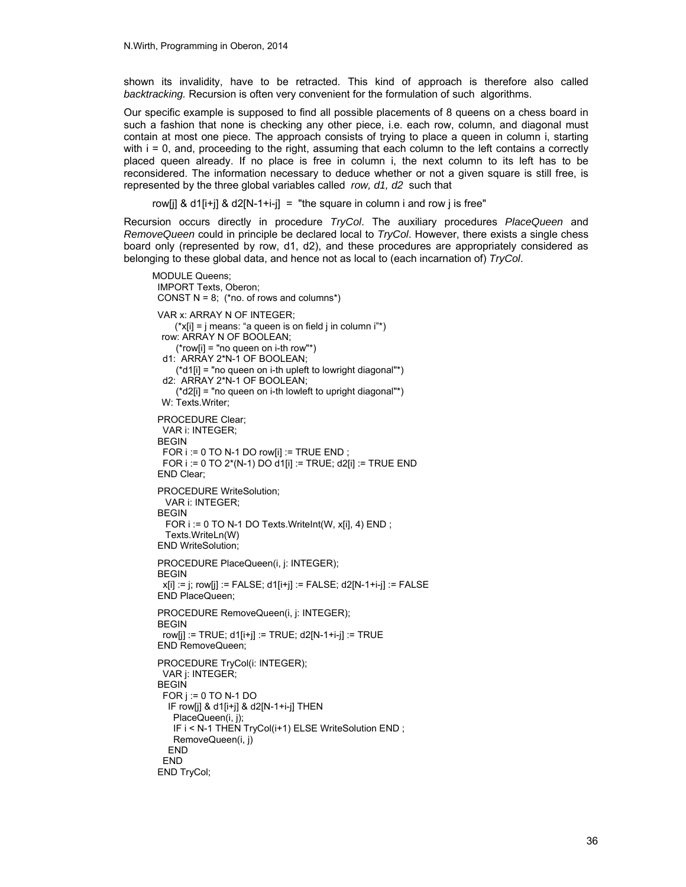shown its invalidity, have to be retracted. This kind of approach is therefore also called *backtracking.* Recursion is often very convenient for the formulation of such algorithms.

Our specific example is supposed to find all possible placements of 8 queens on a chess board in such a fashion that none is checking any other piece, i.e. each row, column, and diagonal must contain at most one piece. The approach consists of trying to place a queen in column i, starting with i = 0, and, proceeding to the right, assuming that each column to the left contains a correctly placed queen already. If no place is free in column i, the next column to its left has to be reconsidered. The information necessary to deduce whether or not a given square is still free, is represented by the three global variables called *row, d1, d2* such that

row[j] & d1[i+j] & d2[N-1+i-j] = "the square in column i and row j is free"

Recursion occurs directly in procedure *TryCol*. The auxiliary procedures *PlaceQueen* and *RemoveQueen* could in principle be declared local to *TryCol*. However, there exists a single chess board only (represented by row, d1, d2), and these procedures are appropriately considered as belonging to these global data, and hence not as local to (each incarnation of) *TryCol*.

```
MODULE Queens;
  IMPORT Texts, Oberon;
  CONST N = 8;  (*no. of rows and columns*)

  VAR x: ARRAY N OF INTEGER;
       (*x[i] = j means: "a queen is on field j in column i"*)
    row: ARRAY N OF BOOLEAN;
       (*row[i] = "no queen on i-th row"*)
    d1:  ARRAY 2*N-1 OF BOOLEAN;
       (*d1[i] = "no queen on i-th upleft to lowright diagonal"*)
    d2:  ARRAY 2*N-1 OF BOOLEAN;
       (*d2[i] = "no queen on i-th lowleft to upright diagonal"*)
    W: Texts.Writer;

  PROCEDURE Clear;
    VAR i: INTEGER;
  BEGIN
    FOR i := 0 TO N-1 DO row[i] := TRUE END ;
    FOR i := 0 TO 2*(N-1) DO d1[i] := TRUE; d2[i] := TRUE END
  END Clear;

  PROCEDURE WriteSolution;
    VAR i: INTEGER;
  BEGIN
    FOR i := 0 TO N-1 DO Texts.WriteInt(W, x[i], 4) END ;
    Texts.WriteLn(W)
  END WriteSolution;

  PROCEDURE PlaceQueen(i, j: INTEGER);
  BEGIN
    x[i] := j; row[j] := FALSE; d1[i+j] := FALSE; d2[N-1+i-j] := FALSE
  END PlaceQueen;

  PROCEDURE RemoveQueen(i, j: INTEGER);
  BEGIN
    row[j] := TRUE; d1[i+j] := TRUE; d2[N-1+i-j] := TRUE
  END RemoveQueen;

  PROCEDURE TryCol(i: INTEGER);
    VAR j: INTEGER;
  BEGIN
    FOR j := 0 TO N-1 DO
      IF row[j] & d1[i+j] & d2[N-1+i-j] THEN
        PlaceQueen(i, j);
        IF i < N-1 THEN TryCol(i+1) ELSE WriteSolution END ;
        RemoveQueen(i, j)
      END
    END
  END TryCol;
```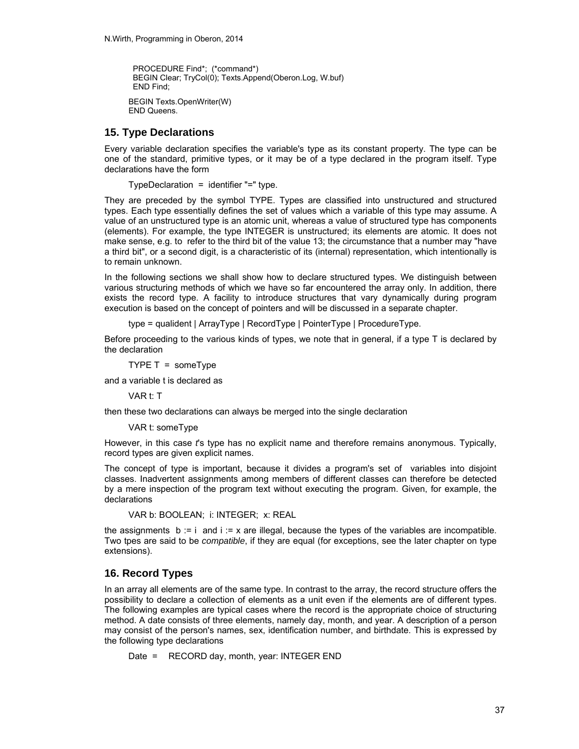```
  PROCEDURE Find*;  (*command*)
  BEGIN Clear; TryCol(0); Texts.Append(Oberon.Log, W.buf)
  END Find;

BEGIN Texts.OpenWriter(W)
END Queens.
```

## 15. Type Declarations

Every variable declaration specifies the variable's type as its constant property. The type can be one of the standard, primitive types, or it may be of a type declared in the program itself. Type declarations have the form

```
TypeDeclaration  =  identifier "=" type.
```

They are preceded by the symbol TYPE. Types are classified into unstructured and structured types. Each type essentially defines the set of values which a variable of this type may assume. A value of an unstructured type is an atomic unit, whereas a value of structured type has components (elements). For example, the type INTEGER is unstructured; its elements are atomic. It does not make sense, e.g. to refer to the third bit of the value 13; the circumstance that a number may "have a third bit", or a second digit, is a characteristic of its (internal) representation, which intentionally is to remain unknown.

In the following sections we shall show how to declare structured types. We distinguish between various structuring methods of which we have so far encountered the array only. In addition, there exists the record type. A facility to introduce structures that vary dynamically during program execution is based on the concept of pointers and will be discussed in a separate chapter.

```
type = qualident | ArrayType | RecordType | PointerType | ProcedureType.
```

Before proceeding to the various kinds of types, we note that in general, if a type T is declared by the declaration

```
TYPE T  =  someType
```

and a variable t is declared as

```
VAR t: T
```

then these two declarations can always be merged into the single declaration

```
VAR t: someType
```

However, in this case *t*'s type has no explicit name and therefore remains anonymous. Typically, record types are given explicit names.

The concept of type is important, because it divides a program's set of variables into disjoint classes. Inadvertent assignments among members of different classes can therefore be detected by a mere inspection of the program text without executing the program. Given, for example, the declarations

```
VAR b: BOOLEAN;  i: INTEGER;  x: REAL
```

the assignments b := i and i := x are illegal, because the types of the variables are incompatible. Two tpes are said to be *compatible*, if they are equal (for exceptions, see the later chapter on type extensions).

## 16. Record Types

In an array all elements are of the same type. In contrast to the array, the record structure offers the possibility to declare a collection of elements as a unit even if the elements are of different types. The following examples are typical cases where the record is the appropriate choice of structuring method. A date consists of three elements, namely day, month, and year. A description of a person may consist of the person's names, sex, identification number, and birthdate. This is expressed by the following type declarations

```
Date  =    RECORD day, month, year: INTEGER END
```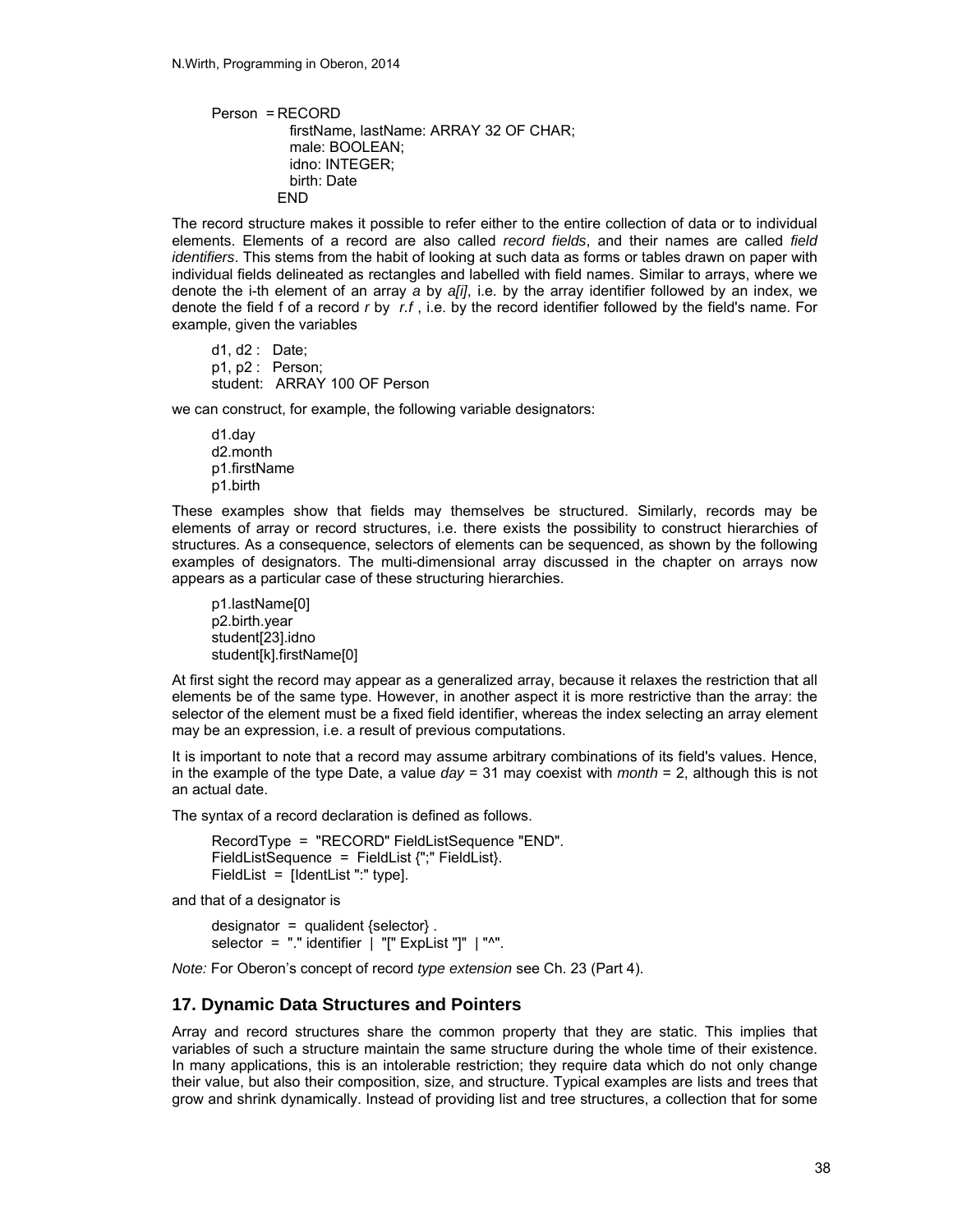```
Person  = RECORD
            firstName, lastName: ARRAY 32 OF CHAR;
            male: BOOLEAN;
            idno: INTEGER;
            birth: Date
          END
```

The record structure makes it possible to refer either to the entire collection of data or to individual elements. Elements of a record are also called *record fields*, and their names are called *field identifiers*. This stems from the habit of looking at such data as forms or tables drawn on paper with individual fields delineated as rectangles and labelled with field names. Similar to arrays, where we denote the i-th element of an array *a* by *a[i]*, i.e. by the array identifier followed by an index, we denote the field f of a record *r* by *r.f* , i.e. by the record identifier followed by the field's name. For example, given the variables

```
d1, d2 :  Date;
p1, p2 :  Person;
student:  ARRAY 100 OF Person
```

we can construct, for example, the following variable designators:

```
d1.day
d2.month
p1.firstName
p1.birth
```

These examples show that fields may themselves be structured. Similarly, records may be elements of array or record structures, i.e. there exists the possibility to construct hierarchies of structures. As a consequence, selectors of elements can be sequenced, as shown by the following examples of designators. The multi-dimensional array discussed in the chapter on arrays now appears as a particular case of these structuring hierarchies.

```
p1.lastName[0]
p2.birth.year
student[23].idno
student[k].firstName[0]
```

At first sight the record may appear as a generalized array, because it relaxes the restriction that all elements be of the same type. However, in another aspect it is more restrictive than the array: the selector of the element must be a fixed field identifier, whereas the index selecting an array element may be an expression, i.e. a result of previous computations.

It is important to note that a record may assume arbitrary combinations of its field's values. Hence, in the example of the type Date, a value *day* = 31 may coexist with *month* = 2, although this is not an actual date.

The syntax of a record declaration is defined as follows.

```
RecordType  =  "RECORD" FieldListSequence "END".
FieldListSequence  =  FieldList {";" FieldList}.
FieldList  =  [IdentList ":" type].
```

and that of a designator is

```
designator  =  qualident {selector} .
selector  =  "." identifier  |  "[" ExpList "]"  | "^".
```

*Note:* For Oberon's concept of record *type extension* see Ch. 23 (Part 4).

## 17. Dynamic Data Structures and Pointers

Array and record structures share the common property that they are static. This implies that variables of such a structure maintain the same structure during the whole time of their existence. In many applications, this is an intolerable restriction; they require data which do not only change their value, but also their composition, size, and structure. Typical examples are lists and trees that grow and shrink dynamically. Instead of providing list and tree structures, a collection that for some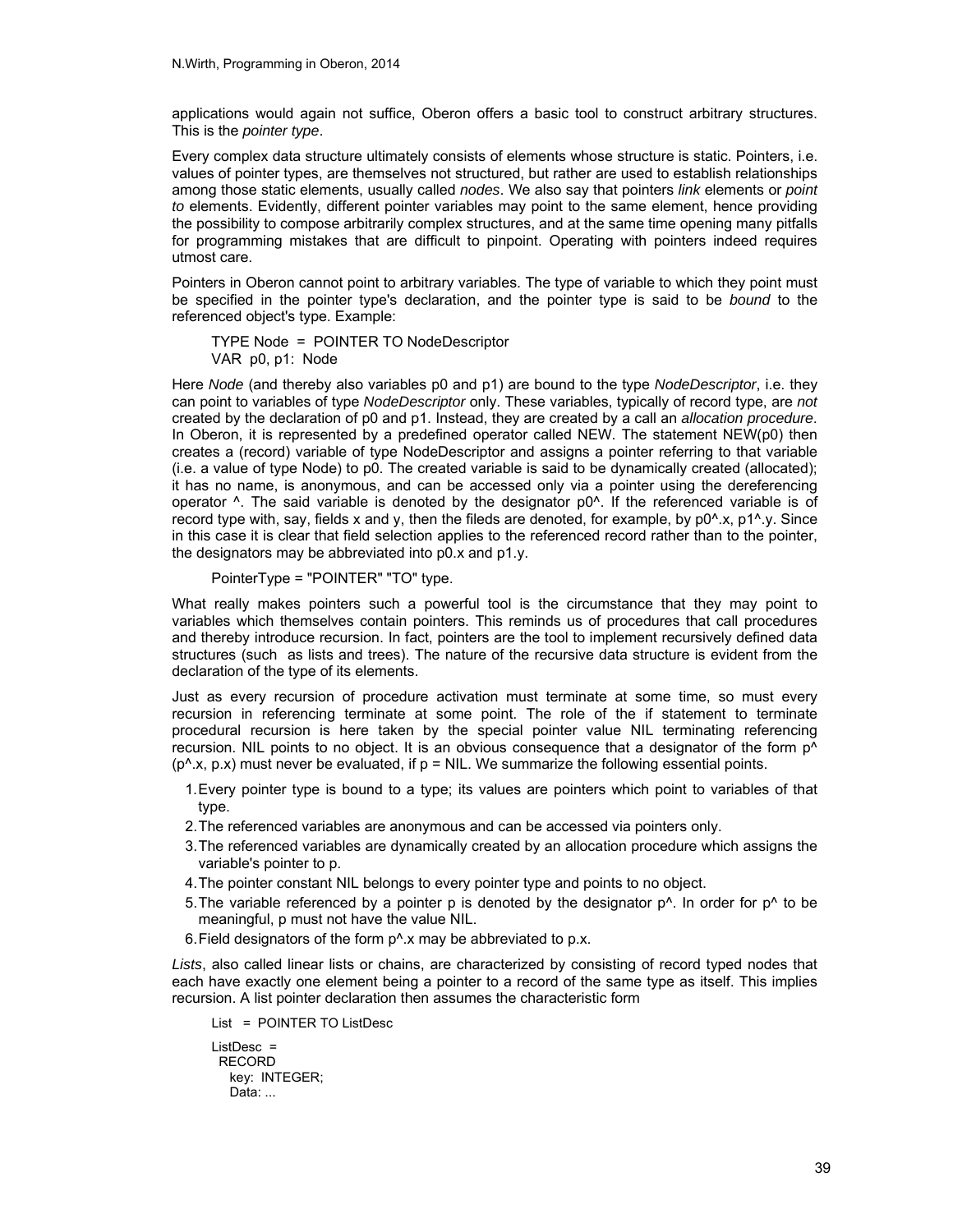applications would again not suffice, Oberon offers a basic tool to construct arbitrary structures. This is the *pointer type*.

Every complex data structure ultimately consists of elements whose structure is static. Pointers, i.e. values of pointer types, are themselves not structured, but rather are used to establish relationships among those static elements, usually called *nodes*. We also say that pointers *link* elements or *point to* elements. Evidently, different pointer variables may point to the same element, hence providing the possibility to compose arbitrarily complex structures, and at the same time opening many pitfalls for programming mistakes that are difficult to pinpoint. Operating with pointers indeed requires utmost care.

Pointers in Oberon cannot point to arbitrary variables. The type of variable to which they point must be specified in the pointer type's declaration, and the pointer type is said to be *bound* to the referenced object's type. Example:

```
TYPE Node = POINTER TO NodeDescriptor
VAR p0, p1: Node
```

Here *Node* (and thereby also variables p0 and p1) are bound to the type *NodeDescriptor*, i.e. they can point to variables of type *NodeDescriptor* only. These variables, typically of record type, are *not* created by the declaration of p0 and p1. Instead, they are created by a call an *allocation procedure*. In Oberon, it is represented by a predefined operator called NEW. The statement NEW(p0) then creates a (record) variable of type NodeDescriptor and assigns a pointer referring to that variable (i.e. a value of type Node) to p0. The created variable is said to be dynamically created (allocated); it has no name, is anonymous, and can be accessed only via a pointer using the dereferencing operator ^. The said variable is denoted by the designator p0^. If the referenced variable is of record type with, say, fields x and y, then the fileds are denoted, for example, by p0^.x, p1^.y. Since in this case it is clear that field selection applies to the referenced record rather than to the pointer, the designators may be abbreviated into p0.x and p1.y.

```
PointerType = "POINTER" "TO" type.
```

What really makes pointers such a powerful tool is the circumstance that they may point to variables which themselves contain pointers. This reminds us of procedures that call procedures and thereby introduce recursion. In fact, pointers are the tool to implement recursively defined data structures (such as lists and trees). The nature of the recursive data structure is evident from the declaration of the type of its elements.

Just as every recursion of procedure activation must terminate at some time, so must every recursion in referencing terminate at some point. The role of the if statement to terminate procedural recursion is here taken by the special pointer value NIL terminating referencing recursion. NIL points to no object. It is an obvious consequence that a designator of the form p^ (p^.x, p.x) must never be evaluated, if p = NIL. We summarize the following essential points.

1. Every pointer type is bound to a type; its values are pointers which point to variables of that type.
2. The referenced variables are anonymous and can be accessed via pointers only.
3. The referenced variables are dynamically created by an allocation procedure which assigns the variable's pointer to p.
4. The pointer constant NIL belongs to every pointer type and points to no object.
5. The variable referenced by a pointer p is denoted by the designator p^. In order for p^ to be meaningful, p must not have the value NIL.
6. Field designators of the form p^.x may be abbreviated to p.x.

*Lists*, also called linear lists or chains, are characterized by consisting of record typed nodes that each have exactly one element being a pointer to a record of the same type as itself. This implies recursion. A list pointer declaration then assumes the characteristic form

```
List = POINTER TO ListDesc

ListDesc =
  RECORD
    key: INTEGER;
    Data: ...
```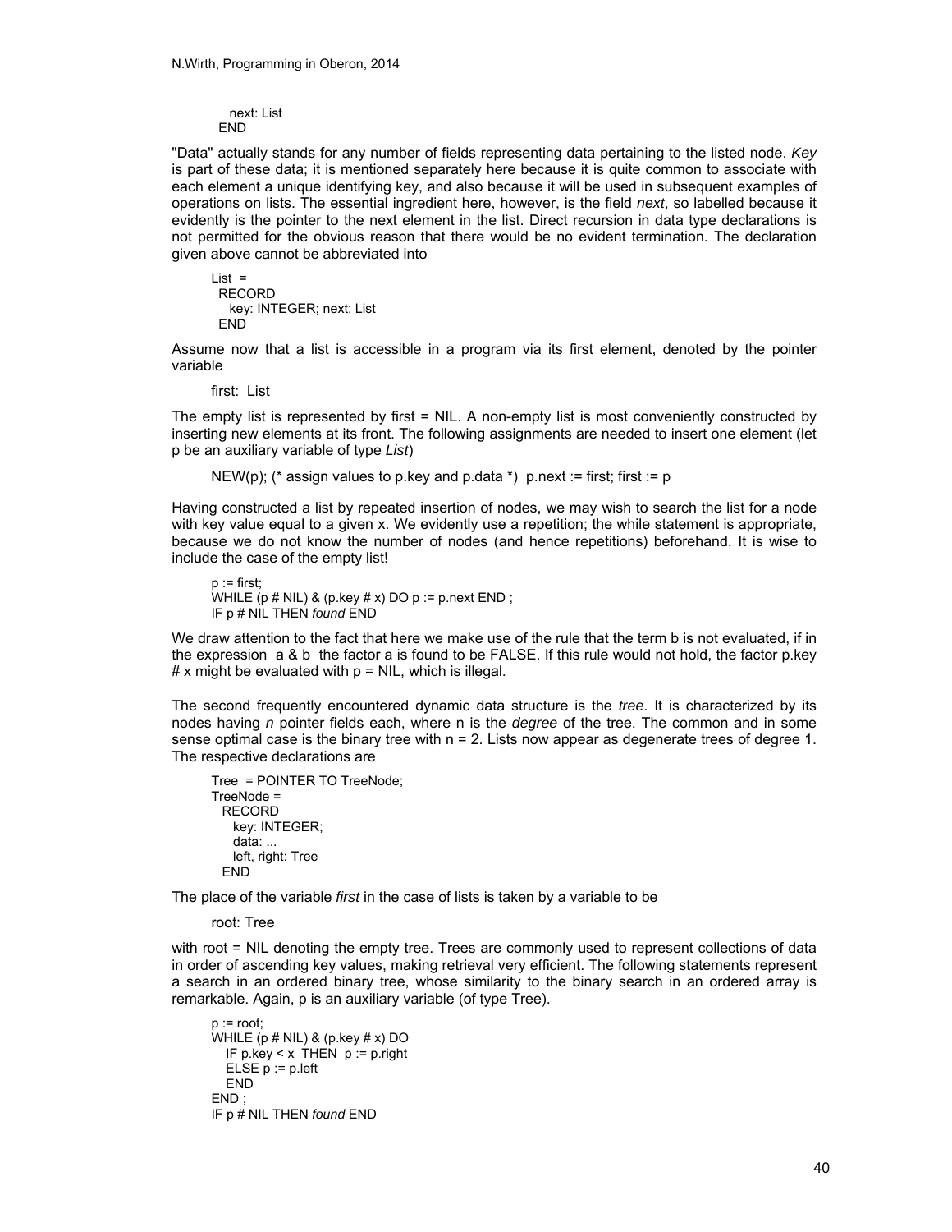```
    next: List
  END
```

"Data" actually stands for any number of fields representing data pertaining to the listed node. *Key* is part of these data; it is mentioned separately here because it is quite common to associate with each element a unique identifying key, and also because it will be used in subsequent examples of operations on lists. The essential ingredient here, however, is the field *next*, so labelled because it evidently is the pointer to the next element in the list. Direct recursion in data type declarations is not permitted for the obvious reason that there would be no evident termination. The declaration given above cannot be abbreviated into

```
List =
  RECORD
    key: INTEGER; next: List
  END
```

Assume now that a list is accessible in a program via its first element, denoted by the pointer variable

```
first: List
```

The empty list is represented by first = NIL. A non-empty list is most conveniently constructed by inserting new elements at its front. The following assignments are needed to insert one element (let p be an auxiliary variable of type *List*)

```
NEW(p); (* assign values to p.key and p.data *)  p.next := first; first := p
```

Having constructed a list by repeated insertion of nodes, we may wish to search the list for a node with key value equal to a given x. We evidently use a repetition; the while statement is appropriate, because we do not know the number of nodes (and hence repetitions) beforehand. It is wise to include the case of the empty list!

```
p := first;
WHILE (p # NIL) & (p.key # x) DO p := p.next END ;
IF p # NIL THEN found END
```

We draw attention to the fact that here we make use of the rule that the term b is not evaluated, if in the expression a & b the factor a is found to be FALSE. If this rule would not hold, the factor p.key # x might be evaluated with p = NIL, which is illegal.

The second frequently encountered dynamic data structure is the *tree*. It is characterized by its nodes having *n* pointer fields each, where n is the *degree* of the tree. The common and in some sense optimal case is the binary tree with n = 2. Lists now appear as degenerate trees of degree 1. The respective declarations are

```
Tree  = POINTER TO TreeNode;
TreeNode =
  RECORD
    key: INTEGER;
    data: ...
    left, right: Tree
  END
```

The place of the variable *first* in the case of lists is taken by a variable to be

```
root: Tree
```

with root = NIL denoting the empty tree. Trees are commonly used to represent collections of data in order of ascending key values, making retrieval very efficient. The following statements represent a search in an ordered binary tree, whose similarity to the binary search in an ordered array is remarkable. Again, p is an auxiliary variable (of type Tree).

```
p := root;
WHILE (p # NIL) & (p.key # x) DO
  IF p.key < x  THEN  p := p.right
  ELSE p := p.left
  END
END ;
IF p # NIL THEN found END
```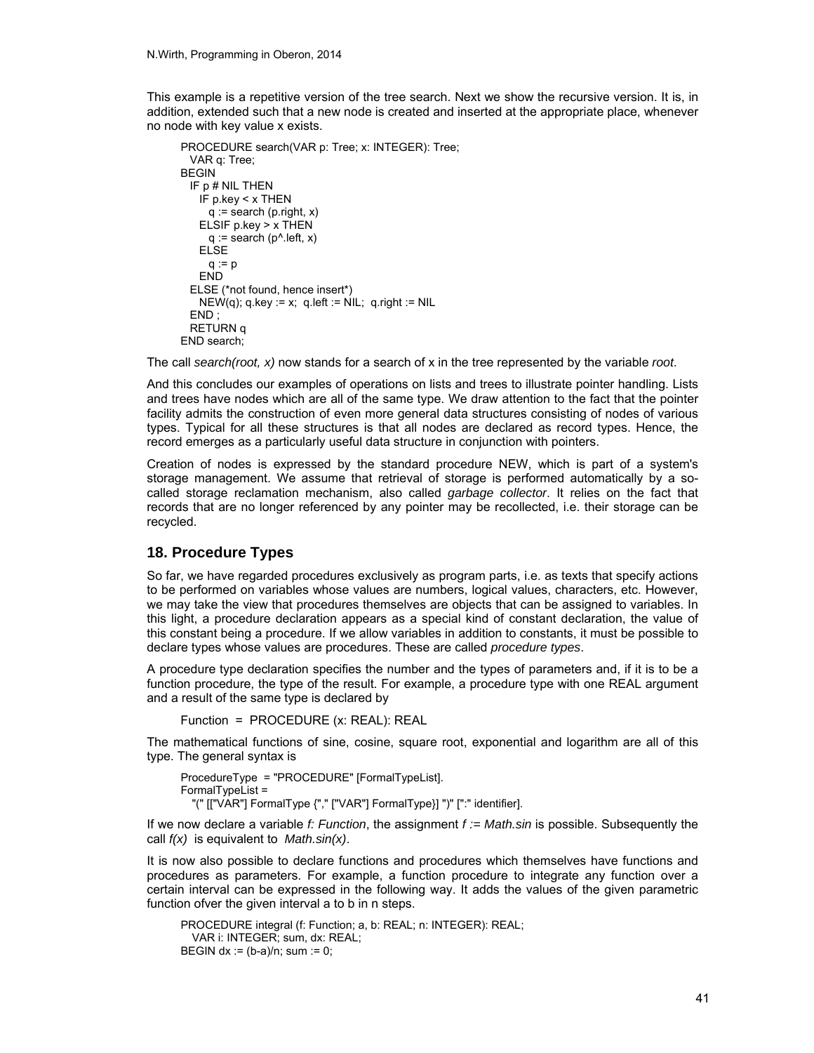This example is a repetitive version of the tree search. Next we show the recursive version. It is, in addition, extended such that a new node is created and inserted at the appropriate place, whenever no node with key value x exists.

```
PROCEDURE search(VAR p: Tree; x: INTEGER): Tree;
  VAR q: Tree;
BEGIN
  IF p # NIL THEN
    IF p.key < x THEN
      q := search (p.right, x)
    ELSIF p.key > x THEN
      q := search (p^.left, x)
    ELSE
      q := p
    END
  ELSE (*not found, hence insert*)
    NEW(q); q.key := x;  q.left := NIL;  q.right := NIL
  END ;
  RETURN q
END search;
```

The call *search(root, x)* now stands for a search of x in the tree represented by the variable *root*.

And this concludes our examples of operations on lists and trees to illustrate pointer handling. Lists and trees have nodes which are all of the same type. We draw attention to the fact that the pointer facility admits the construction of even more general data structures consisting of nodes of various types. Typical for all these structures is that all nodes are declared as record types. Hence, the record emerges as a particularly useful data structure in conjunction with pointers.

Creation of nodes is expressed by the standard procedure NEW, which is part of a system's storage management. We assume that retrieval of storage is performed automatically by a so-called storage reclamation mechanism, also called *garbage collector*. It relies on the fact that records that are no longer referenced by any pointer may be recollected, i.e. their storage can be recycled.

## 18. Procedure Types

So far, we have regarded procedures exclusively as program parts, i.e. as texts that specify actions to be performed on variables whose values are numbers, logical values, characters, etc. However, we may take the view that procedures themselves are objects that can be assigned to variables. In this light, a procedure declaration appears as a special kind of constant declaration, the value of this constant being a procedure. If we allow variables in addition to constants, it must be possible to declare types whose values are procedures. These are called *procedure types*.

A procedure type declaration specifies the number and the types of parameters and, if it is to be a function procedure, the type of the result. For example, a procedure type with one REAL argument and a result of the same type is declared by

```
Function  =  PROCEDURE (x: REAL): REAL
```

The mathematical functions of sine, cosine, square root, exponential and logarithm are all of this type. The general syntax is

```
ProcedureType  = "PROCEDURE" [FormalTypeList].
FormalTypeList =
   "(" [["VAR"] FormalType {"," ["VAR"] FormalType}] ")" [":" identifier].
```

If we now declare a variable *f: Function*, the assignment *f := Math.sin* is possible. Subsequently the call *f(x)* is equivalent to *Math.sin(x)*.

It is now also possible to declare functions and procedures which themselves have functions and procedures as parameters. For example, a function procedure to integrate any function over a certain interval can be expressed in the following way. It adds the values of the given parametric function ofver the given interval a to b in n steps.

```
PROCEDURE integral (f: Function; a, b: REAL; n: INTEGER): REAL;
   VAR i: INTEGER; sum, dx: REAL;
BEGIN dx := (b-a)/n; sum := 0;
```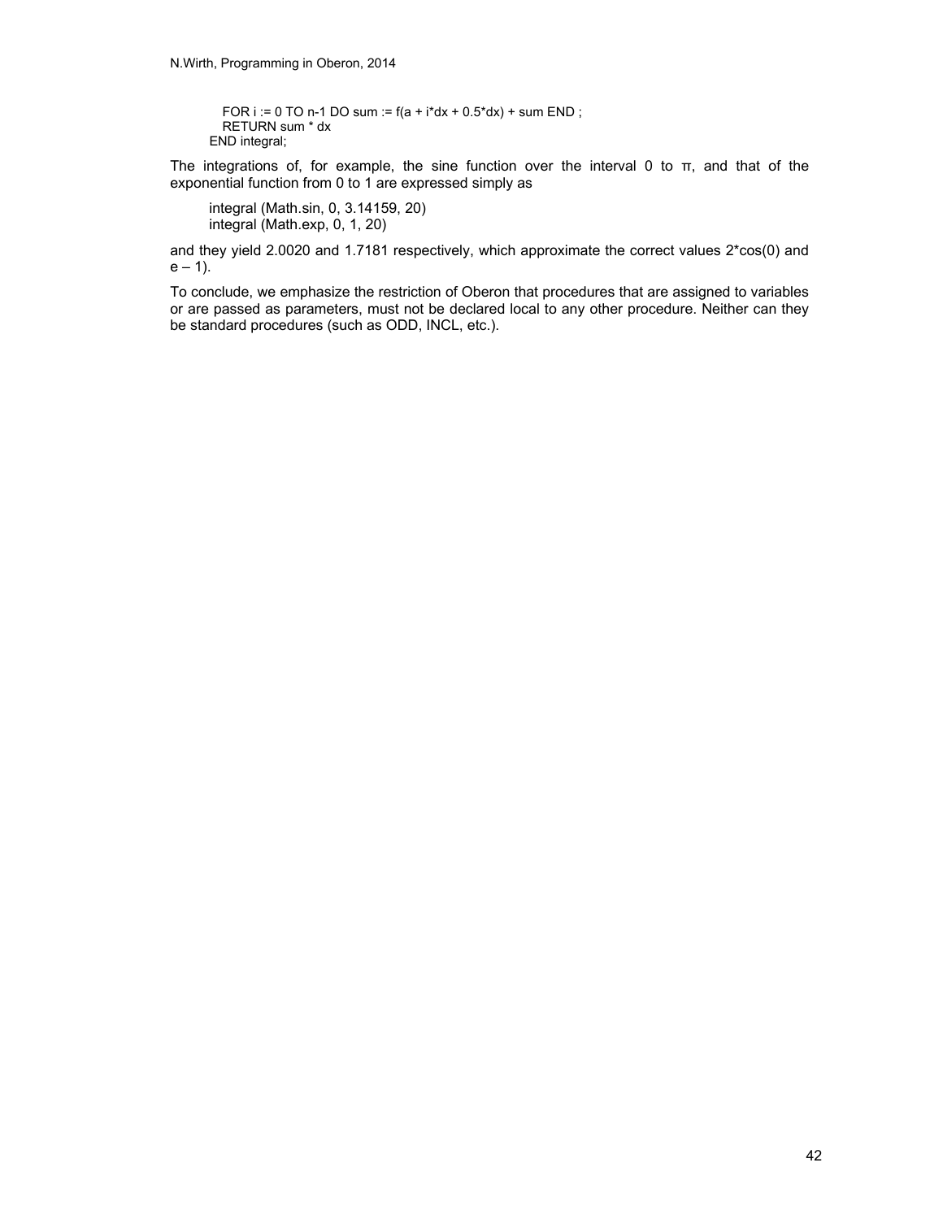```
    FOR i := 0 TO n-1 DO sum := f(a + i*dx + 0.5*dx) + sum END ;
    RETURN sum * dx
  END integral;
```

The integrations of, for example, the sine function over the interval 0 to π, and that of the exponential function from 0 to 1 are expressed simply as

```
integral (Math.sin, 0, 3.14159, 20)
integral (Math.exp, 0, 1, 20)
```

and they yield 2.0020 and 1.7181 respectively, which approximate the correct values 2*cos(0) and e – 1).

To conclude, we emphasize the restriction of Oberon that procedures that are assigned to variables or are passed as parameters, must not be declared local to any other procedure. Neither can they be standard procedures (such as ODD, INCL, etc.).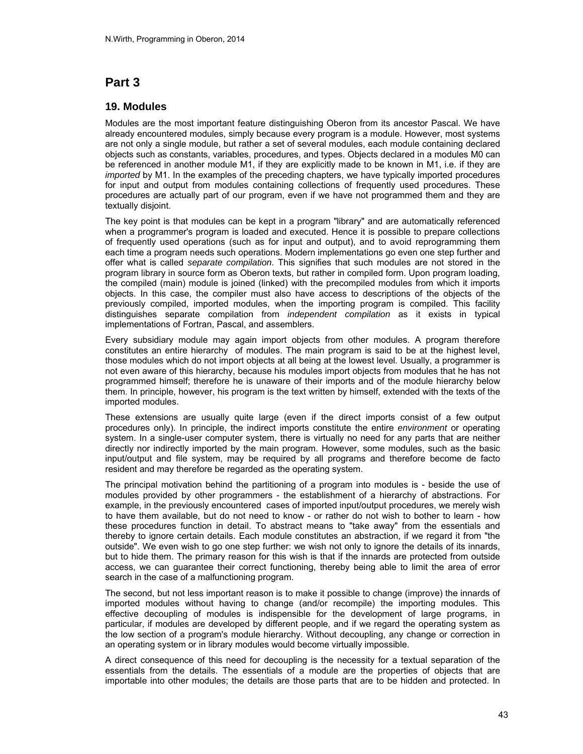# Part 3

## 19. Modules

Modules are the most important feature distinguishing Oberon from its ancestor Pascal. We have already encountered modules, simply because every program is a module. However, most systems are not only a single module, but rather a set of several modules, each module containing declared objects such as constants, variables, procedures, and types. Objects declared in a modules M0 can be referenced in another module M1, if they are explicitly made to be known in M1, i.e. if they are *imported* by M1. In the examples of the preceding chapters, we have typically imported procedures for input and output from modules containing collections of frequently used procedures. These procedures are actually part of our program, even if we have not programmed them and they are textually disjoint.

The key point is that modules can be kept in a program "library" and are automatically referenced when a programmer's program is loaded and executed. Hence it is possible to prepare collections of frequently used operations (such as for input and output), and to avoid reprogramming them each time a program needs such operations. Modern implementations go even one step further and offer what is called *separate compilation*. This signifies that such modules are not stored in the program library in source form as Oberon texts, but rather in compiled form. Upon program loading, the compiled (main) module is joined (linked) with the precompiled modules from which it imports objects. In this case, the compiler must also have access to descriptions of the objects of the previously compiled, imported modules, when the importing program is compiled. This facility distinguishes separate compilation from *independent compilation* as it exists in typical implementations of Fortran, Pascal, and assemblers.

Every subsidiary module may again import objects from other modules. A program therefore constitutes an entire hierarchy of modules. The main program is said to be at the highest level, those modules which do not import objects at all being at the lowest level. Usually, a programmer is not even aware of this hierarchy, because his modules import objects from modules that he has not programmed himself; therefore he is unaware of their imports and of the module hierarchy below them. In principle, however, his program is the text written by himself, extended with the texts of the imported modules.

These extensions are usually quite large (even if the direct imports consist of a few output procedures only). In principle, the indirect imports constitute the entire *environment* or operating system. In a single-user computer system, there is virtually no need for any parts that are neither directly nor indirectly imported by the main program. However, some modules, such as the basic input/output and file system, may be required by all programs and therefore become de facto resident and may therefore be regarded as the operating system.

The principal motivation behind the partitioning of a program into modules is - beside the use of modules provided by other programmers - the establishment of a hierarchy of abstractions. For example, in the previously encountered cases of imported input/output procedures, we merely wish to have them available, but do not need to know - or rather do not wish to bother to learn - how these procedures function in detail. To abstract means to "take away" from the essentials and thereby to ignore certain details. Each module constitutes an abstraction, if we regard it from "the outside". We even wish to go one step further: we wish not only to ignore the details of its innards, but to hide them. The primary reason for this wish is that if the innards are protected from outside access, we can guarantee their correct functioning, thereby being able to limit the area of error search in the case of a malfunctioning program.

The second, but not less important reason is to make it possible to change (improve) the innards of imported modules without having to change (and/or recompile) the importing modules. This effective decoupling of modules is indispensible for the development of large programs, in particular, if modules are developed by different people, and if we regard the operating system as the low section of a program's module hierarchy. Without decoupling, any change or correction in an operating system or in library modules would become virtually impossible.

A direct consequence of this need for decoupling is the necessity for a textual separation of the essentials from the details. The essentials of a module are the properties of objects that are importable into other modules; the details are those parts that are to be hidden and protected. In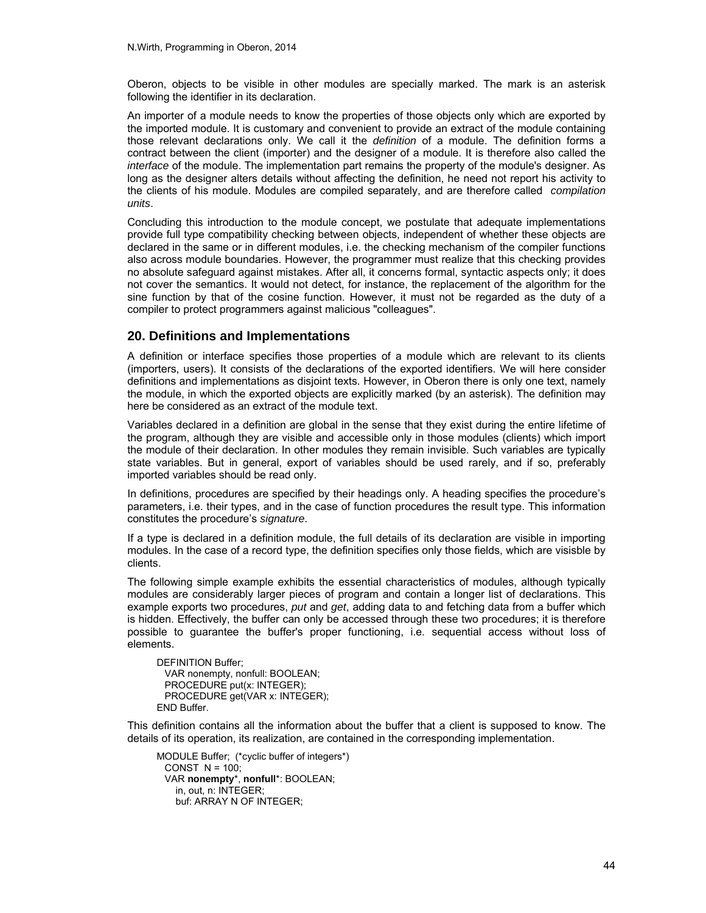Oberon, objects to be visible in other modules are specially marked. The mark is an asterisk following the identifier in its declaration.

An importer of a module needs to know the properties of those objects only which are exported by the imported module. It is customary and convenient to provide an extract of the module containing those relevant declarations only. We call it the *definition* of a module. The definition forms a contract between the client (importer) and the designer of a module. It is therefore also called the *interface* of the module. The implementation part remains the property of the module's designer. As long as the designer alters details without affecting the definition, he need not report his activity to the clients of his module. Modules are compiled separately, and are therefore called *compilation units*.

Concluding this introduction to the module concept, we postulate that adequate implementations provide full type compatibility checking between objects, independent of whether these objects are declared in the same or in different modules, i.e. the checking mechanism of the compiler functions also across module boundaries. However, the programmer must realize that this checking provides no absolute safeguard against mistakes. After all, it concerns formal, syntactic aspects only; it does not cover the semantics. It would not detect, for instance, the replacement of the algorithm for the sine function by that of the cosine function. However, it must not be regarded as the duty of a compiler to protect programmers against malicious "colleagues".

## 20. Definitions and Implementations

A definition or interface specifies those properties of a module which are relevant to its clients (importers, users). It consists of the declarations of the exported identifiers. We will here consider definitions and implementations as disjoint texts. However, in Oberon there is only one text, namely the module, in which the exported objects are explicitly marked (by an asterisk). The definition may here be considered as an extract of the module text.

Variables declared in a definition are global in the sense that they exist during the entire lifetime of the program, although they are visible and accessible only in those modules (clients) which import the module of their declaration. In other modules they remain invisible. Such variables are typically state variables. But in general, export of variables should be used rarely, and if so, preferably imported variables should be read only.

In definitions, procedures are specified by their headings only. A heading specifies the procedure's parameters, i.e. their types, and in the case of function procedures the result type. This information constitutes the procedure's *signature*.

If a type is declared in a definition module, the full details of its declaration are visible in importing modules. In the case of a record type, the definition specifies only those fields, which are visisble by clients.

The following simple example exhibits the essential characteristics of modules, although typically modules are considerably larger pieces of program and contain a longer list of declarations. This example exports two procedures, *put* and *get*, adding data to and fetching data from a buffer which is hidden. Effectively, the buffer can only be accessed through these two procedures; it is therefore possible to guarantee the buffer's proper functioning, i.e. sequential access without loss of elements.

```
DEFINITION Buffer;
  VAR nonempty, nonfull: BOOLEAN;
  PROCEDURE put(x: INTEGER);
  PROCEDURE get(VAR x: INTEGER);
END Buffer.
```

This definition contains all the information about the buffer that a client is supposed to know. The details of its operation, its realization, are contained in the corresponding implementation.

```
MODULE Buffer;  (*cyclic buffer of integers*)
  CONST  N = 100;
  VAR nonempty*, nonfull*: BOOLEAN;
    in, out, n: INTEGER;
    buf: ARRAY N OF INTEGER;
```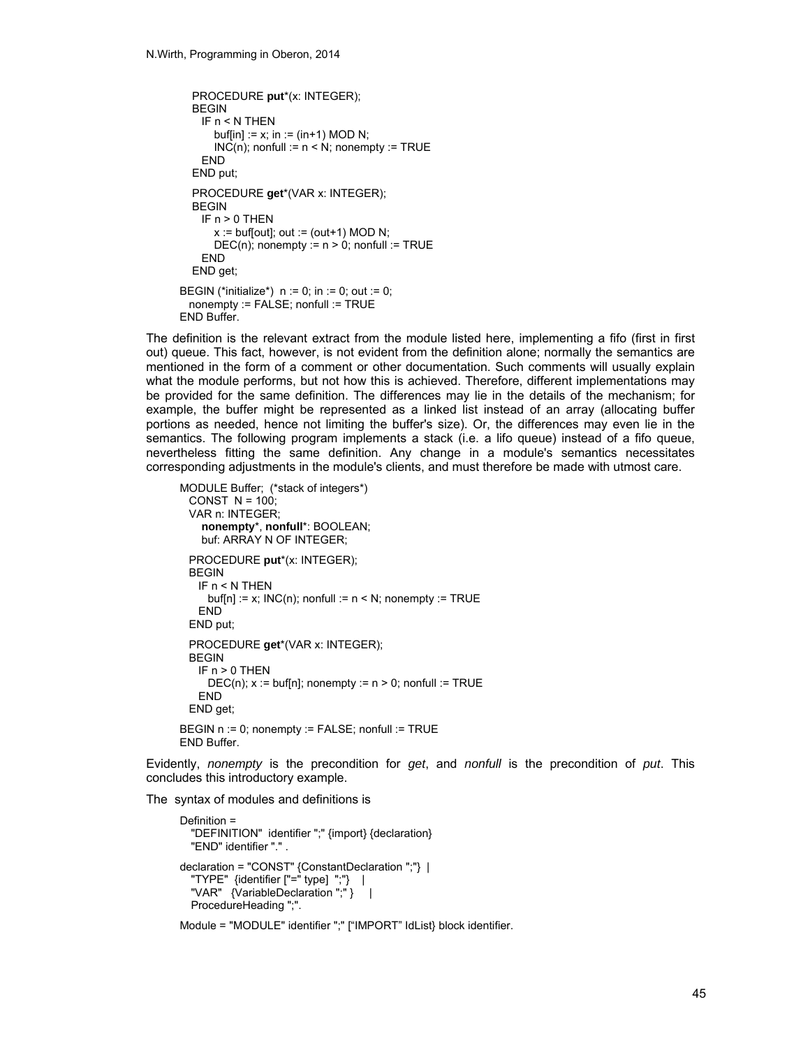```
  PROCEDURE put*(x: INTEGER);
  BEGIN
    IF n < N THEN
      buf[in] := x; in := (in+1) MOD N;
      INC(n); nonfull := n < N; nonempty := TRUE
    END
  END put;

  PROCEDURE get*(VAR x: INTEGER);
  BEGIN
    IF n > 0 THEN
      x := buf[out]; out := (out+1) MOD N;
      DEC(n); nonempty := n > 0; nonfull := TRUE
    END
  END get;

BEGIN (*initialize*)  n := 0; in := 0; out := 0;
  nonempty := FALSE; nonfull := TRUE
END Buffer.
```

The definition is the relevant extract from the module listed here, implementing a fifo (first in first out) queue. This fact, however, is not evident from the definition alone; normally the semantics are mentioned in the form of a comment or other documentation. Such comments will usually explain what the module performs, but not how this is achieved. Therefore, different implementations may be provided for the same definition. The differences may lie in the details of the mechanism; for example, the buffer might be represented as a linked list instead of an array (allocating buffer portions as needed, hence not limiting the buffer's size). Or, the differences may even lie in the semantics. The following program implements a stack (i.e. a lifo queue) instead of a fifo queue, nevertheless fitting the same definition. Any change in a module's semantics necessitates corresponding adjustments in the module's clients, and must therefore be made with utmost care.

```
MODULE Buffer;  (*stack of integers*)
  CONST  N = 100;
  VAR n: INTEGER;
    nonempty*, nonfull*: BOOLEAN;
    buf: ARRAY N OF INTEGER;

  PROCEDURE put*(x: INTEGER);
  BEGIN
    IF n < N THEN
      buf[n] := x; INC(n); nonfull := n < N; nonempty := TRUE
    END
  END put;

  PROCEDURE get*(VAR x: INTEGER);
  BEGIN
    IF n > 0 THEN
      DEC(n); x := buf[n]; nonempty := n > 0; nonfull := TRUE
    END
  END get;

BEGIN n := 0; nonempty := FALSE; nonfull := TRUE
END Buffer.
```

Evidently, *nonempty* is the precondition for *get*, and *nonfull* is the precondition of *put*. This concludes this introductory example.

The syntax of modules and definitions is

```
Definition =
  "DEFINITION"  identifier ";" {import} {declaration}
  "END" identifier "." .

declaration = "CONST" {ConstantDeclaration ";"}  |
  "TYPE"  {identifier ["=" type]  ";"}   |
  "VAR"   {VariableDeclaration ";" }    |
  ProcedureHeading ";".

Module = "MODULE" identifier ";" ["IMPORT" IdList} block identifier.
```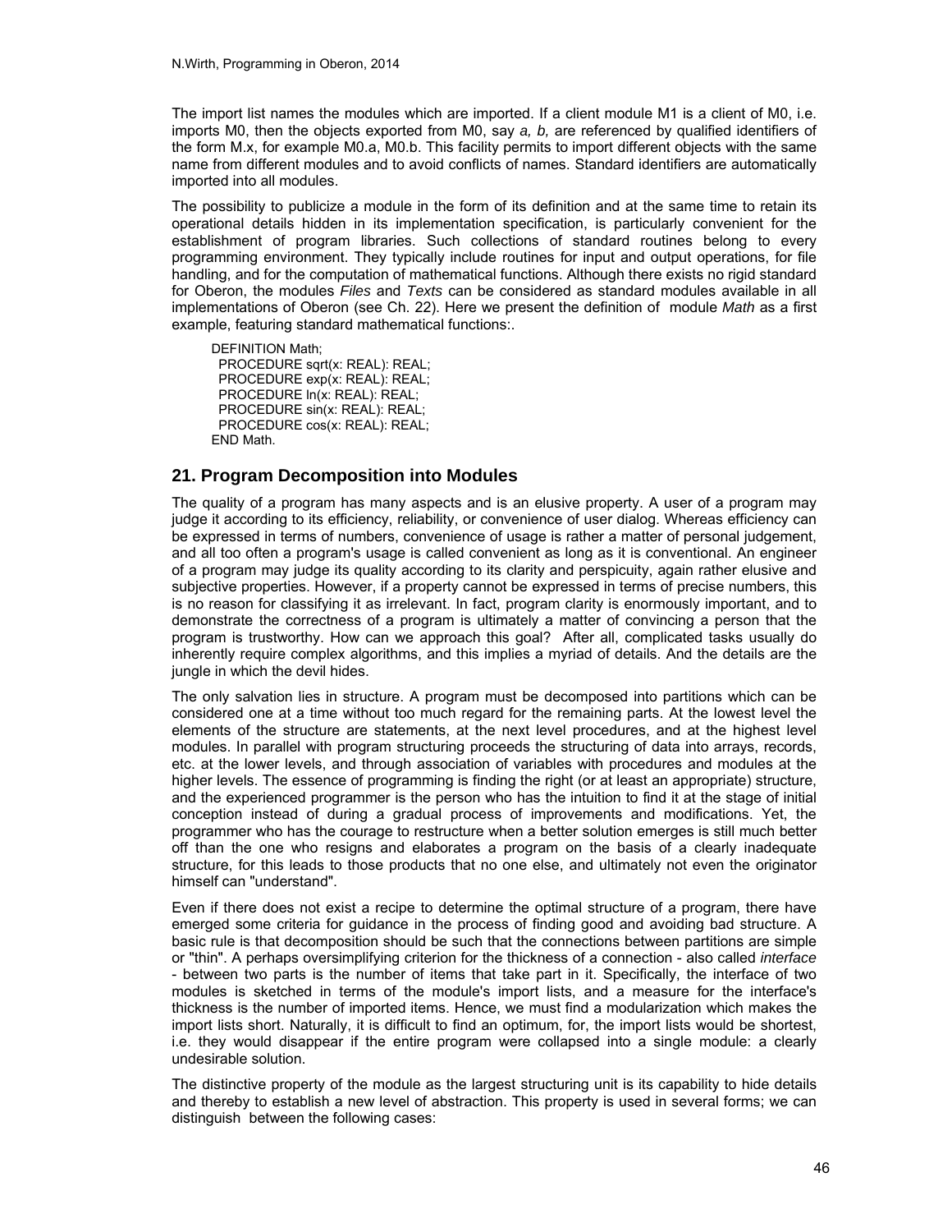The import list names the modules which are imported. If a client module M1 is a client of M0, i.e. imports M0, then the objects exported from M0, say *a, b,* are referenced by qualified identifiers of the form M.x, for example M0.a, M0.b. This facility permits to import different objects with the same name from different modules and to avoid conflicts of names. Standard identifiers are automatically imported into all modules.

The possibility to publicize a module in the form of its definition and at the same time to retain its operational details hidden in its implementation specification, is particularly convenient for the establishment of program libraries. Such collections of standard routines belong to every programming environment. They typically include routines for input and output operations, for file handling, and for the computation of mathematical functions. Although there exists no rigid standard for Oberon, the modules *Files* and *Texts* can be considered as standard modules available in all implementations of Oberon (see Ch. 22). Here we present the definition of module *Math* as a first example, featuring standard mathematical functions:.

```
DEFINITION Math;
  PROCEDURE sqrt(x: REAL): REAL;
  PROCEDURE exp(x: REAL): REAL;
  PROCEDURE ln(x: REAL): REAL;
  PROCEDURE sin(x: REAL): REAL;
  PROCEDURE cos(x: REAL): REAL;
END Math.
```

## 21. Program Decomposition into Modules

The quality of a program has many aspects and is an elusive property. A user of a program may judge it according to its efficiency, reliability, or convenience of user dialog. Whereas efficiency can be expressed in terms of numbers, convenience of usage is rather a matter of personal judgement, and all too often a program's usage is called convenient as long as it is conventional. An engineer of a program may judge its quality according to its clarity and perspicuity, again rather elusive and subjective properties. However, if a property cannot be expressed in terms of precise numbers, this is no reason for classifying it as irrelevant. In fact, program clarity is enormously important, and to demonstrate the correctness of a program is ultimately a matter of convincing a person that the program is trustworthy. How can we approach this goal? After all, complicated tasks usually do inherently require complex algorithms, and this implies a myriad of details. And the details are the jungle in which the devil hides.

The only salvation lies in structure. A program must be decomposed into partitions which can be considered one at a time without too much regard for the remaining parts. At the lowest level the elements of the structure are statements, at the next level procedures, and at the highest level modules. In parallel with program structuring proceeds the structuring of data into arrays, records, etc. at the lower levels, and through association of variables with procedures and modules at the higher levels. The essence of programming is finding the right (or at least an appropriate) structure, and the experienced programmer is the person who has the intuition to find it at the stage of initial conception instead of during a gradual process of improvements and modifications. Yet, the programmer who has the courage to restructure when a better solution emerges is still much better off than the one who resigns and elaborates a program on the basis of a clearly inadequate structure, for this leads to those products that no one else, and ultimately not even the originator himself can "understand".

Even if there does not exist a recipe to determine the optimal structure of a program, there have emerged some criteria for guidance in the process of finding good and avoiding bad structure. A basic rule is that decomposition should be such that the connections between partitions are simple or "thin". A perhaps oversimplifying criterion for the thickness of a connection - also called *interface* - between two parts is the number of items that take part in it. Specifically, the interface of two modules is sketched in terms of the module's import lists, and a measure for the interface's thickness is the number of imported items. Hence, we must find a modularization which makes the import lists short. Naturally, it is difficult to find an optimum, for, the import lists would be shortest, i.e. they would disappear if the entire program were collapsed into a single module: a clearly undesirable solution.

The distinctive property of the module as the largest structuring unit is its capability to hide details and thereby to establish a new level of abstraction. This property is used in several forms; we can distinguish between the following cases: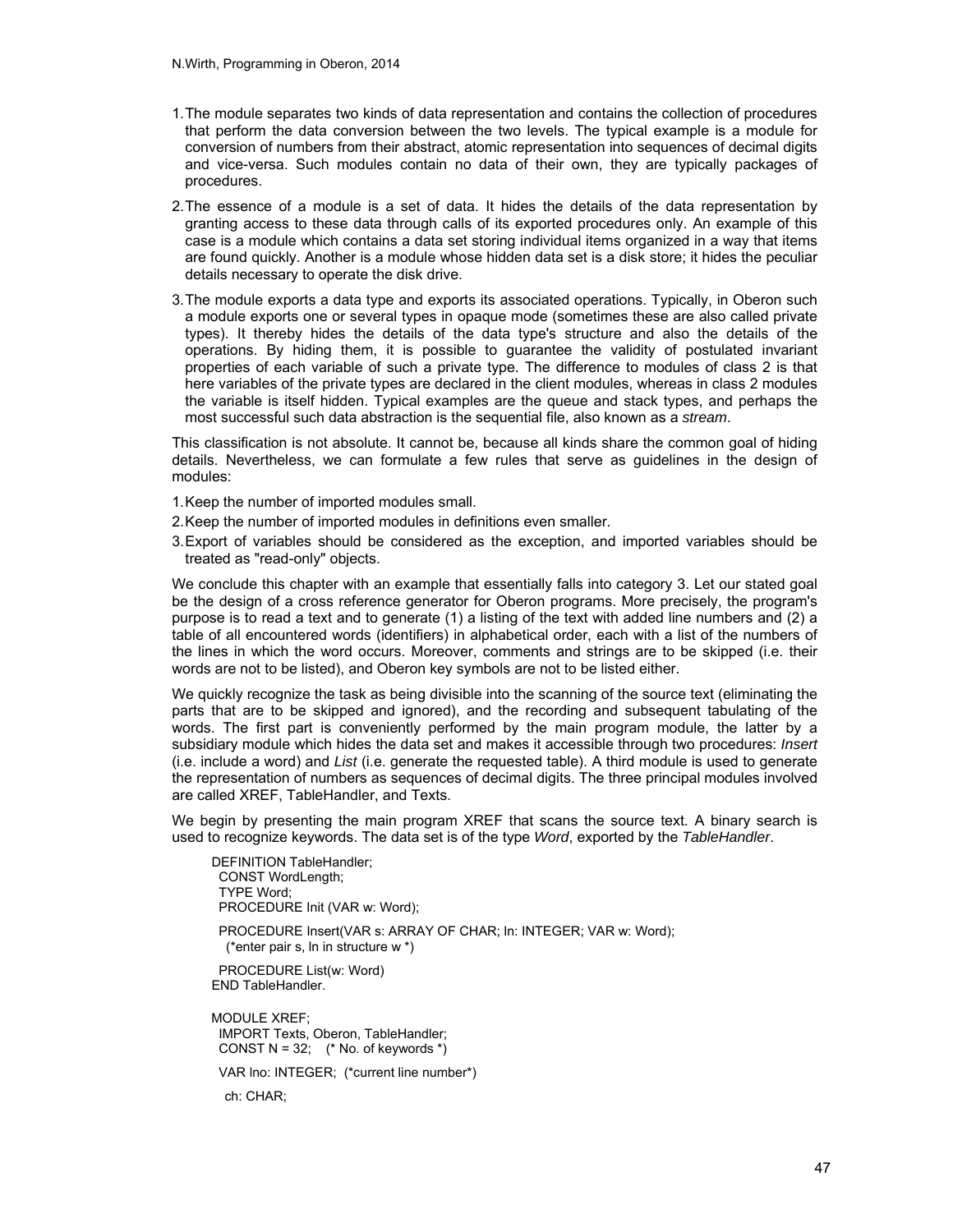1. The module separates two kinds of data representation and contains the collection of procedures that perform the data conversion between the two levels. The typical example is a module for conversion of numbers from their abstract, atomic representation into sequences of decimal digits and vice-versa. Such modules contain no data of their own, they are typically packages of procedures.

2. The essence of a module is a set of data. It hides the details of the data representation by granting access to these data through calls of its exported procedures only. An example of this case is a module which contains a data set storing individual items organized in a way that items are found quickly. Another is a module whose hidden data set is a disk store; it hides the peculiar details necessary to operate the disk drive.

3. The module exports a data type and exports its associated operations. Typically, in Oberon such a module exports one or several types in opaque mode (sometimes these are also called private types). It thereby hides the details of the data type's structure and also the details of the operations. By hiding them, it is possible to guarantee the validity of postulated invariant properties of each variable of such a private type. The difference to modules of class 2 is that here variables of the private types are declared in the client modules, whereas in class 2 modules the variable is itself hidden. Typical examples are the queue and stack types, and perhaps the most successful such data abstraction is the sequential file, also known as a *stream*.

This classification is not absolute. It cannot be, because all kinds share the common goal of hiding details. Nevertheless, we can formulate a few rules that serve as guidelines in the design of modules:

1. Keep the number of imported modules small.
2. Keep the number of imported modules in definitions even smaller.
3. Export of variables should be considered as the exception, and imported variables should be treated as "read-only" objects.

We conclude this chapter with an example that essentially falls into category 3. Let our stated goal be the design of a cross reference generator for Oberon programs. More precisely, the program's purpose is to read a text and to generate (1) a listing of the text with added line numbers and (2) a table of all encountered words (identifiers) in alphabetical order, each with a list of the numbers of the lines in which the word occurs. Moreover, comments and strings are to be skipped (i.e. their words are not to be listed), and Oberon key symbols are not to be listed either.

We quickly recognize the task as being divisible into the scanning of the source text (eliminating the parts that are to be skipped and ignored), and the recording and subsequent tabulating of the words. The first part is conveniently performed by the main program module, the latter by a subsidiary module which hides the data set and makes it accessible through two procedures: *Insert* (i.e. include a word) and *List* (i.e. generate the requested table). A third module is used to generate the representation of numbers as sequences of decimal digits. The three principal modules involved are called XREF, TableHandler, and Texts.

We begin by presenting the main program XREF that scans the source text. A binary search is used to recognize keywords. The data set is of the type *Word*, exported by the *TableHandler*.

```
DEFINITION TableHandler;
  CONST WordLength;
  TYPE Word;
  PROCEDURE Init (VAR w: Word);

  PROCEDURE Insert(VAR s: ARRAY OF CHAR; ln: INTEGER; VAR w: Word);
    (*enter pair s, ln in structure w *)

  PROCEDURE List(w: Word)
END TableHandler.

MODULE XREF;
  IMPORT Texts, Oberon, TableHandler;
  CONST N = 32;   (* No. of keywords *)

  VAR lno: INTEGER;  (*current line number*)

    ch: CHAR;
```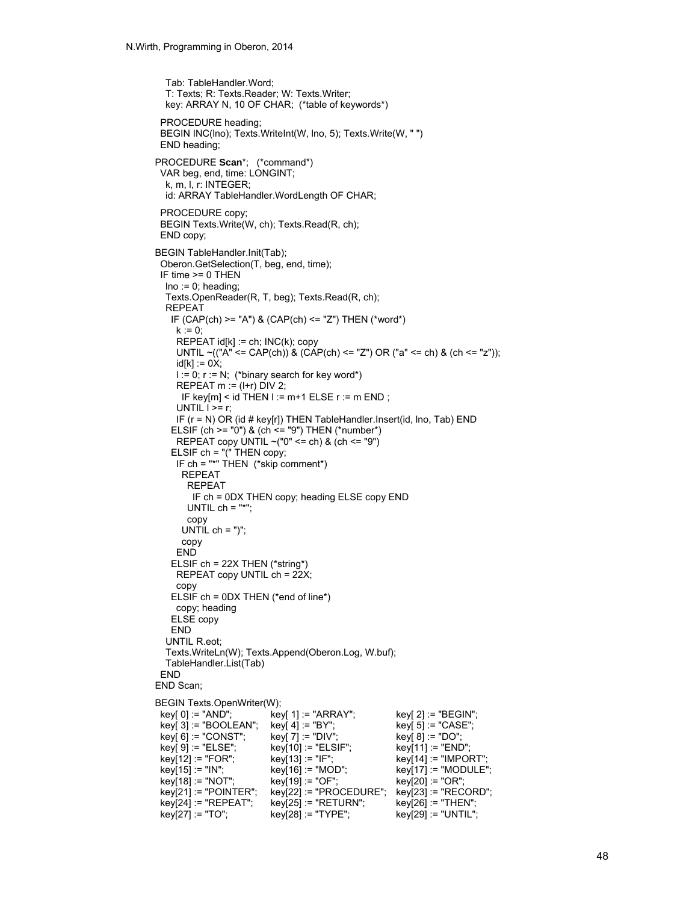```
    Tab: TableHandler.Word;
    T: Texts; R: Texts.Reader; W: Texts.Writer;
    key: ARRAY N, 10 OF CHAR;  (*table of keywords*)

  PROCEDURE heading;
  BEGIN INC(lno); Texts.WriteInt(W, lno, 5); Texts.Write(W, " ")
  END heading;

PROCEDURE Scan*;   (*command*)
  VAR beg, end, time: LONGINT;
    k, m, l, r: INTEGER;
    id: ARRAY TableHandler.WordLength OF CHAR;

  PROCEDURE copy;
  BEGIN Texts.Write(W, ch); Texts.Read(R, ch);
  END copy;

BEGIN TableHandler.Init(Tab);
  Oberon.GetSelection(T, beg, end, time);
  IF time >= 0 THEN
    lno := 0; heading;
    Texts.OpenReader(R, T, beg); Texts.Read(R, ch);
    REPEAT
      IF (CAP(ch) >= "A") & (CAP(ch) <= "Z") THEN (*word*)
        k := 0;
        REPEAT id[k] := ch; INC(k); copy
        UNTIL ~(("A" <= CAP(ch)) & (CAP(ch) <= "Z") OR ("a" <= ch) & (ch <= "z"));
        id[k] := 0X;
        l := 0; r := N;  (*binary search for key word*)
        REPEAT m := (l+r) DIV 2;
          IF key[m] < id THEN l := m+1 ELSE r := m END ;
        UNTIL l >= r;
        IF (r = N) OR (id # key[r]) THEN TableHandler.Insert(id, lno, Tab) END
      ELSIF (ch >= "0") & (ch <= "9") THEN (*number*)
        REPEAT copy UNTIL ~("0" <= ch) & (ch <= "9")
      ELSIF ch = "(" THEN copy;
        IF ch = "*" THEN  (*skip comment*)
          REPEAT
            REPEAT
              IF ch = 0DX THEN copy; heading ELSE copy END
            UNTIL ch = "*";
            copy
          UNTIL ch = ")";
          copy
        END
      ELSIF ch = 22X THEN (*string*)
        REPEAT copy UNTIL ch = 22X;
        copy
      ELSIF ch = 0DX THEN (*end of line*)
        copy; heading
      ELSE copy
      END
    UNTIL R.eot;
    Texts.WriteLn(W); Texts.Append(Oberon.Log, W.buf);
    TableHandler.List(Tab)
  END
END Scan;

BEGIN Texts.OpenWriter(W);
  key[ 0] := "AND";        key[ 1] := "ARRAY";         key[ 2] := "BEGIN";
  key[ 3] := "BOOLEAN";    key[ 4] := "BY";            key[ 5] := "CASE";
  key[ 6] := "CONST";      key[ 7] := "DIV";           key[ 8] := "DO";
  key[ 9] := "ELSE";       key[10] := "ELSIF";         key[11] := "END";
  key[12] := "FOR";        key[13] := "IF";            key[14] := "IMPORT";
  key[15] := "IN";         key[16] := "MOD";           key[17] := "MODULE";
  key[18] := "NOT";        key[19] := "OF";            key[20] := "OR";
  key[21] := "POINTER";    key[22] := "PROCEDURE";     key[23] := "RECORD";
  key[24] := "REPEAT";     key[25] := "RETURN";        key[26] := "THEN";
  key[27] := "TO";         key[28] := "TYPE";          key[29] := "UNTIL";
```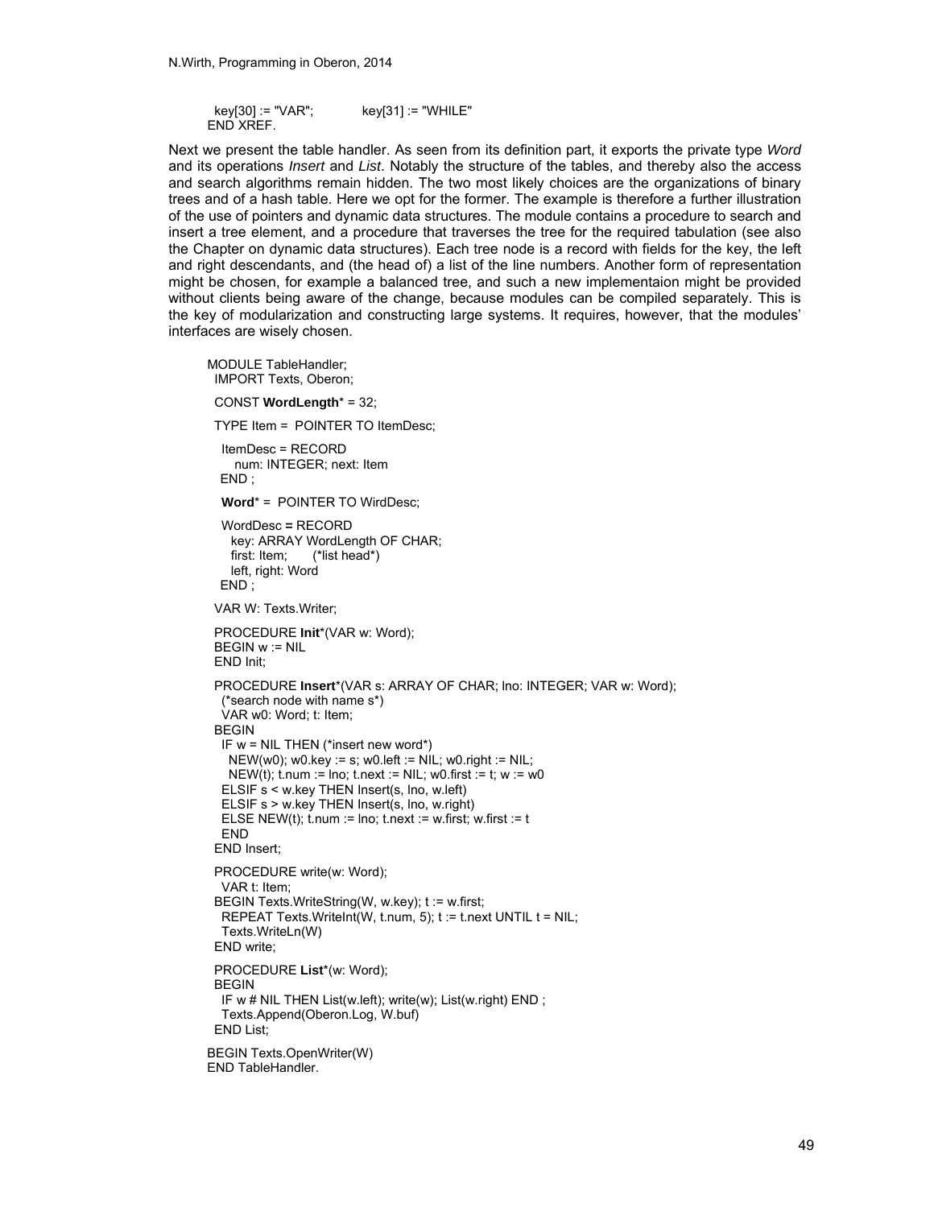```
  key[30] := "VAR";          key[31] := "WHILE"
END XREF.
```

Next we present the table handler. As seen from its definition part, it exports the private type *Word* and its operations *Insert* and *List*. Notably the structure of the tables, and thereby also the access and search algorithms remain hidden. The two most likely choices are the organizations of binary trees and of a hash table. Here we opt for the former. The example is therefore a further illustration of the use of pointers and dynamic data structures. The module contains a procedure to search and insert a tree element, and a procedure that traverses the tree for the required tabulation (see also the Chapter on dynamic data structures). Each tree node is a record with fields for the key, the left and right descendants, and (the head of) a list of the line numbers. Another form of representation might be chosen, for example a balanced tree, and such a new implementaion might be provided without clients being aware of the change, because modules can be compiled separately. This is the key of modularization and constructing large systems. It requires, however, that the modules' interfaces are wisely chosen.

```
MODULE TableHandler;
  IMPORT Texts, Oberon;

  CONST WordLength* = 32;

  TYPE Item =  POINTER TO ItemDesc;

    ItemDesc = RECORD
      num: INTEGER; next: Item
    END ;

    Word* =  POINTER TO WirdDesc;

    WordDesc = RECORD
      key: ARRAY WordLength OF CHAR;
      first: Item;      (*list head*)
      left, right: Word
    END ;

  VAR W: Texts.Writer;

  PROCEDURE Init*(VAR w: Word);
  BEGIN w := NIL
  END Init;

  PROCEDURE Insert*(VAR s: ARRAY OF CHAR; lno: INTEGER; VAR w: Word);
    (*search node with name s*)
    VAR w0: Word; t: Item;
  BEGIN
    IF w = NIL THEN (*insert new word*)
      NEW(w0); w0.key := s; w0.left := NIL; w0.right := NIL;
      NEW(t); t.num := lno; t.next := NIL; w0.first := t; w := w0
    ELSIF s < w.key THEN Insert(s, lno, w.left)
    ELSIF s > w.key THEN Insert(s, lno, w.right)
    ELSE NEW(t); t.num := lno; t.next := w.first; w.first := t
    END
  END Insert;

  PROCEDURE write(w: Word);
    VAR t: Item;
  BEGIN Texts.WriteString(W, w.key); t := w.first;
    REPEAT Texts.WriteInt(W, t.num, 5); t := t.next UNTIL t = NIL;
    Texts.WriteLn(W)
  END write;

  PROCEDURE List*(w: Word);
  BEGIN
    IF w # NIL THEN List(w.left); write(w); List(w.right) END ;
    Texts.Append(Oberon.Log, W.buf)
  END List;

BEGIN Texts.OpenWriter(W)
END TableHandler.
```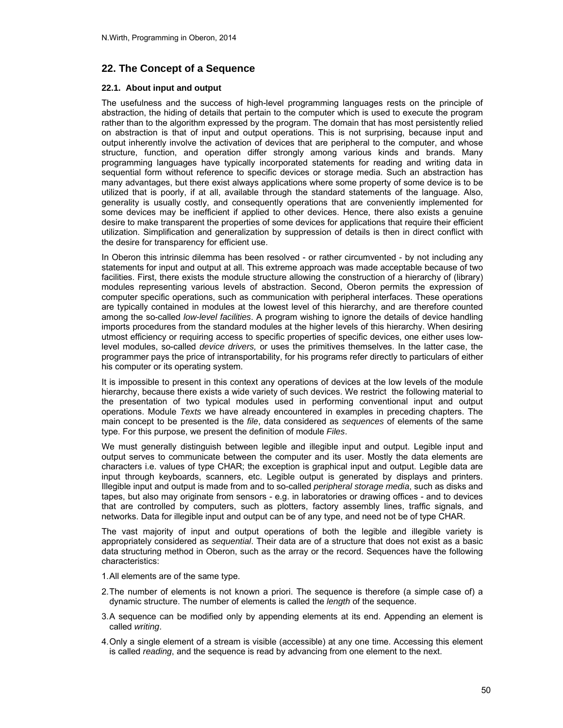## 22. The Concept of a Sequence

### 22.1. About input and output

The usefulness and the success of high-level programming languages rests on the principle of abstraction, the hiding of details that pertain to the computer which is used to execute the program rather than to the algorithm expressed by the program. The domain that has most persistently relied on abstraction is that of input and output operations. This is not surprising, because input and output inherently involve the activation of devices that are peripheral to the computer, and whose structure, function, and operation differ strongly among various kinds and brands. Many programming languages have typically incorporated statements for reading and writing data in sequential form without reference to specific devices or storage media. Such an abstraction has many advantages, but there exist always applications where some property of some device is to be utilized that is poorly, if at all, available through the standard statements of the language. Also, generality is usually costly, and consequently operations that are conveniently implemented for some devices may be inefficient if applied to other devices. Hence, there also exists a genuine desire to make transparent the properties of some devices for applications that require their efficient utilization. Simplification and generalization by suppression of details is then in direct conflict with the desire for transparency for efficient use.

In Oberon this intrinsic dilemma has been resolved - or rather circumvented - by not including any statements for input and output at all. This extreme approach was made acceptable because of two facilities. First, there exists the module structure allowing the construction of a hierarchy of (library) modules representing various levels of abstraction. Second, Oberon permits the expression of computer specific operations, such as communication with peripheral interfaces. These operations are typically contained in modules at the lowest level of this hierarchy, and are therefore counted among the so-called *low-level facilities*. A program wishing to ignore the details of device handling imports procedures from the standard modules at the higher levels of this hierarchy. When desiring utmost efficiency or requiring access to specific properties of specific devices, one either uses low-level modules, so-called *device drivers,* or uses the primitives themselves. In the latter case, the programmer pays the price of intransportability, for his programs refer directly to particulars of either his computer or its operating system.

It is impossible to present in this context any operations of devices at the low levels of the module hierarchy, because there exists a wide variety of such devices. We restrict the following material to the presentation of two typical modules used in performing conventional input and output operations. Module *Texts* we have already encountered in examples in preceding chapters. The main concept to be presented is the *file*, data considered as *sequences* of elements of the same type. For this purpose, we present the definition of module *Files*.

We must generally distinguish between legible and illegible input and output. Legible input and output serves to communicate between the computer and its user. Mostly the data elements are characters i.e. values of type CHAR; the exception is graphical input and output. Legible data are input through keyboards, scanners, etc. Legible output is generated by displays and printers. Illegible input and output is made from and to so-called *peripheral storage media*, such as disks and tapes, but also may originate from sensors - e.g. in laboratories or drawing offices - and to devices that are controlled by computers, such as plotters, factory assembly lines, traffic signals, and networks. Data for illegible input and output can be of any type, and need not be of type CHAR.

The vast majority of input and output operations of both the legible and illegible variety is appropriately considered as *sequential*. Their data are of a structure that does not exist as a basic data structuring method in Oberon, such as the array or the record. Sequences have the following characteristics:

1. All elements are of the same type.
2. The number of elements is not known a priori. The sequence is therefore (a simple case of) a dynamic structure. The number of elements is called the *length* of the sequence.
3. A sequence can be modified only by appending elements at its end. Appending an element is called *writing*.
4. Only a single element of a stream is visible (accessible) at any one time. Accessing this element is called *reading*, and the sequence is read by advancing from one element to the next.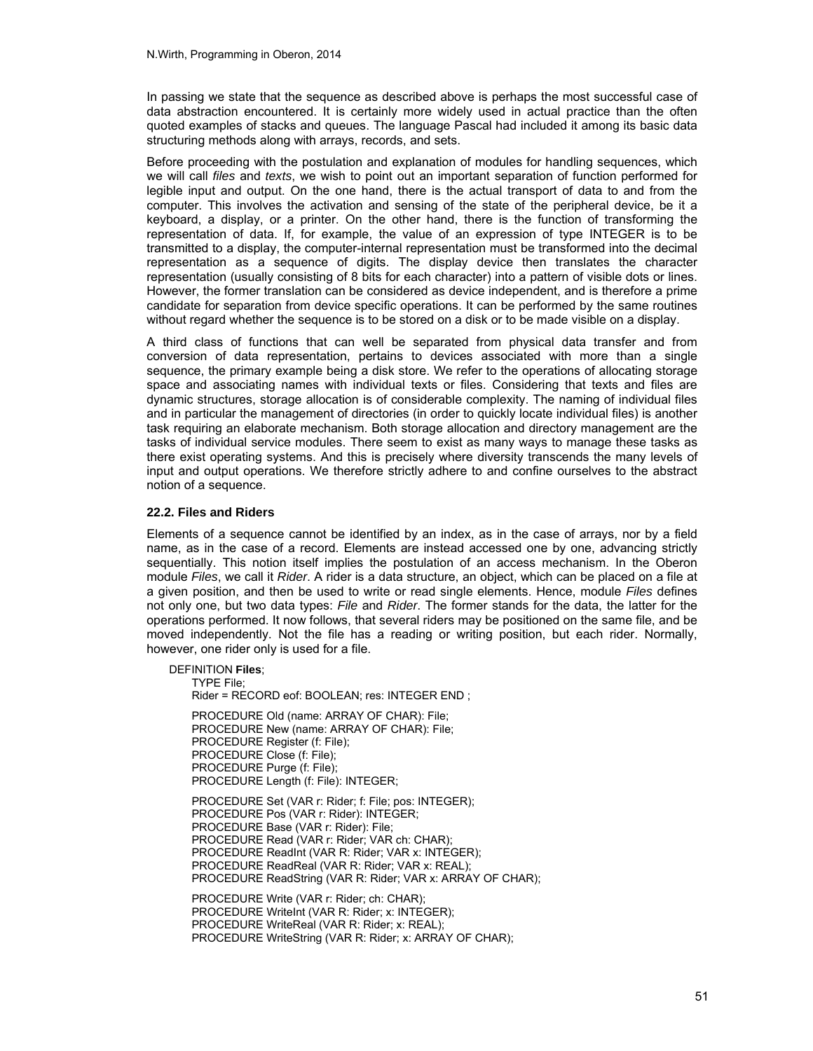In passing we state that the sequence as described above is perhaps the most successful case of data abstraction encountered. It is certainly more widely used in actual practice than the often quoted examples of stacks and queues. The language Pascal had included it among its basic data structuring methods along with arrays, records, and sets.

Before proceeding with the postulation and explanation of modules for handling sequences, which we will call *files* and *texts*, we wish to point out an important separation of function performed for legible input and output. On the one hand, there is the actual transport of data to and from the computer. This involves the activation and sensing of the state of the peripheral device, be it a keyboard, a display, or a printer. On the other hand, there is the function of transforming the representation of data. If, for example, the value of an expression of type INTEGER is to be transmitted to a display, the computer-internal representation must be transformed into the decimal representation as a sequence of digits. The display device then translates the character representation (usually consisting of 8 bits for each character) into a pattern of visible dots or lines. However, the former translation can be considered as device independent, and is therefore a prime candidate for separation from device specific operations. It can be performed by the same routines without regard whether the sequence is to be stored on a disk or to be made visible on a display.

A third class of functions that can well be separated from physical data transfer and from conversion of data representation, pertains to devices associated with more than a single sequence, the primary example being a disk store. We refer to the operations of allocating storage space and associating names with individual texts or files. Considering that texts and files are dynamic structures, storage allocation is of considerable complexity. The naming of individual files and in particular the management of directories (in order to quickly locate individual files) is another task requiring an elaborate mechanism. Both storage allocation and directory management are the tasks of individual service modules. There seem to exist as many ways to manage these tasks as there exist operating systems. And this is precisely where diversity transcends the many levels of input and output operations. We therefore strictly adhere to and confine ourselves to the abstract notion of a sequence.

### 22.2. Files and Riders

Elements of a sequence cannot be identified by an index, as in the case of arrays, nor by a field name, as in the case of a record. Elements are instead accessed one by one, advancing strictly sequentially. This notion itself implies the postulation of an access mechanism. In the Oberon module *Files*, we call it *Rider*. A rider is a data structure, an object, which can be placed on a file at a given position, and then be used to write or read single elements. Hence, module *Files* defines not only one, but two data types: *File* and *Rider*. The former stands for the data, the latter for the operations performed. It now follows, that several riders may be positioned on the same file, and be moved independently. Not the file has a reading or writing position, but each rider. Normally, however, one rider only is used for a file.

```
DEFINITION Files;
  TYPE File;
  Rider = RECORD eof: BOOLEAN; res: INTEGER END ;

  PROCEDURE Old (name: ARRAY OF CHAR): File;
  PROCEDURE New (name: ARRAY OF CHAR): File;
  PROCEDURE Register (f: File);
  PROCEDURE Close (f: File);
  PROCEDURE Purge (f: File);
  PROCEDURE Length (f: File): INTEGER;

  PROCEDURE Set (VAR r: Rider; f: File; pos: INTEGER);
  PROCEDURE Pos (VAR r: Rider): INTEGER;
  PROCEDURE Base (VAR r: Rider): File;
  PROCEDURE Read (VAR r: Rider; VAR ch: CHAR);
  PROCEDURE ReadInt (VAR R: Rider; VAR x: INTEGER);
  PROCEDURE ReadReal (VAR R: Rider; VAR x: REAL);
  PROCEDURE ReadString (VAR R: Rider; VAR x: ARRAY OF CHAR);

  PROCEDURE Write (VAR r: Rider; ch: CHAR);
  PROCEDURE WriteInt (VAR R: Rider; x: INTEGER);
  PROCEDURE WriteReal (VAR R: Rider; x: REAL);
  PROCEDURE WriteString (VAR R: Rider; x: ARRAY OF CHAR);
```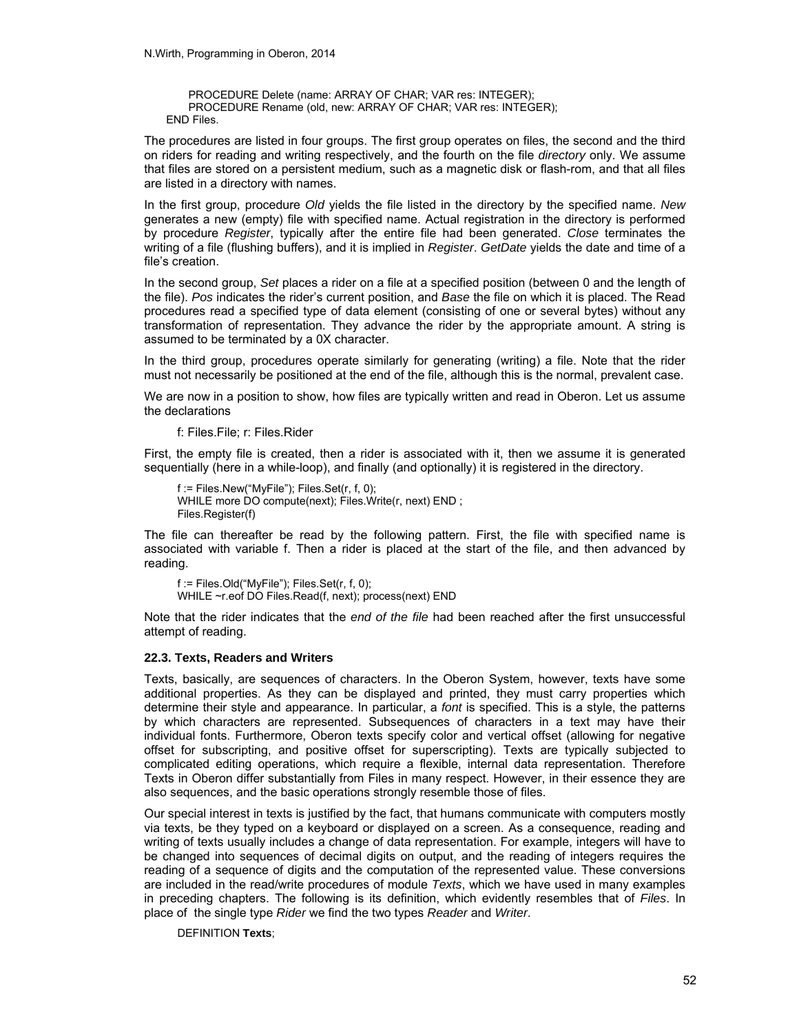```
    PROCEDURE Delete (name: ARRAY OF CHAR; VAR res: INTEGER);
    PROCEDURE Rename (old, new: ARRAY OF CHAR; VAR res: INTEGER);
  END Files.
```

The procedures are listed in four groups. The first group operates on files, the second and the third on riders for reading and writing respectively, and the fourth on the file *directory* only. We assume that files are stored on a persistent medium, such as a magnetic disk or flash-rom, and that all files are listed in a directory with names.

In the first group, procedure *Old* yields the file listed in the directory by the specified name. *New* generates a new (empty) file with specified name. Actual registration in the directory is performed by procedure *Register*, typically after the entire file had been generated. *Close* terminates the writing of a file (flushing buffers), and it is implied in *Register*. *GetDate* yields the date and time of a file's creation.

In the second group, *Set* places a rider on a file at a specified position (between 0 and the length of the file). *Pos* indicates the rider's current position, and *Base* the file on which it is placed. The Read procedures read a specified type of data element (consisting of one or several bytes) without any transformation of representation. They advance the rider by the appropriate amount. A string is assumed to be terminated by a 0X character.

In the third group, procedures operate similarly for generating (writing) a file. Note that the rider must not necessarily be positioned at the end of the file, although this is the normal, prevalent case.

We are now in a position to show, how files are typically written and read in Oberon. Let us assume the declarations

```
f: Files.File; r: Files.Rider
```

First, the empty file is created, then a rider is associated with it, then we assume it is generated sequentially (here in a while-loop), and finally (and optionally) it is registered in the directory.

```
f := Files.New("MyFile"); Files.Set(r, f, 0);
WHILE more DO compute(next); Files.Write(r, next) END ;
Files.Register(f)
```

The file can thereafter be read by the following pattern. First, the file with specified name is associated with variable f. Then a rider is placed at the start of the file, and then advanced by reading.

```
f := Files.Old("MyFile"); Files.Set(r, f, 0);
WHILE ~r.eof DO Files.Read(f, next); process(next) END
```

Note that the rider indicates that the *end of the file* had been reached after the first unsuccessful attempt of reading.

### 22.3. Texts, Readers and Writers

Texts, basically, are sequences of characters. In the Oberon System, however, texts have some additional properties. As they can be displayed and printed, they must carry properties which determine their style and appearance. In particular, a *font* is specified. This is a style, the patterns by which characters are represented. Subsequences of characters in a text may have their individual fonts. Furthermore, Oberon texts specify color and vertical offset (allowing for negative offset for subscripting, and positive offset for superscripting). Texts are typically subjected to complicated editing operations, which require a flexible, internal data representation. Therefore Texts in Oberon differ substantially from Files in many respect. However, in their essence they are also sequences, and the basic operations strongly resemble those of files.

Our special interest in texts is justified by the fact, that humans communicate with computers mostly via texts, be they typed on a keyboard or displayed on a screen. As a consequence, reading and writing of texts usually includes a change of data representation. For example, integers will have to be changed into sequences of decimal digits on output, and the reading of integers requires the reading of a sequence of digits and the computation of the represented value. These conversions are included in the read/write procedures of module *Texts*, which we have used in many examples in preceding chapters. The following is its definition, which evidently resembles that of *Files*. In place of the single type *Rider* we find the two types *Reader* and *Writer*.

```
DEFINITION Texts;
```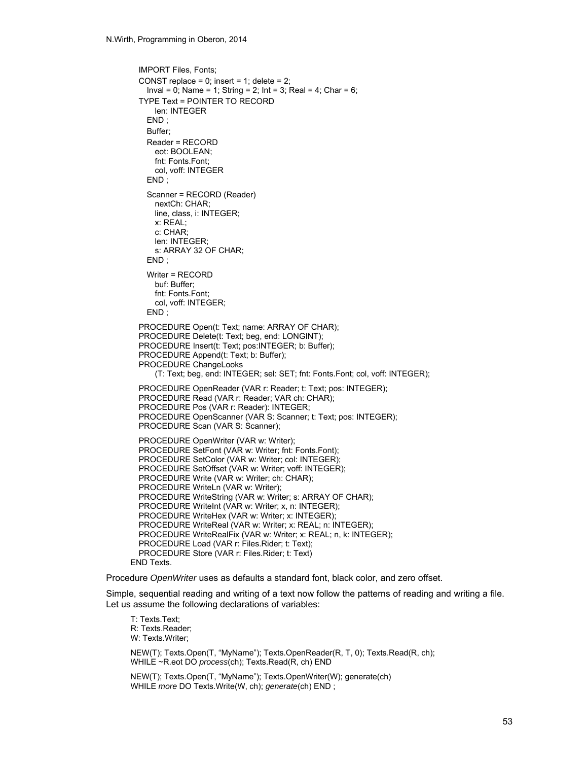```
  IMPORT Files, Fonts;
  CONST replace = 0; insert = 1; delete = 2;
    Inval = 0; Name = 1; String = 2; Int = 3; Real = 4; Char = 6;
  TYPE Text = POINTER TO RECORD
      len: INTEGER
    END ;
    Buffer;
    Reader = RECORD
      eot: BOOLEAN;
      fnt: Fonts.Font;
      col, voff: INTEGER
    END ;

    Scanner = RECORD (Reader)
      nextCh: CHAR;
      line, class, i: INTEGER;
      x: REAL;
      c: CHAR;
      len: INTEGER;
      s: ARRAY 32 OF CHAR;
    END ;

    Writer = RECORD
      buf: Buffer;
      fnt: Fonts.Font;
      col, voff: INTEGER;
    END ;

  PROCEDURE Open(t: Text; name: ARRAY OF CHAR);
  PROCEDURE Delete(t: Text; beg, end: LONGINT);
  PROCEDURE Insert(t: Text; pos:INTEGER; b: Buffer);
  PROCEDURE Append(t: Text; b: Buffer);
  PROCEDURE ChangeLooks
      (T: Text; beg, end: INTEGER; sel: SET; fnt: Fonts.Font; col, voff: INTEGER);

  PROCEDURE OpenReader (VAR r: Reader; t: Text; pos: INTEGER);
  PROCEDURE Read (VAR r: Reader; VAR ch: CHAR);
  PROCEDURE Pos (VAR r: Reader): INTEGER;
  PROCEDURE OpenScanner (VAR S: Scanner; t: Text; pos: INTEGER);
  PROCEDURE Scan (VAR S: Scanner);

  PROCEDURE OpenWriter (VAR w: Writer);
  PROCEDURE SetFont (VAR w: Writer; fnt: Fonts.Font);
  PROCEDURE SetColor (VAR w: Writer; col: INTEGER);
  PROCEDURE SetOffset (VAR w: Writer; voff: INTEGER);
  PROCEDURE Write (VAR w: Writer; ch: CHAR);
  PROCEDURE WriteLn (VAR w: Writer);
  PROCEDURE WriteString (VAR w: Writer; s: ARRAY OF CHAR);
  PROCEDURE WriteInt (VAR w: Writer; x, n: INTEGER);
  PROCEDURE WriteHex (VAR w: Writer; x: INTEGER);
  PROCEDURE WriteReal (VAR w: Writer; x: REAL; n: INTEGER);
  PROCEDURE WriteRealFix (VAR w: Writer; x: REAL; n, k: INTEGER);
  PROCEDURE Load (VAR r: Files.Rider; t: Text);
  PROCEDURE Store (VAR r: Files.Rider; t: Text)
END Texts.
```

Procedure *OpenWriter* uses as defaults a standard font, black color, and zero offset.

Simple, sequential reading and writing of a text now follow the patterns of reading and writing a file. Let us assume the following declarations of variables:

```
T: Texts.Text;
R: Texts.Reader;
W: Texts.Writer;

NEW(T); Texts.Open(T, "MyName"); Texts.OpenReader(R, T, 0); Texts.Read(R, ch);
WHILE ~R.eot DO process(ch); Texts.Read(R, ch) END

NEW(T); Texts.Open(T, "MyName"); Texts.OpenWriter(W); generate(ch)
WHILE more DO Texts.Write(W, ch); generate(ch) END ;
```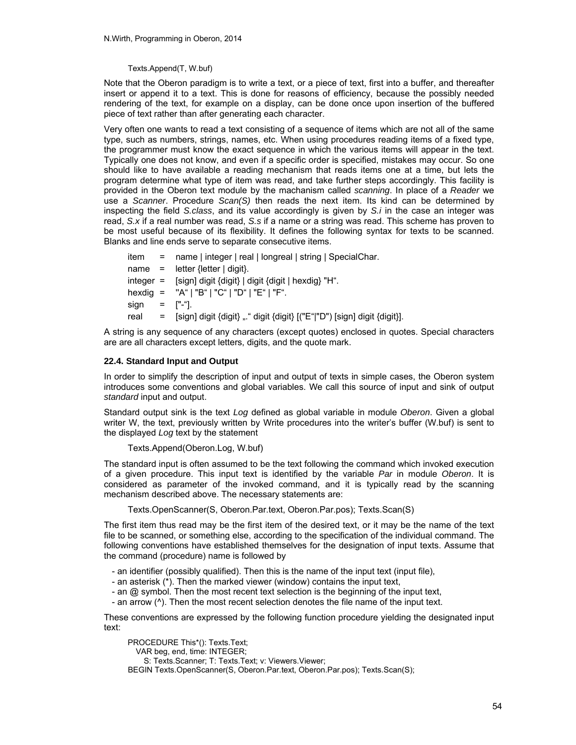```
Texts.Append(T, W.buf)
```

Note that the Oberon paradigm is to write a text, or a piece of text, first into a buffer, and thereafter insert or append it to a text. This is done for reasons of efficiency, because the possibly needed rendering of the text, for example on a display, can be done once upon insertion of the buffered piece of text rather than after generating each character.

Very often one wants to read a text consisting of a sequence of items which are not all of the same type, such as numbers, strings, names, etc. When using procedures reading items of a fixed type, the programmer must know the exact sequence in which the various items will appear in the text. Typically one does not know, and even if a specific order is specified, mistakes may occur. So one should like to have available a reading mechanism that reads items one at a time, but lets the program determine what type of item was read, and take further steps accordingly. This facility is provided in the Oberon text module by the machanism called *scanning*. In place of a *Reader* we use a *Scanner*. Procedure *Scan(S)* then reads the next item. Its kind can be determined by inspecting the field *S.class*, and its value accordingly is given by *S.i* in the case an integer was read, *S.x* if a real number was read, *S.s* if a name or a string was read. This scheme has proven to be most useful because of its flexibility. It defines the following syntax for texts to be scanned. Blanks and line ends serve to separate consecutive items.

```
item    =  name | integer | real | longreal | string | SpecialChar.
name    =  letter {letter | digit}.
integer =  [sign] digit {digit} | digit {digit | hexdig} "H".
hexdig  =  "A" | "B" | "C" | "D" | "E" | "F".
sign    =  ["-"].
real    =  [sign] digit {digit} "." digit {digit} [("E"|"D") [sign] digit {digit}].
```

A string is any sequence of any characters (except quotes) enclosed in quotes. Special characters are are all characters except letters, digits, and the quote mark.

### 22.4. Standard Input and Output

In order to simplify the description of input and output of texts in simple cases, the Oberon system introduces some conventions and global variables. We call this source of input and sink of output *standard* input and output.

Standard output sink is the text *Log* defined as global variable in module *Oberon*. Given a global writer W, the text, previously written by Write procedures into the writer's buffer (W.buf) is sent to the displayed *Log* text by the statement

```
Texts.Append(Oberon.Log, W.buf)
```

The standard input is often assumed to be the text following the command which invoked execution of a given procedure. This input text is identified by the variable *Par* in module *Oberon*. It is considered as parameter of the invoked command, and it is typically read by the scanning mechanism described above. The necessary statements are:

```
Texts.OpenScanner(S, Oberon.Par.text, Oberon.Par.pos); Texts.Scan(S)
```

The first item thus read may be the first item of the desired text, or it may be the name of the text file to be scanned, or something else, according to the specification of the individual command. The following conventions have established themselves for the designation of input texts. Assume that the command (procedure) name is followed by

- an identifier (possibly qualified). Then this is the name of the input text (input file),
- an asterisk (*). Then the marked viewer (window) contains the input text,
- an @ symbol. Then the most recent text selection is the beginning of the input text,
- an arrow (^). Then the most recent selection denotes the file name of the input text.

These conventions are expressed by the following function procedure yielding the designated input text:

```
PROCEDURE This*(): Texts.Text;
  VAR beg, end, time: INTEGER;
    S: Texts.Scanner; T: Texts.Text; v: Viewers.Viewer;
BEGIN Texts.OpenScanner(S, Oberon.Par.text, Oberon.Par.pos); Texts.Scan(S);
```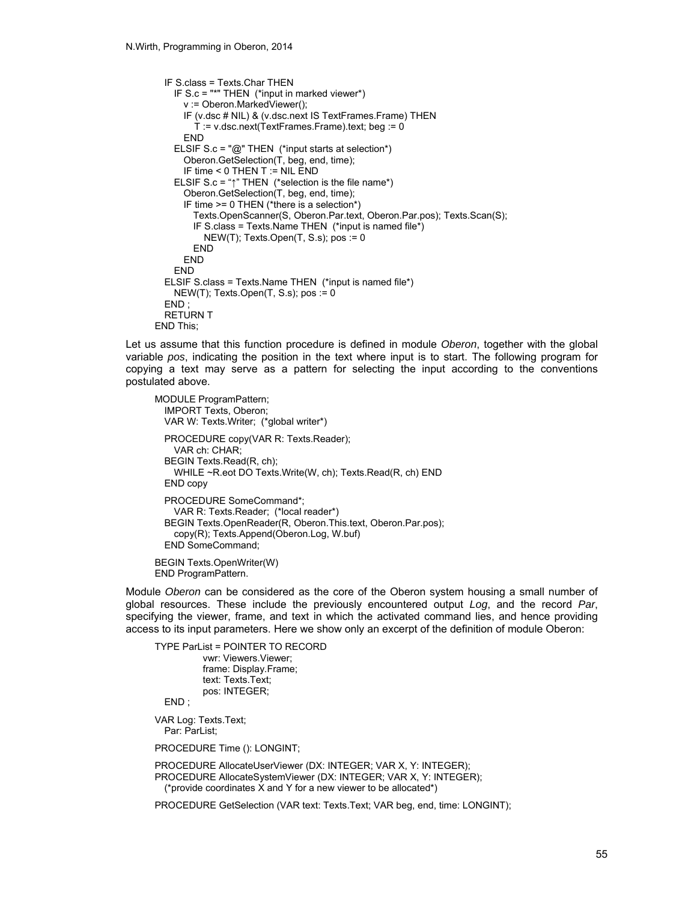```
   IF S.class = Texts.Char THEN
      IF S.c = "*" THEN  (*input in marked viewer*)
         v := Oberon.MarkedViewer();
         IF (v.dsc # NIL) & (v.dsc.next IS TextFrames.Frame) THEN
            T := v.dsc.next(TextFrames.Frame).text; beg := 0
         END
      ELSIF S.c = "@" THEN  (*input starts at selection*)
         Oberon.GetSelection(T, beg, end, time);
         IF time < 0 THEN T := NIL END
      ELSIF S.c = "↑" THEN  (*selection is the file name*)
         Oberon.GetSelection(T, beg, end, time);
         IF time >= 0 THEN (*there is a selection*)
            Texts.OpenScanner(S, Oberon.Par.text, Oberon.Par.pos); Texts.Scan(S);
            IF S.class = Texts.Name THEN  (*input is named file*)
               NEW(T); Texts.Open(T, S.s); pos := 0
            END
         END
      END
   ELSIF S.class = Texts.Name THEN  (*input is named file*)
      NEW(T); Texts.Open(T, S.s); pos := 0
   END ;
   RETURN T
END This;
```

Let us assume that this function procedure is defined in module *Oberon*, together with the global variable *pos*, indicating the position in the text where input is to start. The following program for copying a text may serve as a pattern for selecting the input according to the conventions postulated above.

```
MODULE ProgramPattern;
   IMPORT Texts, Oberon;
   VAR W: Texts.Writer;  (*global writer*)

   PROCEDURE copy(VAR R: Texts.Reader);
      VAR ch: CHAR;
   BEGIN Texts.Read(R, ch);
      WHILE ~R.eot DO Texts.Write(W, ch); Texts.Read(R, ch) END
   END copy

   PROCEDURE SomeCommand*;
      VAR R: Texts.Reader;  (*local reader*)
   BEGIN Texts.OpenReader(R, Oberon.This.text, Oberon.Par.pos);
      copy(R); Texts.Append(Oberon.Log, W.buf)
   END SomeCommand;

BEGIN Texts.OpenWriter(W)
END ProgramPattern.
```

Module *Oberon* can be considered as the core of the Oberon system housing a small number of global resources. These include the previously encountered output *Log*, and the record *Par*, specifying the viewer, frame, and text in which the activated command lies, and hence providing access to its input parameters. Here we show only an excerpt of the definition of module Oberon:

```
TYPE ParList = POINTER TO RECORD
            vwr: Viewers.Viewer;
            frame: Display.Frame;
            text: Texts.Text;
            pos: INTEGER;
   END ;

VAR Log: Texts.Text;
   Par: ParList;

PROCEDURE Time (): LONGINT;

PROCEDURE AllocateUserViewer (DX: INTEGER; VAR X, Y: INTEGER);
PROCEDURE AllocateSystemViewer (DX: INTEGER; VAR X, Y: INTEGER);
   (*provide coordinates X and Y for a new viewer to be allocated*)

PROCEDURE GetSelection (VAR text: Texts.Text; VAR beg, end, time: LONGINT);
```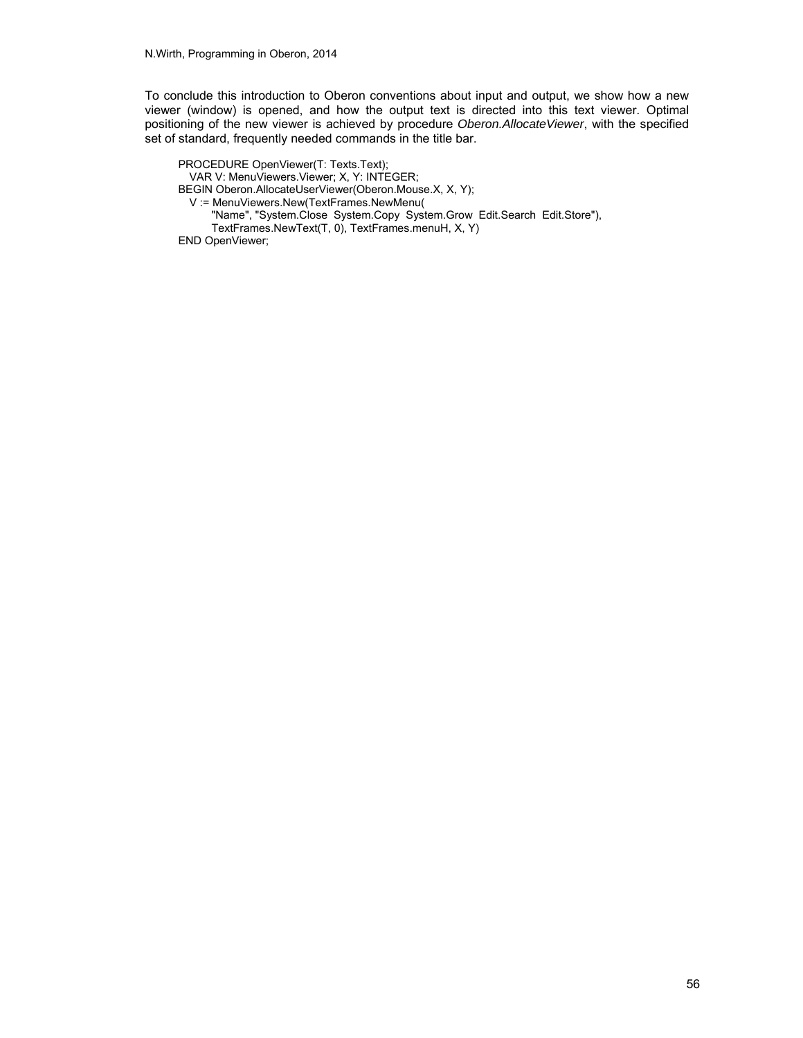To conclude this introduction to Oberon conventions about input and output, we show how a new viewer (window) is opened, and how the output text is directed into this text viewer. Optimal positioning of the new viewer is achieved by procedure *Oberon.AllocateViewer*, with the specified set of standard, frequently needed commands in the title bar.

```
PROCEDURE OpenViewer(T: Texts.Text);
  VAR V: MenuViewers.Viewer; X, Y: INTEGER;
BEGIN Oberon.AllocateUserViewer(Oberon.Mouse.X, X, Y);
  V := MenuViewers.New(TextFrames.NewMenu(
       "Name", "System.Close  System.Copy  System.Grow  Edit.Search  Edit.Store"),
       TextFrames.NewText(T, 0), TextFrames.menuH, X, Y)
END OpenViewer;
```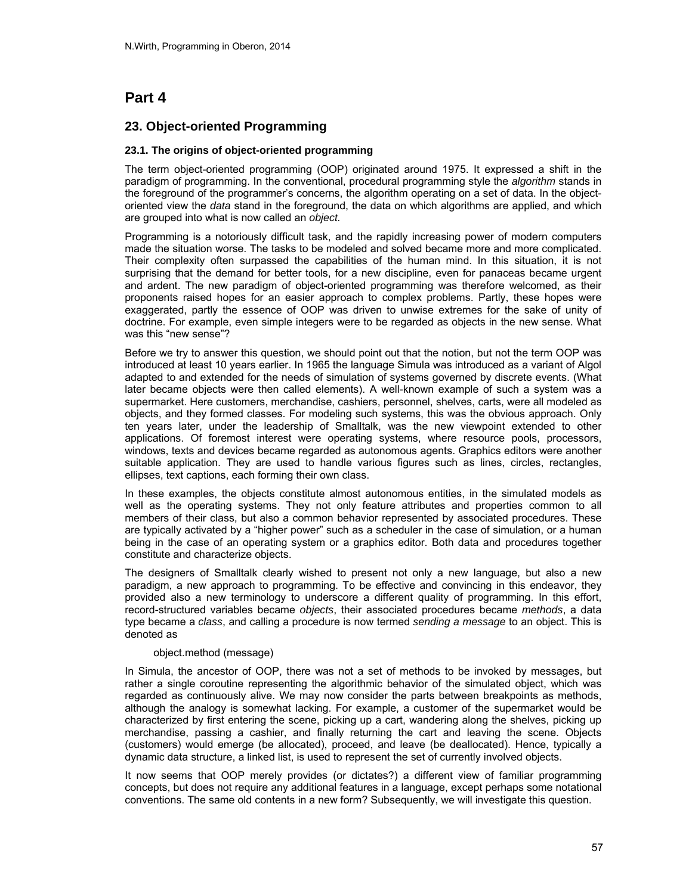# Part 4

## 23. Object-oriented Programming

### 23.1. The origins of object-oriented programming

The term object-oriented programming (OOP) originated around 1975. It expressed a shift in the paradigm of programming. In the conventional, procedural programming style the *algorithm* stands in the foreground of the programmer's concerns, the algorithm operating on a set of data. In the object-oriented view the *data* stand in the foreground, the data on which algorithms are applied, and which are grouped into what is now called an *object.*

Programming is a notoriously difficult task, and the rapidly increasing power of modern computers made the situation worse. The tasks to be modeled and solved became more and more complicated. Their complexity often surpassed the capabilities of the human mind. In this situation, it is not surprising that the demand for better tools, for a new discipline, even for panaceas became urgent and ardent. The new paradigm of object-oriented programming was therefore welcomed, as their proponents raised hopes for an easier approach to complex problems. Partly, these hopes were exaggerated, partly the essence of OOP was driven to unwise extremes for the sake of unity of doctrine. For example, even simple integers were to be regarded as objects in the new sense. What was this "new sense"?

Before we try to answer this question, we should point out that the notion, but not the term OOP was introduced at least 10 years earlier. In 1965 the language Simula was introduced as a variant of Algol adapted to and extended for the needs of simulation of systems governed by discrete events. (What later became objects were then called elements). A well-known example of such a system was a supermarket. Here customers, merchandise, cashiers, personnel, shelves, carts, were all modeled as objects, and they formed classes. For modeling such systems, this was the obvious approach. Only ten years later, under the leadership of Smalltalk, was the new viewpoint extended to other applications. Of foremost interest were operating systems, where resource pools, processors, windows, texts and devices became regarded as autonomous agents. Graphics editors were another suitable application. They are used to handle various figures such as lines, circles, rectangles, ellipses, text captions, each forming their own class.

In these examples, the objects constitute almost autonomous entities, in the simulated models as well as the operating systems. They not only feature attributes and properties common to all members of their class, but also a common behavior represented by associated procedures. These are typically activated by a "higher power" such as a scheduler in the case of simulation, or a human being in the case of an operating system or a graphics editor. Both data and procedures together constitute and characterize objects.

The designers of Smalltalk clearly wished to present not only a new language, but also a new paradigm, a new approach to programming. To be effective and convincing in this endeavor, they provided also a new terminology to underscore a different quality of programming. In this effort, record-structured variables became *objects*, their associated procedures became *methods*, a data type became a *class*, and calling a procedure is now termed *sending a message* to an object. This is denoted as

```
object.method (message)
```

In Simula, the ancestor of OOP, there was not a set of methods to be invoked by messages, but rather a single coroutine representing the algorithmic behavior of the simulated object, which was regarded as continuously alive. We may now consider the parts between breakpoints as methods, although the analogy is somewhat lacking. For example, a customer of the supermarket would be characterized by first entering the scene, picking up a cart, wandering along the shelves, picking up merchandise, passing a cashier, and finally returning the cart and leaving the scene. Objects (customers) would emerge (be allocated), proceed, and leave (be deallocated). Hence, typically a dynamic data structure, a linked list, is used to represent the set of currently involved objects.

It now seems that OOP merely provides (or dictates?) a different view of familiar programming concepts, but does not require any additional features in a language, except perhaps some notational conventions. The same old contents in a new form? Subsequently, we will investigate this question.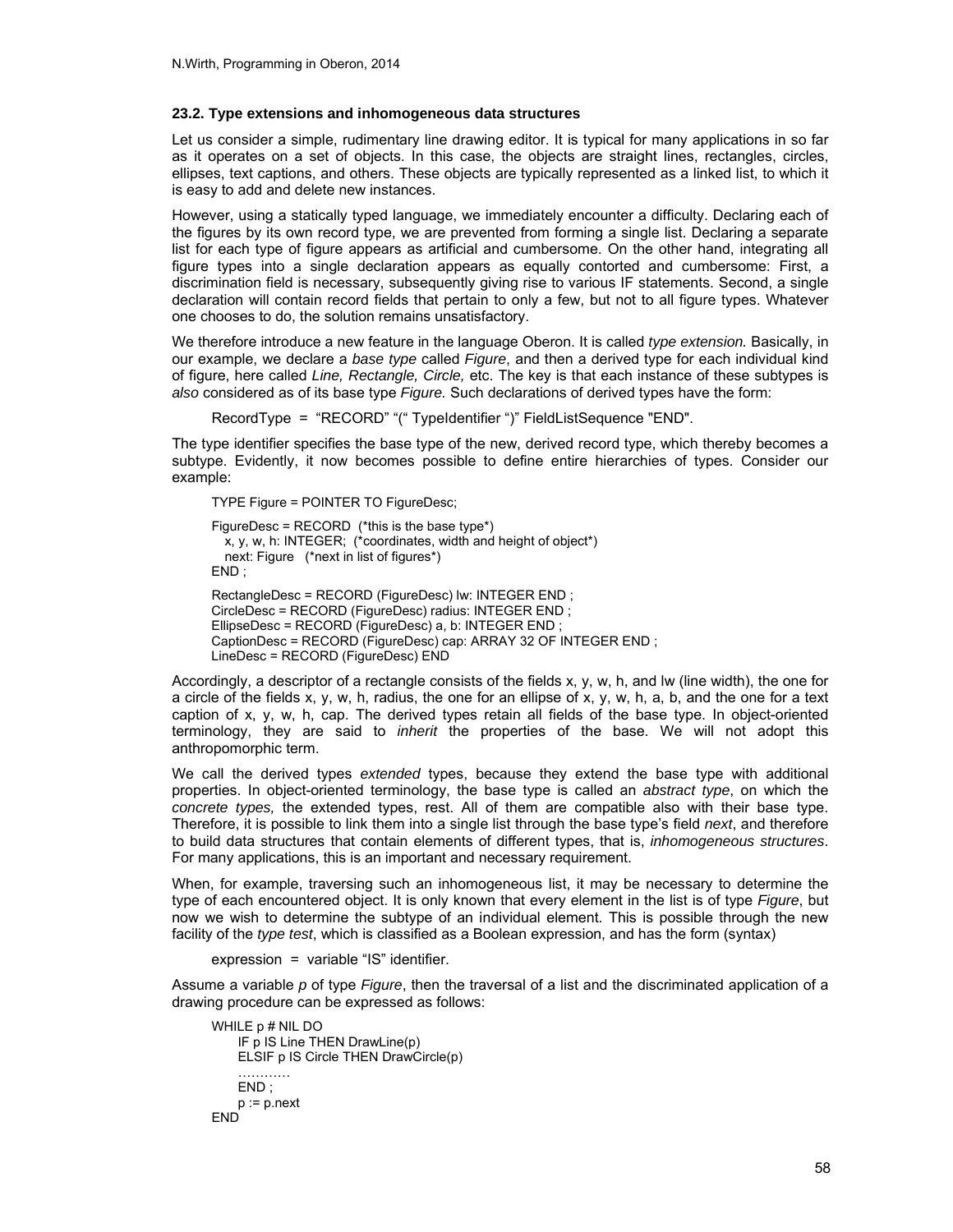### 23.2. Type extensions and inhomogeneous data structures

Let us consider a simple, rudimentary line drawing editor. It is typical for many applications in so far as it operates on a set of objects. In this case, the objects are straight lines, rectangles, circles, ellipses, text captions, and others. These objects are typically represented as a linked list, to which it is easy to add and delete new instances.

However, using a statically typed language, we immediately encounter a difficulty. Declaring each of the figures by its own record type, we are prevented from forming a single list. Declaring a separate list for each type of figure appears as artificial and cumbersome. On the other hand, integrating all figure types into a single declaration appears as equally contorted and cumbersome: First, a discrimination field is necessary, subsequently giving rise to various IF statements. Second, a single declaration will contain record fields that pertain to only a few, but not to all figure types. Whatever one chooses to do, the solution remains unsatisfactory.

We therefore introduce a new feature in the language Oberon. It is called *type extension.* Basically, in our example, we declare a *base type* called *Figure*, and then a derived type for each individual kind of figure, here called *Line, Rectangle, Circle,* etc. The key is that each instance of these subtypes is *also* considered as of its base type *Figure.* Such declarations of derived types have the form:

```
RecordType  =  "RECORD" "(" TypeIdentifier ")" FieldListSequence "END".
```

The type identifier specifies the base type of the new, derived record type, which thereby becomes a subtype. Evidently, it now becomes possible to define entire hierarchies of types. Consider our example:

```
TYPE Figure = POINTER TO FigureDesc;

FigureDesc = RECORD  (*this is the base type*)
   x, y, w, h: INTEGER;  (*coordinates, width and height of object*)
   next: Figure   (*next in list of figures*)
END ;

RectangleDesc = RECORD (FigureDesc) lw: INTEGER END ;
CircleDesc = RECORD (FigureDesc) radius: INTEGER END ;
EllipseDesc = RECORD (FigureDesc) a, b: INTEGER END ;
CaptionDesc = RECORD (FigureDesc) cap: ARRAY 32 OF INTEGER END ;
LineDesc = RECORD (FigureDesc) END
```

Accordingly, a descriptor of a rectangle consists of the fields x, y, w, h, and lw (line width), the one for a circle of the fields x, y, w, h, radius, the one for an ellipse of x, y, w, h, a, b, and the one for a text caption of x, y, w, h, cap. The derived types retain all fields of the base type. In object-oriented terminology, they are said to *inherit* the properties of the base. We will not adopt this anthropomorphic term.

We call the derived types *extended* types, because they extend the base type with additional properties. In object-oriented terminology, the base type is called an *abstract type*, on which the *concrete types,* the extended types, rest. All of them are compatible also with their base type. Therefore, it is possible to link them into a single list through the base type's field *next*, and therefore to build data structures that contain elements of different types, that is, *inhomogeneous structures*. For many applications, this is an important and necessary requirement.

When, for example, traversing such an inhomogeneous list, it may be necessary to determine the type of each encountered object. It is only known that every element in the list is of type *Figure*, but now we wish to determine the subtype of an individual element. This is possible through the new facility of the *type test*, which is classified as a Boolean expression, and has the form (syntax)

```
expression  =  variable "IS" identifier.
```

Assume a variable *p* of type *Figure*, then the traversal of a list and the discriminated application of a drawing procedure can be expressed as follows:

```
WHILE p # NIL DO
     IF p IS Line THEN DrawLine(p)
     ELSIF p IS Circle THEN DrawCircle(p)
     …………
     END ;
     p := p.next
END
```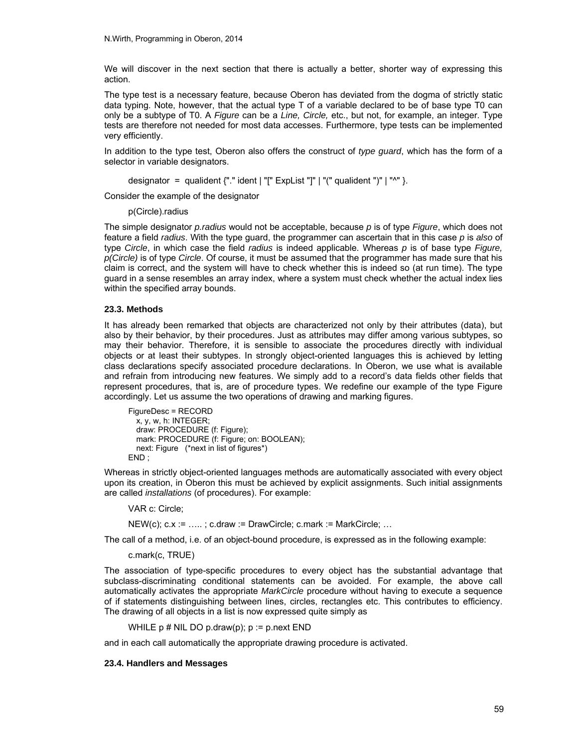We will discover in the next section that there is actually a better, shorter way of expressing this action.

The type test is a necessary feature, because Oberon has deviated from the dogma of strictly static data typing. Note, however, that the actual type T of a variable declared to be of base type T0 can only be a subtype of T0. A *Figure* can be a *Line, Circle,* etc., but not, for example, an integer. Type tests are therefore not needed for most data accesses. Furthermore, type tests can be implemented very efficiently.

In addition to the type test, Oberon also offers the construct of *type guard*, which has the form of a selector in variable designators.

```
designator = qualident {"." ident | "[" ExpList "]" | "(" qualident ")" | "^" }.
```

Consider the example of the designator

```
p(Circle).radius
```

The simple designator *p.radius* would not be acceptable, because *p* is of type *Figure*, which does not feature a field *radius*. With the type guard, the programmer can ascertain that in this case *p* is *also* of type *Circle*, in which case the field *radius* is indeed applicable. Whereas *p* is of base type *Figure, p(Circle)* is of type *Circle*. Of course, it must be assumed that the programmer has made sure that his claim is correct, and the system will have to check whether this is indeed so (at run time). The type guard in a sense resembles an array index, where a system must check whether the actual index lies within the specified array bounds.

### 23.3. Methods

It has already been remarked that objects are characterized not only by their attributes (data), but also by their behavior, by their procedures. Just as attributes may differ among various subtypes, so may their behavior. Therefore, it is sensible to associate the procedures directly with individual objects or at least their subtypes. In strongly object-oriented languages this is achieved by letting class declarations specify associated procedure declarations. In Oberon, we use what is available and refrain from introducing new features. We simply add to a record's data fields other fields that represent procedures, that is, are of procedure types. We redefine our example of the type Figure accordingly. Let us assume the two operations of drawing and marking figures.

```
FigureDesc = RECORD
  x, y, w, h: INTEGER;
  draw: PROCEDURE (f: Figure);
  mark: PROCEDURE (f: Figure; on: BOOLEAN);
  next: Figure   (*next in list of figures*)
END ;
```

Whereas in strictly object-oriented languages methods are automatically associated with every object upon its creation, in Oberon this must be achieved by explicit assignments. Such initial assignments are called *installations* (of procedures). For example:

```
VAR c: Circle;

NEW(c); c.x := ….. ; c.draw := DrawCircle; c.mark := MarkCircle; …
```

The call of a method, i.e. of an object-bound procedure, is expressed as in the following example:

```
c.mark(c, TRUE)
```

The association of type-specific procedures to every object has the substantial advantage that subclass-discriminating conditional statements can be avoided. For example, the above call automatically activates the appropriate *MarkCircle* procedure without having to execute a sequence of if statements distinguishing between lines, circles, rectangles etc. This contributes to efficiency. The drawing of all objects in a list is now expressed quite simply as

```
WHILE p # NIL DO p.draw(p); p := p.next END
```

and in each call automatically the appropriate drawing procedure is activated.

### 23.4. Handlers and Messages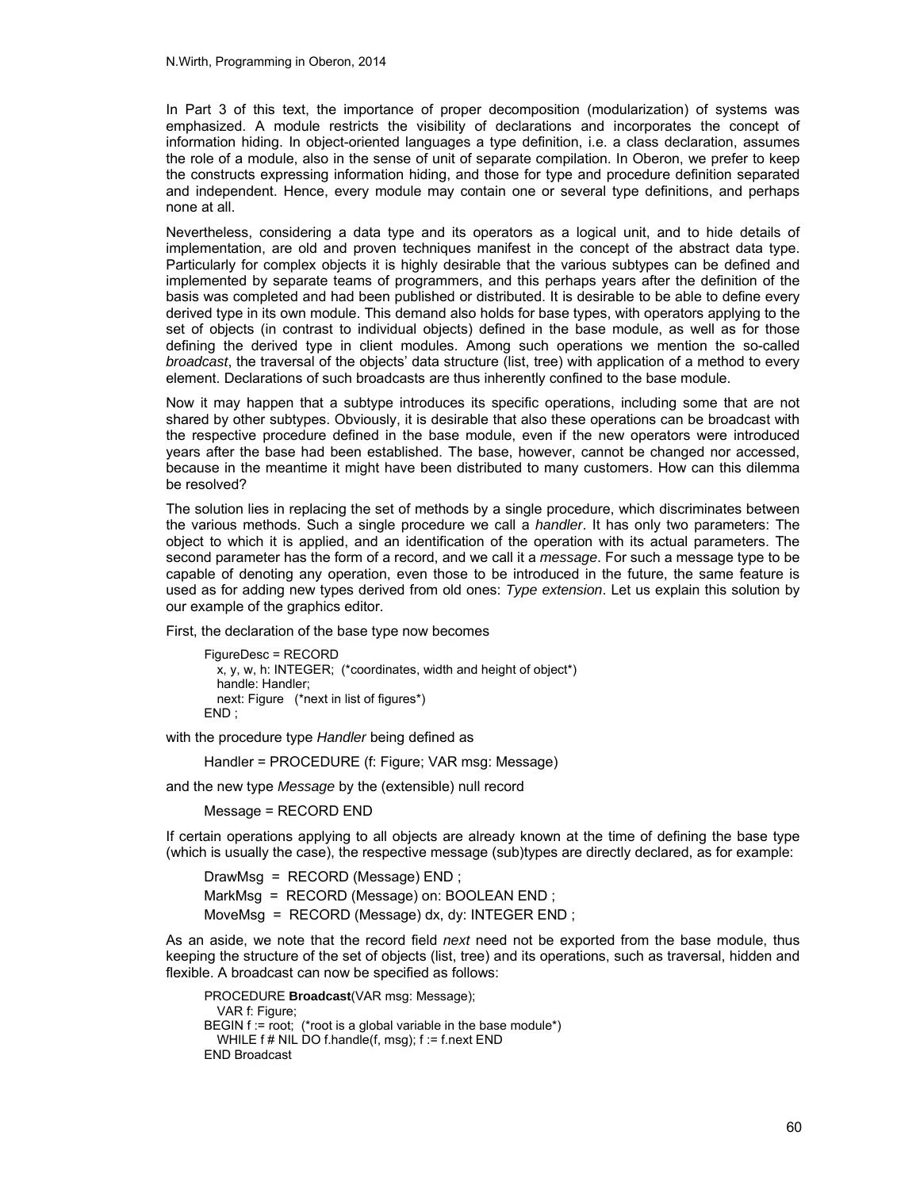In Part 3 of this text, the importance of proper decomposition (modularization) of systems was emphasized. A module restricts the visibility of declarations and incorporates the concept of information hiding. In object-oriented languages a type definition, i.e. a class declaration, assumes the role of a module, also in the sense of unit of separate compilation. In Oberon, we prefer to keep the constructs expressing information hiding, and those for type and procedure definition separated and independent. Hence, every module may contain one or several type definitions, and perhaps none at all.

Nevertheless, considering a data type and its operators as a logical unit, and to hide details of implementation, are old and proven techniques manifest in the concept of the abstract data type. Particularly for complex objects it is highly desirable that the various subtypes can be defined and implemented by separate teams of programmers, and this perhaps years after the definition of the basis was completed and had been published or distributed. It is desirable to be able to define every derived type in its own module. This demand also holds for base types, with operators applying to the set of objects (in contrast to individual objects) defined in the base module, as well as for those defining the derived type in client modules. Among such operations we mention the so-called *broadcast*, the traversal of the objects' data structure (list, tree) with application of a method to every element. Declarations of such broadcasts are thus inherently confined to the base module.

Now it may happen that a subtype introduces its specific operations, including some that are not shared by other subtypes. Obviously, it is desirable that also these operations can be broadcast with the respective procedure defined in the base module, even if the new operators were introduced years after the base had been established. The base, however, cannot be changed nor accessed, because in the meantime it might have been distributed to many customers. How can this dilemma be resolved?

The solution lies in replacing the set of methods by a single procedure, which discriminates between the various methods. Such a single procedure we call a *handler*. It has only two parameters: The object to which it is applied, and an identification of the operation with its actual parameters. The second parameter has the form of a record, and we call it a *message*. For such a message type to be capable of denoting any operation, even those to be introduced in the future, the same feature is used as for adding new types derived from old ones: *Type extension*. Let us explain this solution by our example of the graphics editor.

First, the declaration of the base type now becomes

```
FigureDesc = RECORD
  x, y, w, h: INTEGER;  (*coordinates, width and height of object*)
  handle: Handler;
  next: Figure   (*next in list of figures*)
END ;
```

with the procedure type *Handler* being defined as

```
Handler = PROCEDURE (f: Figure; VAR msg: Message)
```

and the new type *Message* by the (extensible) null record

```
Message = RECORD END
```

If certain operations applying to all objects are already known at the time of defining the base type (which is usually the case), the respective message (sub)types are directly declared, as for example:

```
DrawMsg  =  RECORD (Message) END ;
MarkMsg  =  RECORD (Message) on: BOOLEAN END ;
MoveMsg  =  RECORD (Message) dx, dy: INTEGER END ;
```

As an aside, we note that the record field *next* need not be exported from the base module, thus keeping the structure of the set of objects (list, tree) and its operations, such as traversal, hidden and flexible. A broadcast can now be specified as follows:

```
PROCEDURE Broadcast(VAR msg: Message);
  VAR f: Figure;
BEGIN f := root;  (*root is a global variable in the base module*)
  WHILE f # NIL DO f.handle(f, msg); f := f.next END
END Broadcast
```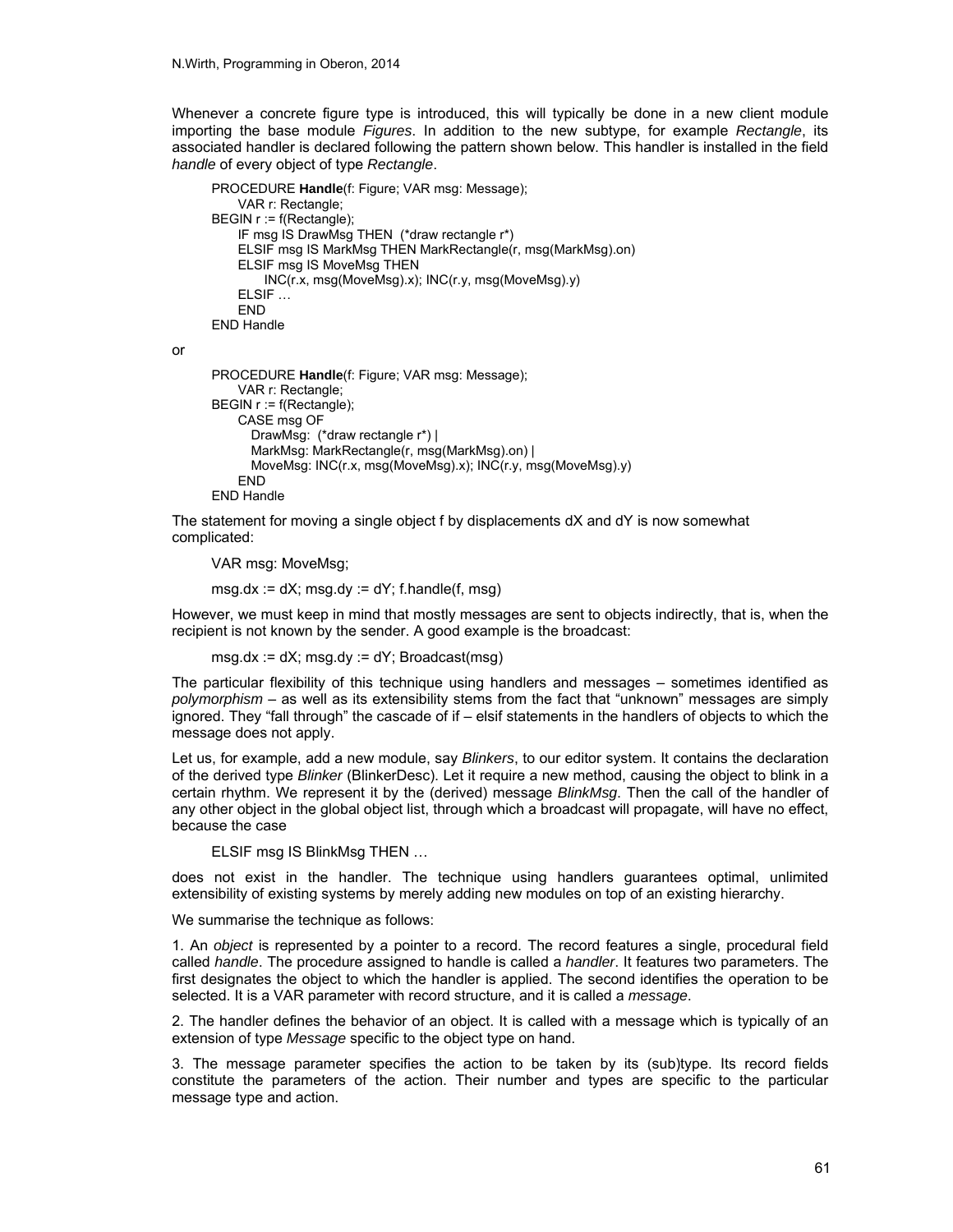Whenever a concrete figure type is introduced, this will typically be done in a new client module importing the base module *Figures*. In addition to the new subtype, for example *Rectangle*, its associated handler is declared following the pattern shown below. This handler is installed in the field *handle* of every object of type *Rectangle*.

```
PROCEDURE Handle(f: Figure; VAR msg: Message);
    VAR r: Rectangle;
BEGIN r := f(Rectangle);
    IF msg IS DrawMsg THEN  (*draw rectangle r*)
    ELSIF msg IS MarkMsg THEN MarkRectangle(r, msg(MarkMsg).on)
    ELSIF msg IS MoveMsg THEN
        INC(r.x, msg(MoveMsg).x); INC(r.y, msg(MoveMsg).y)
    ELSIF …
    END
END Handle
```

or

```
PROCEDURE Handle(f: Figure; VAR msg: Message);
    VAR r: Rectangle;
BEGIN r := f(Rectangle);
    CASE msg OF
      DrawMsg:  (*draw rectangle r*) |
      MarkMsg: MarkRectangle(r, msg(MarkMsg).on) |
      MoveMsg: INC(r.x, msg(MoveMsg).x); INC(r.y, msg(MoveMsg).y)
    END
END Handle
```

The statement for moving a single object f by displacements dX and dY is now somewhat complicated:

```
VAR msg: MoveMsg;

msg.dx := dX; msg.dy := dY; f.handle(f, msg)
```

However, we must keep in mind that mostly messages are sent to objects indirectly, that is, when the recipient is not known by the sender. A good example is the broadcast:

```
msg.dx := dX; msg.dy := dY; Broadcast(msg)
```

The particular flexibility of this technique using handlers and messages – sometimes identified as *polymorphism* – as well as its extensibility stems from the fact that "unknown" messages are simply ignored. They "fall through" the cascade of if – elsif statements in the handlers of objects to which the message does not apply.

Let us, for example, add a new module, say *Blinkers*, to our editor system. It contains the declaration of the derived type *Blinker* (BlinkerDesc). Let it require a new method, causing the object to blink in a certain rhythm. We represent it by the (derived) message *BlinkMsg*. Then the call of the handler of any other object in the global object list, through which a broadcast will propagate, will have no effect, because the case

```
ELSIF msg IS BlinkMsg THEN …
```

does not exist in the handler. The technique using handlers guarantees optimal, unlimited extensibility of existing systems by merely adding new modules on top of an existing hierarchy.

We summarise the technique as follows:

1. An *object* is represented by a pointer to a record. The record features a single, procedural field called *handle*. The procedure assigned to handle is called a *handler*. It features two parameters. The first designates the object to which the handler is applied. The second identifies the operation to be selected. It is a VAR parameter with record structure, and it is called a *message*.

2. The handler defines the behavior of an object. It is called with a message which is typically of an extension of type *Message* specific to the object type on hand.

3. The message parameter specifies the action to be taken by its (sub)type. Its record fields constitute the parameters of the action. Their number and types are specific to the particular message type and action.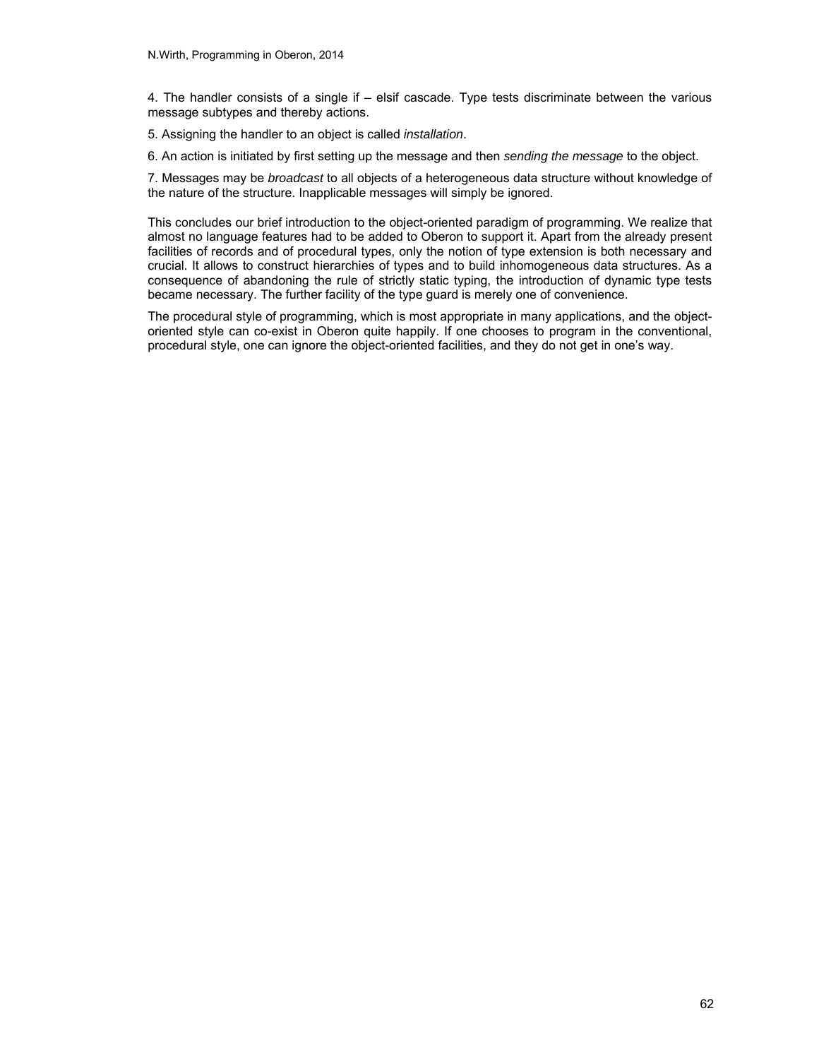4. The handler consists of a single if – elsif cascade. Type tests discriminate between the various message subtypes and thereby actions.

5. Assigning the handler to an object is called *installation*.

6. An action is initiated by first setting up the message and then *sending the message* to the object.

7. Messages may be *broadcast* to all objects of a heterogeneous data structure without knowledge of the nature of the structure. Inapplicable messages will simply be ignored.

This concludes our brief introduction to the object-oriented paradigm of programming. We realize that almost no language features had to be added to Oberon to support it. Apart from the already present facilities of records and of procedural types, only the notion of type extension is both necessary and crucial. It allows to construct hierarchies of types and to build inhomogeneous data structures. As a consequence of abandoning the rule of strictly static typing, the introduction of dynamic type tests became necessary. The further facility of the type guard is merely one of convenience.

The procedural style of programming, which is most appropriate in many applications, and the object-oriented style can co-exist in Oberon quite happily. If one chooses to program in the conventional, procedural style, one can ignore the object-oriented facilities, and they do not get in one's way.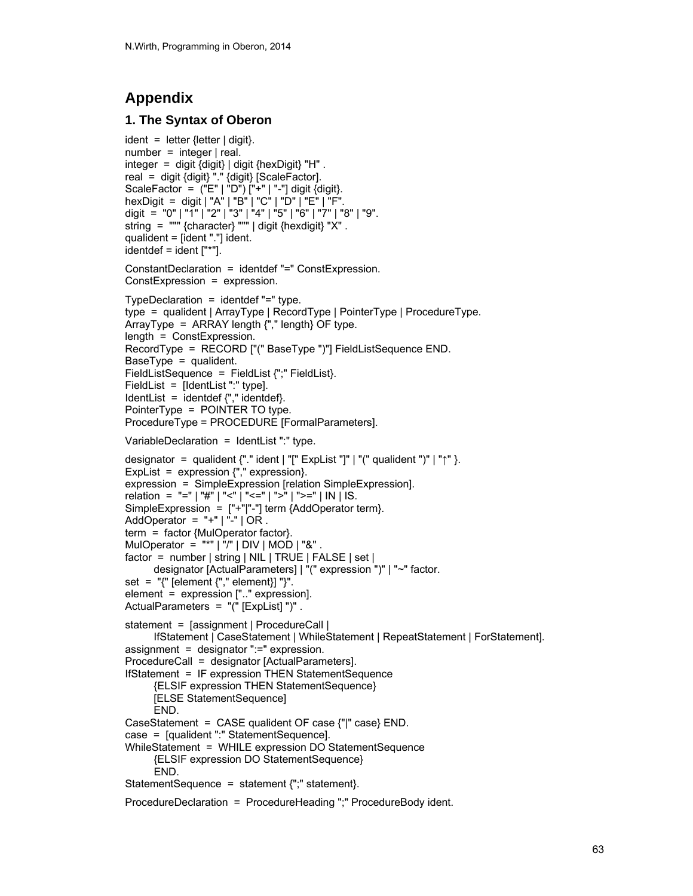# Appendix

## 1. The Syntax of Oberon

```
ident  =  letter {letter | digit}.
number  =  integer | real.
integer  =  digit {digit} | digit {hexDigit} "H" .
real  =  digit {digit} "." {digit} [ScaleFactor].
ScaleFactor  =  ("E" | "D") ["+" | "-"] digit {digit}.
hexDigit  =  digit | "A" | "B" | "C" | "D" | "E" | "F".
digit  =  "0" | "1" | "2" | "3" | "4" | "5" | "6" | "7" | "8" | "9".
string  =  """ {character} """ | digit {hexdigit} "X" .
qualident = [ident "."] ident.
identdef = ident ["*"].

ConstantDeclaration  =  identdef "=" ConstExpression.
ConstExpression  =  expression.

TypeDeclaration  =  identdef "=" type.
type  =  qualident | ArrayType | RecordType | PointerType | ProcedureType.
ArrayType  =  ARRAY length {"," length} OF type.
length  =  ConstExpression.
RecordType  =  RECORD ["(" BaseType ")"] FieldListSequence END.
BaseType  =  qualident.
FieldListSequence  =  FieldList {";" FieldList}.
FieldList  =  [IdentList ":" type].
IdentList  =  identdef {"," identdef}.
PointerType  =  POINTER TO type.
ProcedureType = PROCEDURE [FormalParameters].

VariableDeclaration  =  IdentList ":" type.

designator  =  qualident {"." ident | "[" ExpList "]" | "(" qualident ")" | "↑" }.
ExpList  =  expression {"," expression}.
expression  =  SimpleExpression [relation SimpleExpression].
relation  =  "=" | "#" | "<" | "<=" | ">" | ">=" | IN | IS.
SimpleExpression  =  ["+"|"-"] term {AddOperator term}.
AddOperator  =  "+" | "-" | OR .
term  =  factor {MulOperator factor}.
MulOperator  =  "*" | "/" | DIV | MOD | "&" .
factor  =  number | string | NIL | TRUE | FALSE | set |
        designator [ActualParameters] | "(" expression ")" | "~" factor.
set  =  "{" [element {"," element}] "}".
element  =  expression [".." expression].
ActualParameters  =  "(" [ExpList] ")" .

statement  =  [assignment | ProcedureCall |
        IfStatement | CaseStatement | WhileStatement | RepeatStatement | ForStatement].
assignment  =  designator ":=" expression.
ProcedureCall  =  designator [ActualParameters].
IfStatement  =  IF expression THEN StatementSequence
        {ELSIF expression THEN StatementSequence}
        [ELSE StatementSequence]
        END.
CaseStatement  =  CASE qualident OF case {"|" case} END.
case  =  [qualident ":" StatementSequence].
WhileStatement  =  WHILE expression DO StatementSequence
        {ELSIF expression DO StatementSequence}
        END.
StatementSequence  =  statement {";" statement}.

ProcedureDeclaration  =  ProcedureHeading ";" ProcedureBody ident.
```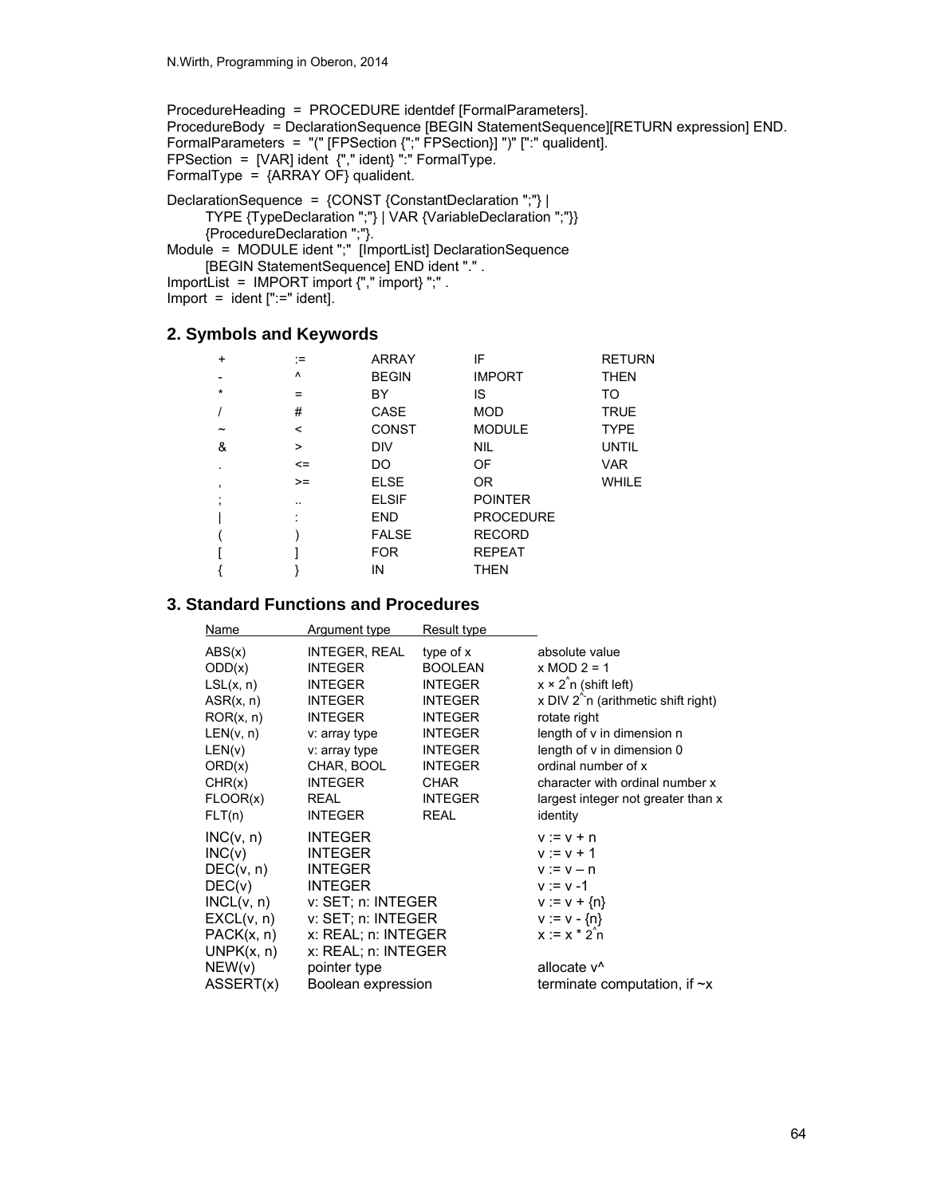ProcedureHeading = PROCEDURE identdef [FormalParameters].
ProcedureBody = DeclarationSequence [BEGIN StatementSequence][RETURN expression] END.
FormalParameters = "(" [FPSection {";" FPSection}] ")" [":" qualident].
FPSection = [VAR] ident {"," ident} ":" FormalType.
FormalType = {ARRAY OF} qualident.

DeclarationSequence = {CONST {ConstantDeclaration ";"} |
    TYPE {TypeDeclaration ";"} | VAR {VariableDeclaration ";"}}
    {ProcedureDeclaration ";"}.
Module = MODULE ident ";" [ImportList] DeclarationSequence
    [BEGIN StatementSequence] END ident "." .
ImportList = IMPORT import {"," import} ";" .
Import = ident [":=" ident].

## 2. Symbols and Keywords

| | | | | |
|---|---|---|---|---|
| + | := | ARRAY | IF | RETURN |
| - | ^ | BEGIN | IMPORT | THEN |
| * | = | BY | IS | TO |
| / | # | CASE | MOD | TRUE |
| ~ | < | CONST | MODULE | TYPE |
| & | > | DIV | NIL | UNTIL |
| . | <= | DO | OF | VAR |
| , | >= | ELSE | OR | WHILE |
| ; | .. | ELSIF | POINTER | |
| \| | : | END | PROCEDURE | |
| ( | ) | FALSE | RECORD | |
| [ | ] | FOR | REPEAT | |
| { | } | IN | THEN | |

## 3. Standard Functions and Procedures

| Name | Argument type | Result type | |
|---|---|---|---|
| ABS(x) | INTEGER, REAL | type of x | absolute value |
| ODD(x) | INTEGER | BOOLEAN | x MOD 2 = 1 |
| LSL(x, n) | INTEGER | INTEGER | x × 2^n (shift left) |
| ASR(x, n) | INTEGER | INTEGER | x DIV 2^n (arithmetic shift right) |
| ROR(x, n) | INTEGER | INTEGER | rotate right |
| LEN(v, n) | v: array type | INTEGER | length of v in dimension n |
| LEN(v) | v: array type | INTEGER | length of v in dimension 0 |
| ORD(x) | CHAR, BOOL | INTEGER | ordinal number of x |
| CHR(x) | INTEGER | CHAR | character with ordinal number x |
| FLOOR(x) | REAL | INTEGER | largest integer not greater than x |
| FLT(n) | INTEGER | REAL | identity |
| INC(v, n) | INTEGER | | v := v + n |
| INC(v) | INTEGER | | v := v + 1 |
| DEC(v, n) | INTEGER | | v := v – n |
| DEC(v) | INTEGER | | v := v -1 |
| INCL(v, n) | v: SET; n: INTEGER | | v := v + {n} |
| EXCL(v, n) | v: SET; n: INTEGER | | v := v - {n} |
| PACK(x, n) | x: REAL; n: INTEGER | | x := x * 2^n |
| UNPK(x, n) | x: REAL; n: INTEGER | | |
| NEW(v) | pointer type | | allocate v^ |
| ASSERT(x) | Boolean expression | | terminate computation, if ~x |